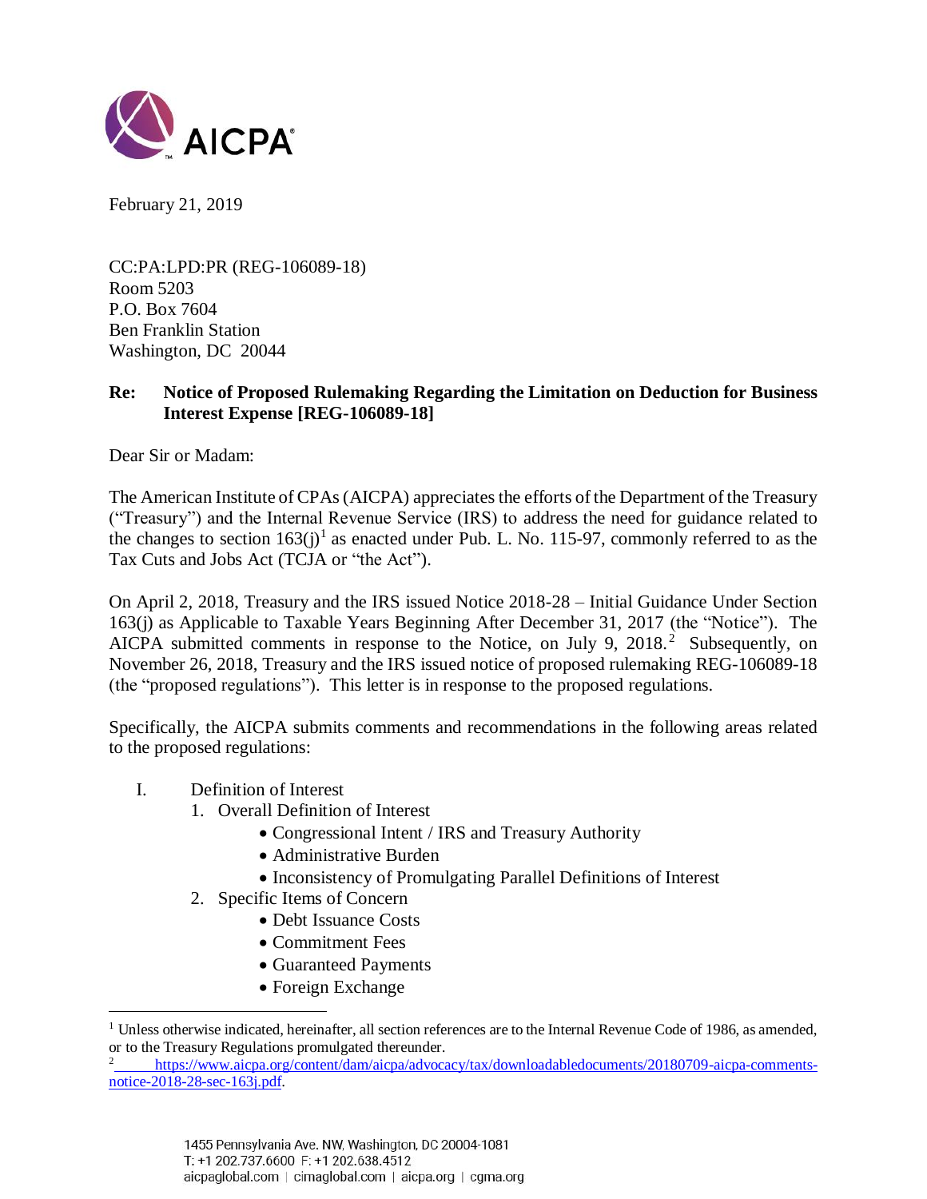AICPA

February 21, 2019

CC:PA:LPD:PR (REG-106089-18)
Room 5203
P.O. Box 7604
Ben Franklin Station
Washington, DC 20044

**Re: Notice of Proposed Rulemaking Regarding the Limitation on Deduction for Business Interest Expense [REG-106089-18]**

Dear Sir or Madam:

The American Institute of CPAs (AICPA) appreciates the efforts of the Department of the Treasury ("Treasury") and the Internal Revenue Service (IRS) to address the need for guidance related to the changes to section 163(j)[1] as enacted under Pub. L. No. 115-97, commonly referred to as the Tax Cuts and Jobs Act (TCJA or "the Act").

On April 2, 2018, Treasury and the IRS issued Notice 2018-28 – Initial Guidance Under Section 163(j) as Applicable to Taxable Years Beginning After December 31, 2017 (the "Notice"). The AICPA submitted comments in response to the Notice, on July 9, 2018.[2] Subsequently, on November 26, 2018, Treasury and the IRS issued notice of proposed rulemaking REG-106089-18 (the "proposed regulations"). This letter is in response to the proposed regulations.

Specifically, the AICPA submits comments and recommendations in the following areas related to the proposed regulations:

I. Definition of Interest
   1. Overall Definition of Interest
      - Congressional Intent / IRS and Treasury Authority
      - Administrative Burden
      - Inconsistency of Promulgating Parallel Definitions of Interest
   2. Specific Items of Concern
      - Debt Issuance Costs
      - Commitment Fees
      - Guaranteed Payments
      - Foreign Exchange

[1] Unless otherwise indicated, hereinafter, all section references are to the Internal Revenue Code of 1986, as amended, or to the Treasury Regulations promulgated thereunder.

[2] https://www.aicpa.org/content/dam/aicpa/advocacy/tax/downloadabledocuments/20180709-aicpa-comments-notice-2018-28-sec-163j.pdf.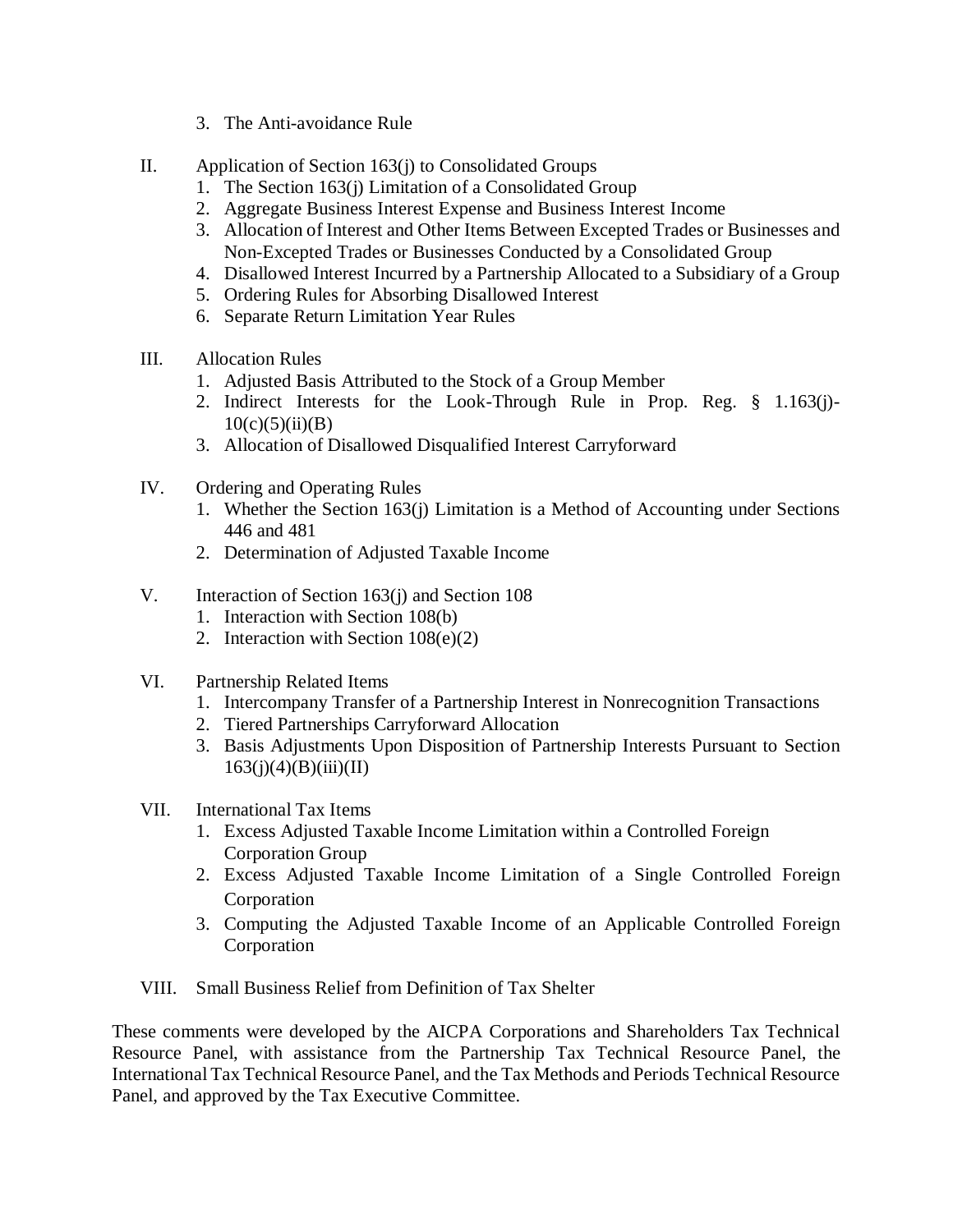3. The Anti-avoidance Rule

II. Application of Section 163(j) to Consolidated Groups
   1. The Section 163(j) Limitation of a Consolidated Group
   2. Aggregate Business Interest Expense and Business Interest Income
   3. Allocation of Interest and Other Items Between Excepted Trades or Businesses and Non-Excepted Trades or Businesses Conducted by a Consolidated Group
   4. Disallowed Interest Incurred by a Partnership Allocated to a Subsidiary of a Group
   5. Ordering Rules for Absorbing Disallowed Interest
   6. Separate Return Limitation Year Rules

III. Allocation Rules
   1. Adjusted Basis Attributed to the Stock of a Group Member
   2. Indirect Interests for the Look-Through Rule in Prop. Reg. § 1.163(j)-10(c)(5)(ii)(B)
   3. Allocation of Disallowed Disqualified Interest Carryforward

IV. Ordering and Operating Rules
   1. Whether the Section 163(j) Limitation is a Method of Accounting under Sections 446 and 481
   2. Determination of Adjusted Taxable Income

V. Interaction of Section 163(j) and Section 108
   1. Interaction with Section 108(b)
   2. Interaction with Section 108(e)(2)

VI. Partnership Related Items
   1. Intercompany Transfer of a Partnership Interest in Nonrecognition Transactions
   2. Tiered Partnerships Carryforward Allocation
   3. Basis Adjustments Upon Disposition of Partnership Interests Pursuant to Section 163(j)(4)(B)(iii)(II)

VII. International Tax Items
   1. Excess Adjusted Taxable Income Limitation within a Controlled Foreign Corporation Group
   2. Excess Adjusted Taxable Income Limitation of a Single Controlled Foreign Corporation
   3. Computing the Adjusted Taxable Income of an Applicable Controlled Foreign Corporation

VIII. Small Business Relief from Definition of Tax Shelter

These comments were developed by the AICPA Corporations and Shareholders Tax Technical Resource Panel, with assistance from the Partnership Tax Technical Resource Panel, the International Tax Technical Resource Panel, and the Tax Methods and Periods Technical Resource Panel, and approved by the Tax Executive Committee.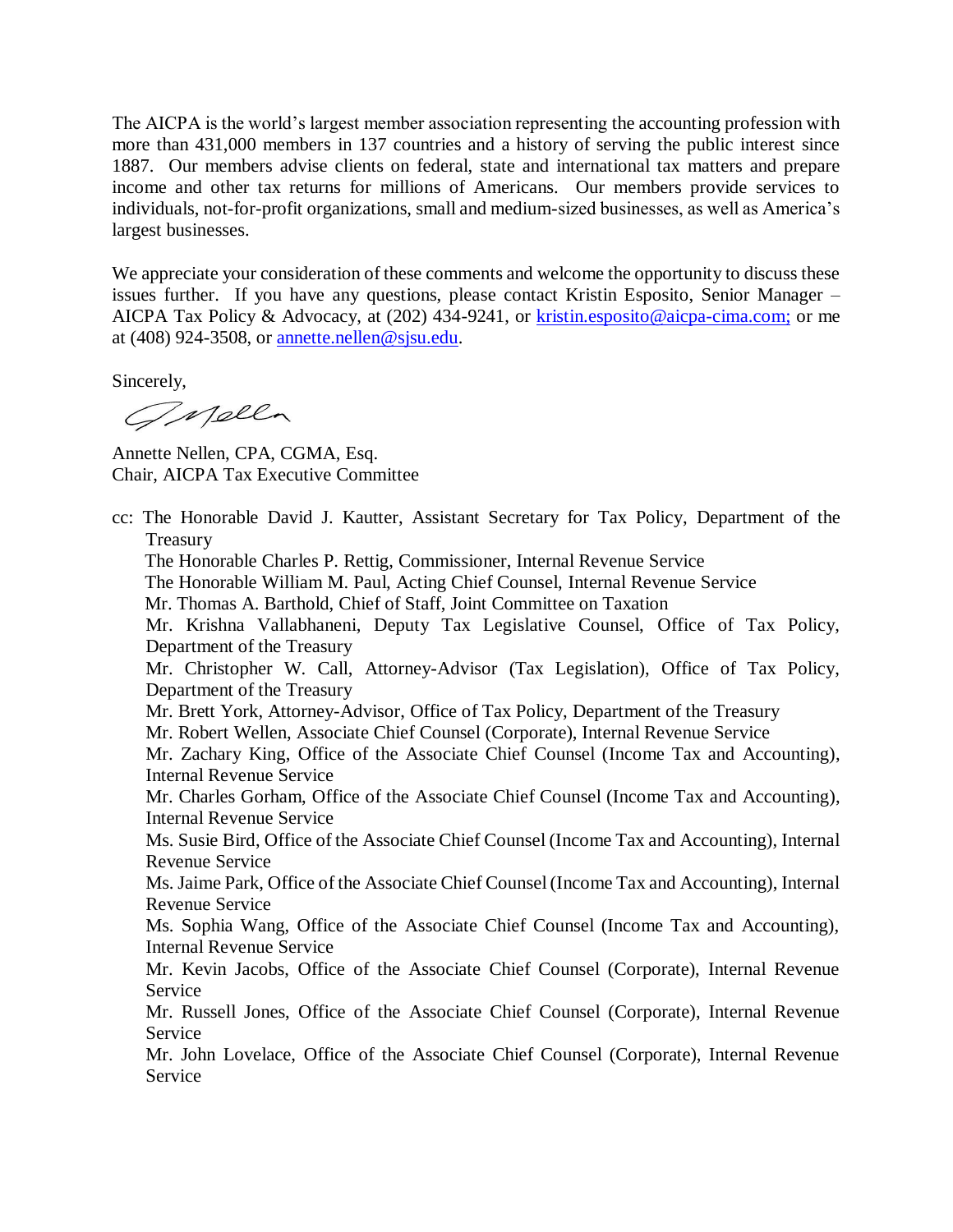The AICPA is the world's largest member association representing the accounting profession with more than 431,000 members in 137 countries and a history of serving the public interest since 1887. Our members advise clients on federal, state and international tax matters and prepare income and other tax returns for millions of Americans. Our members provide services to individuals, not-for-profit organizations, small and medium-sized businesses, as well as America's largest businesses.

We appreciate your consideration of these comments and welcome the opportunity to discuss these issues further. If you have any questions, please contact Kristin Esposito, Senior Manager – AICPA Tax Policy & Advocacy, at (202) 434-9241, or kristin.esposito@aicpa-cima.com; or me at (408) 924-3508, or annette.nellen@sjsu.edu.

Sincerely,

Annette Nellen, CPA, CGMA, Esq.
Chair, AICPA Tax Executive Committee

cc: The Honorable David J. Kautter, Assistant Secretary for Tax Policy, Department of the Treasury
The Honorable Charles P. Rettig, Commissioner, Internal Revenue Service
The Honorable William M. Paul, Acting Chief Counsel, Internal Revenue Service
Mr. Thomas A. Barthold, Chief of Staff, Joint Committee on Taxation
Mr. Krishna Vallabhaneni, Deputy Tax Legislative Counsel, Office of Tax Policy, Department of the Treasury
Mr. Christopher W. Call, Attorney-Advisor (Tax Legislation), Office of Tax Policy, Department of the Treasury
Mr. Brett York, Attorney-Advisor, Office of Tax Policy, Department of the Treasury
Mr. Robert Wellen, Associate Chief Counsel (Corporate), Internal Revenue Service
Mr. Zachary King, Office of the Associate Chief Counsel (Income Tax and Accounting), Internal Revenue Service
Mr. Charles Gorham, Office of the Associate Chief Counsel (Income Tax and Accounting), Internal Revenue Service
Ms. Susie Bird, Office of the Associate Chief Counsel (Income Tax and Accounting), Internal Revenue Service
Ms. Jaime Park, Office of the Associate Chief Counsel (Income Tax and Accounting), Internal Revenue Service
Ms. Sophia Wang, Office of the Associate Chief Counsel (Income Tax and Accounting), Internal Revenue Service
Mr. Kevin Jacobs, Office of the Associate Chief Counsel (Corporate), Internal Revenue Service
Mr. Russell Jones, Office of the Associate Chief Counsel (Corporate), Internal Revenue Service
Mr. John Lovelace, Office of the Associate Chief Counsel (Corporate), Internal Revenue Service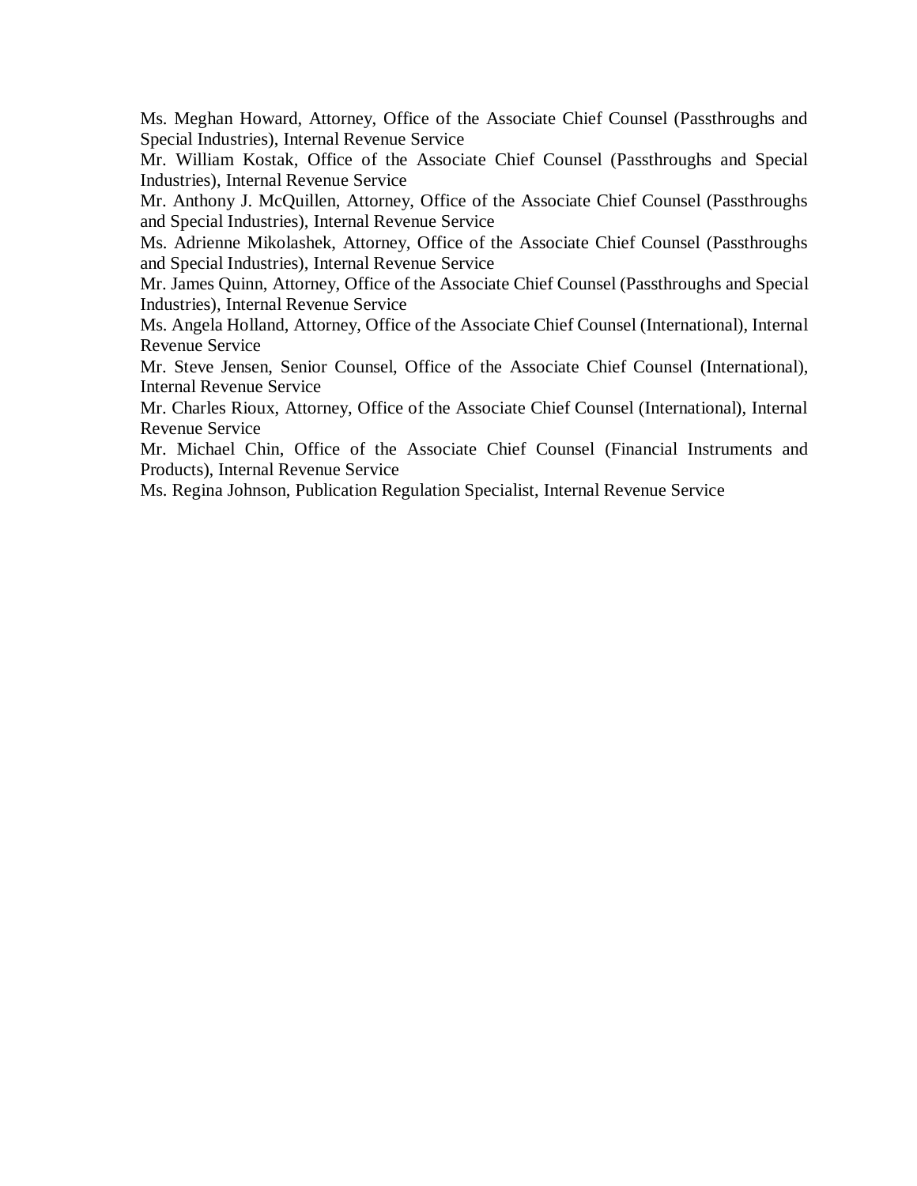Ms. Meghan Howard, Attorney, Office of the Associate Chief Counsel (Passthroughs and Special Industries), Internal Revenue Service

Mr. William Kostak, Office of the Associate Chief Counsel (Passthroughs and Special Industries), Internal Revenue Service

Mr. Anthony J. McQuillen, Attorney, Office of the Associate Chief Counsel (Passthroughs and Special Industries), Internal Revenue Service

Ms. Adrienne Mikolashek, Attorney, Office of the Associate Chief Counsel (Passthroughs and Special Industries), Internal Revenue Service

Mr. James Quinn, Attorney, Office of the Associate Chief Counsel (Passthroughs and Special Industries), Internal Revenue Service

Ms. Angela Holland, Attorney, Office of the Associate Chief Counsel (International), Internal Revenue Service

Mr. Steve Jensen, Senior Counsel, Office of the Associate Chief Counsel (International), Internal Revenue Service

Mr. Charles Rioux, Attorney, Office of the Associate Chief Counsel (International), Internal Revenue Service

Mr. Michael Chin, Office of the Associate Chief Counsel (Financial Instruments and Products), Internal Revenue Service

Ms. Regina Johnson, Publication Regulation Specialist, Internal Revenue Service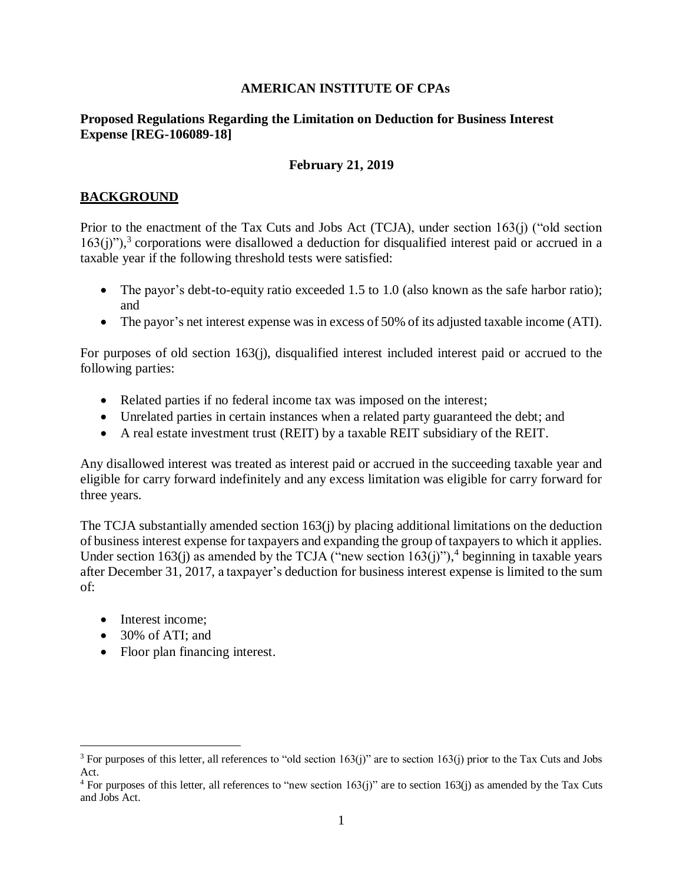**AMERICAN INSTITUTE OF CPAs**

**Proposed Regulations Regarding the Limitation on Deduction for Business Interest Expense [REG-106089-18]**

**February 21, 2019**

## BACKGROUND

Prior to the enactment of the Tax Cuts and Jobs Act (TCJA), under section 163(j) ("old section 163(j)"),[3] corporations were disallowed a deduction for disqualified interest paid or accrued in a taxable year if the following threshold tests were satisfied:

- The payor's debt-to-equity ratio exceeded 1.5 to 1.0 (also known as the safe harbor ratio); and
- The payor's net interest expense was in excess of 50% of its adjusted taxable income (ATI).

For purposes of old section 163(j), disqualified interest included interest paid or accrued to the following parties:

- Related parties if no federal income tax was imposed on the interest;
- Unrelated parties in certain instances when a related party guaranteed the debt; and
- A real estate investment trust (REIT) by a taxable REIT subsidiary of the REIT.

Any disallowed interest was treated as interest paid or accrued in the succeeding taxable year and eligible for carry forward indefinitely and any excess limitation was eligible for carry forward for three years.

The TCJA substantially amended section 163(j) by placing additional limitations on the deduction of business interest expense for taxpayers and expanding the group of taxpayers to which it applies. Under section 163(j) as amended by the TCJA ("new section 163(j)"),[4] beginning in taxable years after December 31, 2017, a taxpayer's deduction for business interest expense is limited to the sum of:

- Interest income;
- 30% of ATI; and
- Floor plan financing interest.

---

[3] For purposes of this letter, all references to "old section 163(j)" are to section 163(j) prior to the Tax Cuts and Jobs Act.

[4] For purposes of this letter, all references to "new section 163(j)" are to section 163(j) as amended by the Tax Cuts and Jobs Act.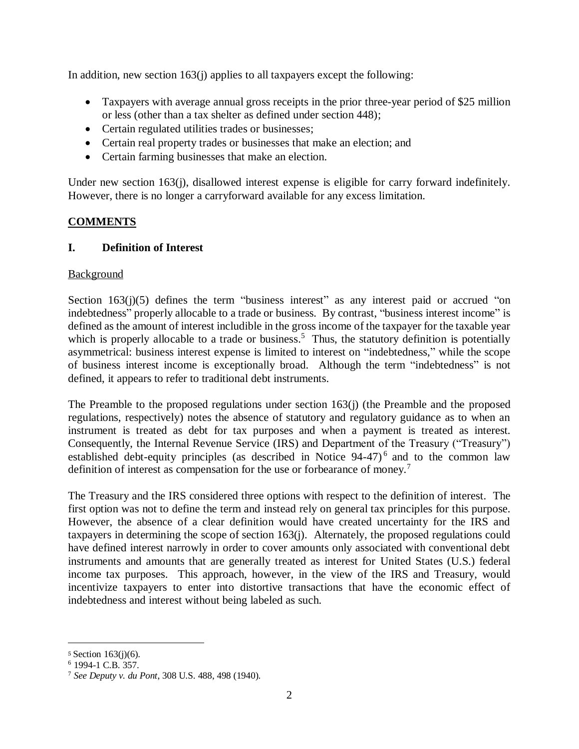In addition, new section 163(j) applies to all taxpayers except the following:

- Taxpayers with average annual gross receipts in the prior three-year period of $25 million or less (other than a tax shelter as defined under section 448);
- Certain regulated utilities trades or businesses;
- Certain real property trades or businesses that make an election; and
- Certain farming businesses that make an election.

Under new section 163(j), disallowed interest expense is eligible for carry forward indefinitely. However, there is no longer a carryforward available for any excess limitation.

## COMMENTS

### I. Definition of Interest

Background

Section 163(j)(5) defines the term "business interest" as any interest paid or accrued "on indebtedness" properly allocable to a trade or business. By contrast, "business interest income" is defined as the amount of interest includible in the gross income of the taxpayer for the taxable year which is properly allocable to a trade or business.[5] Thus, the statutory definition is potentially asymmetrical: business interest expense is limited to interest on "indebtedness," while the scope of business interest income is exceptionally broad. Although the term "indebtedness" is not defined, it appears to refer to traditional debt instruments.

The Preamble to the proposed regulations under section 163(j) (the Preamble and the proposed regulations, respectively) notes the absence of statutory and regulatory guidance as to when an instrument is treated as debt for tax purposes and when a payment is treated as interest. Consequently, the Internal Revenue Service (IRS) and Department of the Treasury ("Treasury") established debt-equity principles (as described in Notice 94-47)[6] and to the common law definition of interest as compensation for the use or forbearance of money.[7]

The Treasury and the IRS considered three options with respect to the definition of interest. The first option was not to define the term and instead rely on general tax principles for this purpose. However, the absence of a clear definition would have created uncertainty for the IRS and taxpayers in determining the scope of section 163(j). Alternately, the proposed regulations could have defined interest narrowly in order to cover amounts only associated with conventional debt instruments and amounts that are generally treated as interest for United States (U.S.) federal income tax purposes. This approach, however, in the view of the IRS and Treasury, would incentivize taxpayers to enter into distortive transactions that have the economic effect of indebtedness and interest without being labeled as such.

---

[5] Section 163(j)(6).

[6] 1994-1 C.B. 357.

[7] *See Deputy v. du Pont*, 308 U.S. 488, 498 (1940).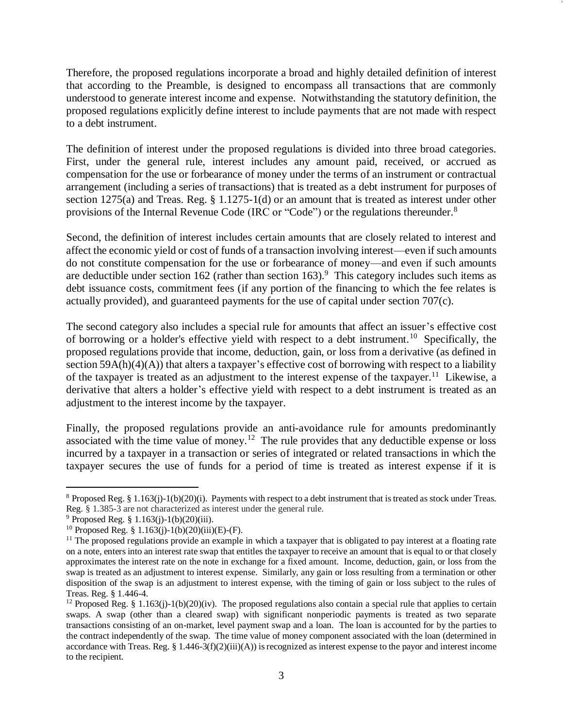Therefore, the proposed regulations incorporate a broad and highly detailed definition of interest that according to the Preamble, is designed to encompass all transactions that are commonly understood to generate interest income and expense. Notwithstanding the statutory definition, the proposed regulations explicitly define interest to include payments that are not made with respect to a debt instrument.

The definition of interest under the proposed regulations is divided into three broad categories. First, under the general rule, interest includes any amount paid, received, or accrued as compensation for the use or forbearance of money under the terms of an instrument or contractual arrangement (including a series of transactions) that is treated as a debt instrument for purposes of section 1275(a) and Treas. Reg. § 1.1275-1(d) or an amount that is treated as interest under other provisions of the Internal Revenue Code (IRC or "Code") or the regulations thereunder.[8]

Second, the definition of interest includes certain amounts that are closely related to interest and affect the economic yield or cost of funds of a transaction involving interest—even if such amounts do not constitute compensation for the use or forbearance of money—and even if such amounts are deductible under section 162 (rather than section 163).[9] This category includes such items as debt issuance costs, commitment fees (if any portion of the financing to which the fee relates is actually provided), and guaranteed payments for the use of capital under section 707(c).

The second category also includes a special rule for amounts that affect an issuer's effective cost of borrowing or a holder's effective yield with respect to a debt instrument.[10] Specifically, the proposed regulations provide that income, deduction, gain, or loss from a derivative (as defined in section 59A(h)(4)(A)) that alters a taxpayer's effective cost of borrowing with respect to a liability of the taxpayer is treated as an adjustment to the interest expense of the taxpayer.[11] Likewise, a derivative that alters a holder's effective yield with respect to a debt instrument is treated as an adjustment to the interest income by the taxpayer.

Finally, the proposed regulations provide an anti-avoidance rule for amounts predominantly associated with the time value of money.[12] The rule provides that any deductible expense or loss incurred by a taxpayer in a transaction or series of integrated or related transactions in which the taxpayer secures the use of funds for a period of time is treated as interest expense if it is

---

[8] Proposed Reg. § 1.163(j)-1(b)(20)(i). Payments with respect to a debt instrument that is treated as stock under Treas. Reg. § 1.385-3 are not characterized as interest under the general rule.

[9] Proposed Reg. § 1.163(j)-1(b)(20)(iii).

[10] Proposed Reg. § 1.163(j)-1(b)(20)(iii)(E)-(F).

[11] The proposed regulations provide an example in which a taxpayer that is obligated to pay interest at a floating rate on a note, enters into an interest rate swap that entitles the taxpayer to receive an amount that is equal to or that closely approximates the interest rate on the note in exchange for a fixed amount. Income, deduction, gain, or loss from the swap is treated as an adjustment to interest expense. Similarly, any gain or loss resulting from a termination or other disposition of the swap is an adjustment to interest expense, with the timing of gain or loss subject to the rules of Treas. Reg. § 1.446-4.

[12] Proposed Reg. § 1.163(j)-1(b)(20)(iv). The proposed regulations also contain a special rule that applies to certain swaps. A swap (other than a cleared swap) with significant nonperiodic payments is treated as two separate transactions consisting of an on-market, level payment swap and a loan. The loan is accounted for by the parties to the contract independently of the swap. The time value of money component associated with the loan (determined in accordance with Treas. Reg. § 1.446-3(f)(2)(iii)(A)) is recognized as interest expense to the payor and interest income to the recipient.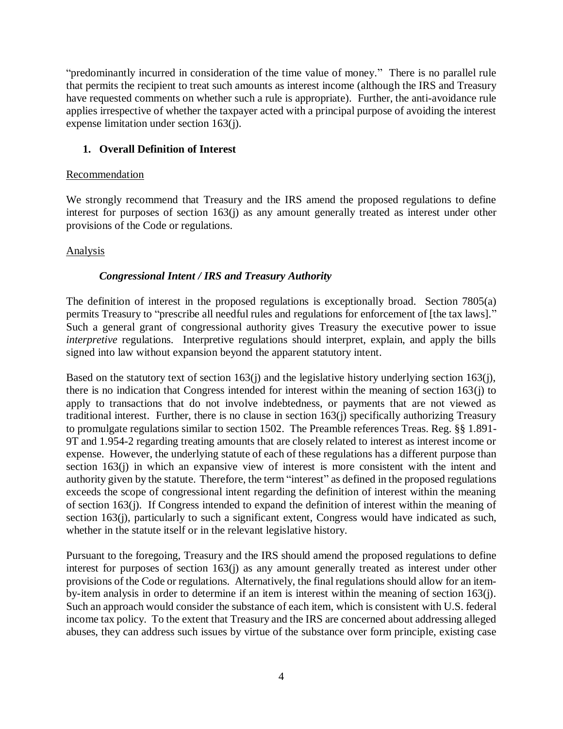"predominantly incurred in consideration of the time value of money." There is no parallel rule that permits the recipient to treat such amounts as interest income (although the IRS and Treasury have requested comments on whether such a rule is appropriate). Further, the anti-avoidance rule applies irrespective of whether the taxpayer acted with a principal purpose of avoiding the interest expense limitation under section 163(j).

### 1. Overall Definition of Interest

Recommendation

We strongly recommend that Treasury and the IRS amend the proposed regulations to define interest for purposes of section 163(j) as any amount generally treated as interest under other provisions of the Code or regulations.

Analysis

***Congressional Intent / IRS and Treasury Authority***

The definition of interest in the proposed regulations is exceptionally broad. Section 7805(a) permits Treasury to "prescribe all needful rules and regulations for enforcement of [the tax laws]." Such a general grant of congressional authority gives Treasury the executive power to issue *interpretive* regulations. Interpretive regulations should interpret, explain, and apply the bills signed into law without expansion beyond the apparent statutory intent.

Based on the statutory text of section 163(j) and the legislative history underlying section 163(j), there is no indication that Congress intended for interest within the meaning of section 163(j) to apply to transactions that do not involve indebtedness, or payments that are not viewed as traditional interest. Further, there is no clause in section 163(j) specifically authorizing Treasury to promulgate regulations similar to section 1502. The Preamble references Treas. Reg. §§ 1.891-9T and 1.954-2 regarding treating amounts that are closely related to interest as interest income or expense. However, the underlying statute of each of these regulations has a different purpose than section 163(j) in which an expansive view of interest is more consistent with the intent and authority given by the statute. Therefore, the term "interest" as defined in the proposed regulations exceeds the scope of congressional intent regarding the definition of interest within the meaning of section 163(j). If Congress intended to expand the definition of interest within the meaning of section 163(j), particularly to such a significant extent, Congress would have indicated as such, whether in the statute itself or in the relevant legislative history.

Pursuant to the foregoing, Treasury and the IRS should amend the proposed regulations to define interest for purposes of section 163(j) as any amount generally treated as interest under other provisions of the Code or regulations. Alternatively, the final regulations should allow for an item-by-item analysis in order to determine if an item is interest within the meaning of section 163(j). Such an approach would consider the substance of each item, which is consistent with U.S. federal income tax policy. To the extent that Treasury and the IRS are concerned about addressing alleged abuses, they can address such issues by virtue of the substance over form principle, existing case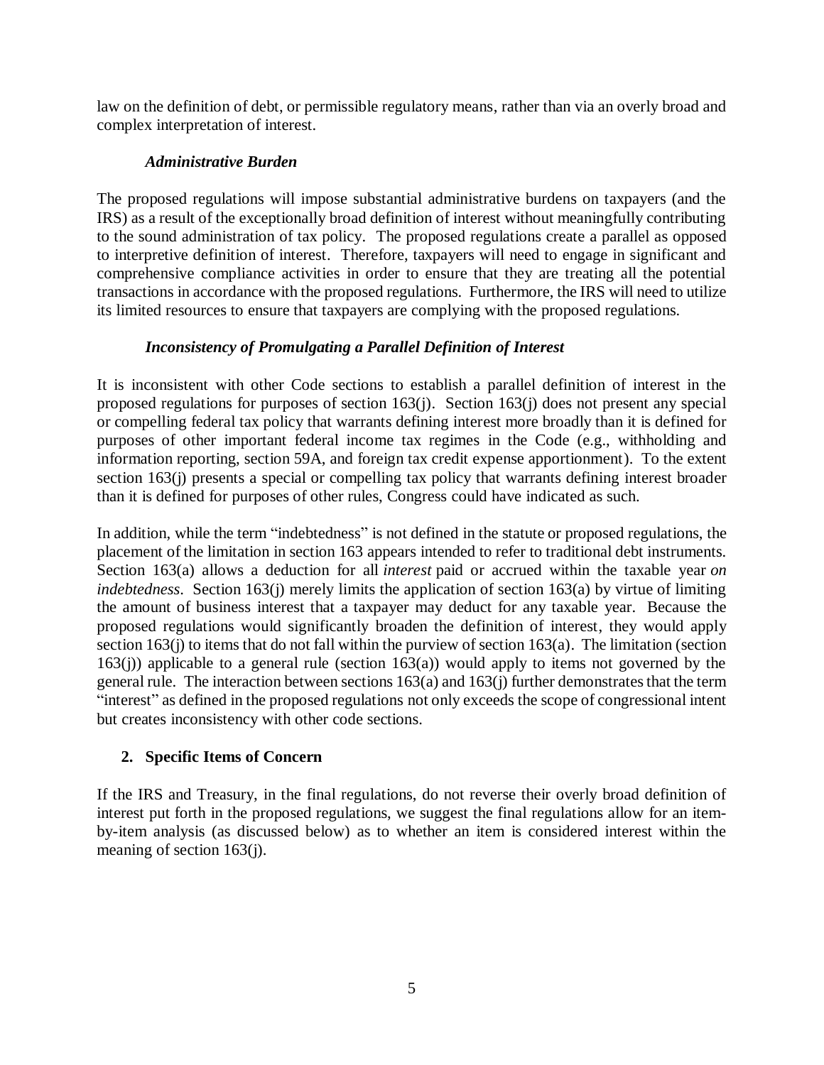law on the definition of debt, or permissible regulatory means, rather than via an overly broad and complex interpretation of interest.

*Administrative Burden*

The proposed regulations will impose substantial administrative burdens on taxpayers (and the IRS) as a result of the exceptionally broad definition of interest without meaningfully contributing to the sound administration of tax policy. The proposed regulations create a parallel as opposed to interpretive definition of interest. Therefore, taxpayers will need to engage in significant and comprehensive compliance activities in order to ensure that they are treating all the potential transactions in accordance with the proposed regulations. Furthermore, the IRS will need to utilize its limited resources to ensure that taxpayers are complying with the proposed regulations.

*Inconsistency of Promulgating a Parallel Definition of Interest*

It is inconsistent with other Code sections to establish a parallel definition of interest in the proposed regulations for purposes of section 163(j). Section 163(j) does not present any special or compelling federal tax policy that warrants defining interest more broadly than it is defined for purposes of other important federal income tax regimes in the Code (e.g., withholding and information reporting, section 59A, and foreign tax credit expense apportionment). To the extent section 163(j) presents a special or compelling tax policy that warrants defining interest broader than it is defined for purposes of other rules, Congress could have indicated as such.

In addition, while the term "indebtedness" is not defined in the statute or proposed regulations, the placement of the limitation in section 163 appears intended to refer to traditional debt instruments. Section 163(a) allows a deduction for all *interest* paid or accrued within the taxable year *on indebtedness*. Section 163(j) merely limits the application of section 163(a) by virtue of limiting the amount of business interest that a taxpayer may deduct for any taxable year. Because the proposed regulations would significantly broaden the definition of interest, they would apply section 163(j) to items that do not fall within the purview of section 163(a). The limitation (section 163(j)) applicable to a general rule (section 163(a)) would apply to items not governed by the general rule. The interaction between sections 163(a) and 163(j) further demonstrates that the term "interest" as defined in the proposed regulations not only exceeds the scope of congressional intent but creates inconsistency with other code sections.

**2. Specific Items of Concern**

If the IRS and Treasury, in the final regulations, do not reverse their overly broad definition of interest put forth in the proposed regulations, we suggest the final regulations allow for an item-by-item analysis (as discussed below) as to whether an item is considered interest within the meaning of section 163(j).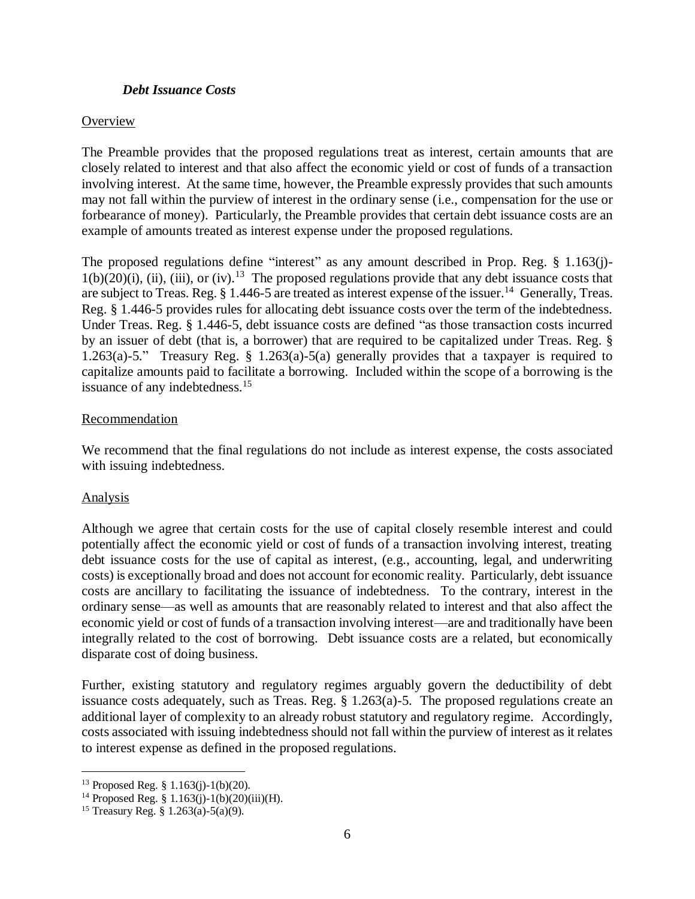***Debt Issuance Costs***

Overview

The Preamble provides that the proposed regulations treat as interest, certain amounts that are closely related to interest and that also affect the economic yield or cost of funds of a transaction involving interest. At the same time, however, the Preamble expressly provides that such amounts may not fall within the purview of interest in the ordinary sense (i.e., compensation for the use or forbearance of money). Particularly, the Preamble provides that certain debt issuance costs are an example of amounts treated as interest expense under the proposed regulations.

The proposed regulations define "interest" as any amount described in Prop. Reg. § 1.163(j)-1(b)(20)(i), (ii), (iii), or (iv).[13] The proposed regulations provide that any debt issuance costs that are subject to Treas. Reg. § 1.446-5 are treated as interest expense of the issuer.[14] Generally, Treas. Reg. § 1.446-5 provides rules for allocating debt issuance costs over the term of the indebtedness. Under Treas. Reg. § 1.446-5, debt issuance costs are defined "as those transaction costs incurred by an issuer of debt (that is, a borrower) that are required to be capitalized under Treas. Reg. § 1.263(a)-5." Treasury Reg. § 1.263(a)-5(a) generally provides that a taxpayer is required to capitalize amounts paid to facilitate a borrowing. Included within the scope of a borrowing is the issuance of any indebtedness.[15]

Recommendation

We recommend that the final regulations do not include as interest expense, the costs associated with issuing indebtedness.

Analysis

Although we agree that certain costs for the use of capital closely resemble interest and could potentially affect the economic yield or cost of funds of a transaction involving interest, treating debt issuance costs for the use of capital as interest, (e.g., accounting, legal, and underwriting costs) is exceptionally broad and does not account for economic reality. Particularly, debt issuance costs are ancillary to facilitating the issuance of indebtedness. To the contrary, interest in the ordinary sense—as well as amounts that are reasonably related to interest and that also affect the economic yield or cost of funds of a transaction involving interest—are and traditionally have been integrally related to the cost of borrowing. Debt issuance costs are a related, but economically disparate cost of doing business.

Further, existing statutory and regulatory regimes arguably govern the deductibility of debt issuance costs adequately, such as Treas. Reg. § 1.263(a)-5. The proposed regulations create an additional layer of complexity to an already robust statutory and regulatory regime. Accordingly, costs associated with issuing indebtedness should not fall within the purview of interest as it relates to interest expense as defined in the proposed regulations.

---

[13] Proposed Reg. § 1.163(j)-1(b)(20).

[14] Proposed Reg. § 1.163(j)-1(b)(20)(iii)(H).

[15] Treasury Reg. § 1.263(a)-5(a)(9).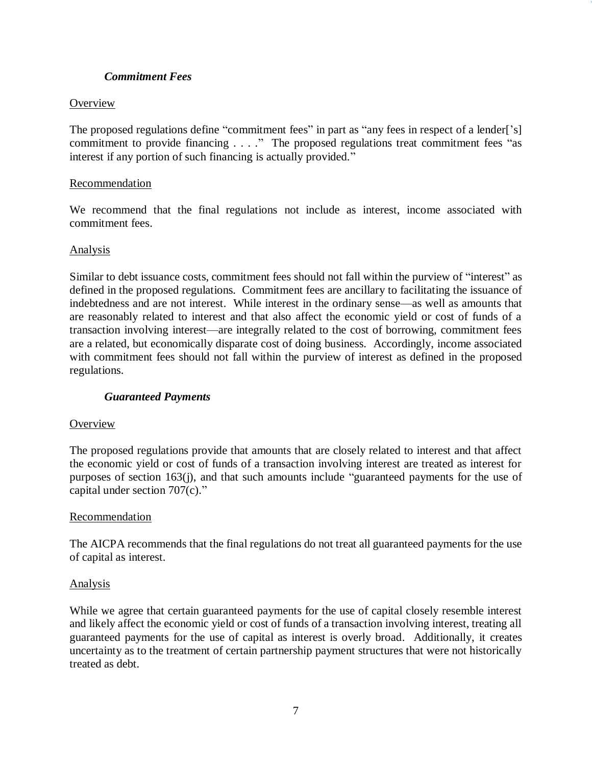### *Commitment Fees*

Overview

The proposed regulations define "commitment fees" in part as "any fees in respect of a lender['s] commitment to provide financing . . . ." The proposed regulations treat commitment fees "as interest if any portion of such financing is actually provided."

Recommendation

We recommend that the final regulations not include as interest, income associated with commitment fees.

Analysis

Similar to debt issuance costs, commitment fees should not fall within the purview of "interest" as defined in the proposed regulations. Commitment fees are ancillary to facilitating the issuance of indebtedness and are not interest. While interest in the ordinary sense—as well as amounts that are reasonably related to interest and that also affect the economic yield or cost of funds of a transaction involving interest—are integrally related to the cost of borrowing, commitment fees are a related, but economically disparate cost of doing business. Accordingly, income associated with commitment fees should not fall within the purview of interest as defined in the proposed regulations.

### *Guaranteed Payments*

Overview

The proposed regulations provide that amounts that are closely related to interest and that affect the economic yield or cost of funds of a transaction involving interest are treated as interest for purposes of section 163(j), and that such amounts include "guaranteed payments for the use of capital under section 707(c)."

Recommendation

The AICPA recommends that the final regulations do not treat all guaranteed payments for the use of capital as interest.

Analysis

While we agree that certain guaranteed payments for the use of capital closely resemble interest and likely affect the economic yield or cost of funds of a transaction involving interest, treating all guaranteed payments for the use of capital as interest is overly broad. Additionally, it creates uncertainty as to the treatment of certain partnership payment structures that were not historically treated as debt.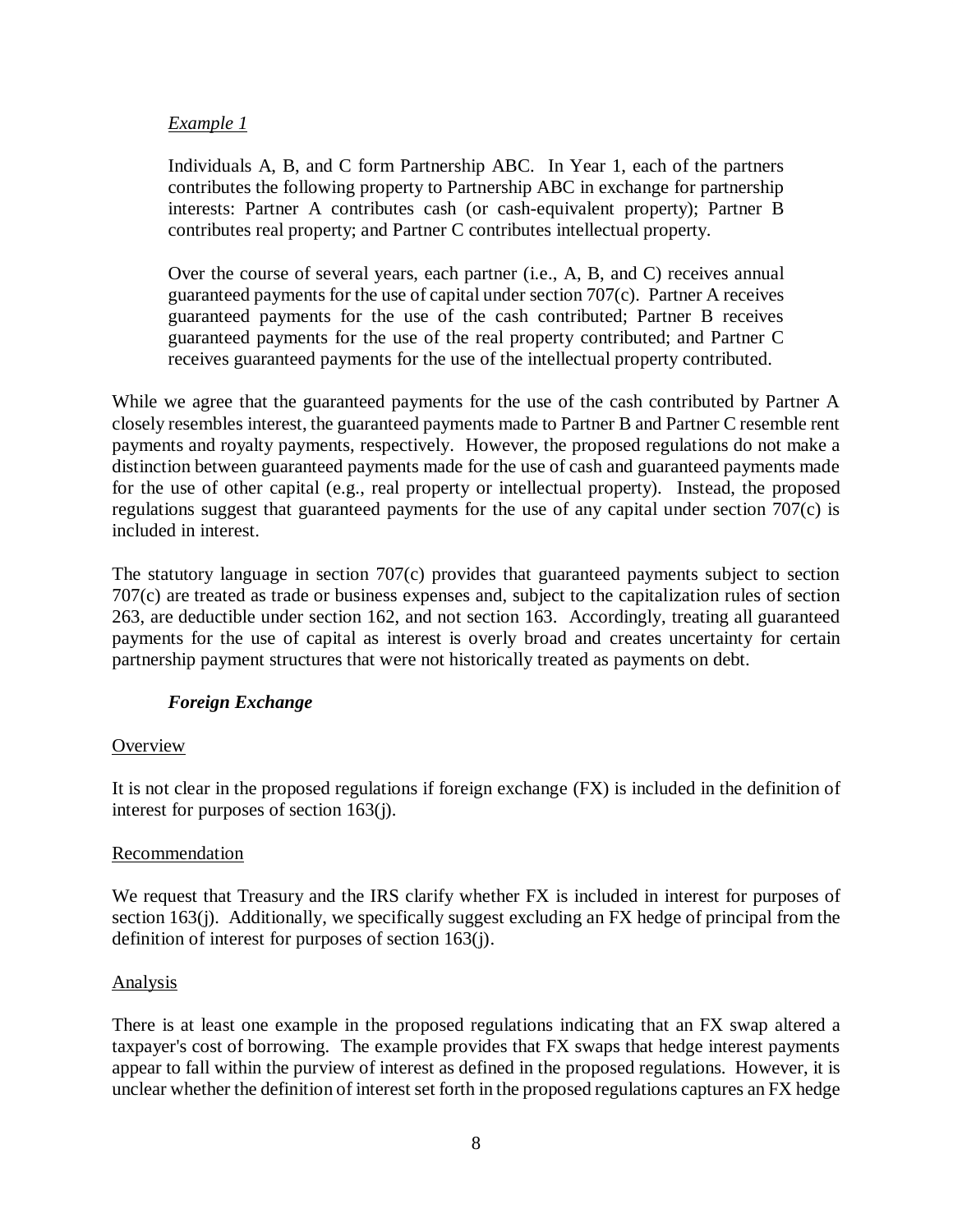*Example 1*

> Individuals A, B, and C form Partnership ABC. In Year 1, each of the partners contributes the following property to Partnership ABC in exchange for partnership interests: Partner A contributes cash (or cash-equivalent property); Partner B contributes real property; and Partner C contributes intellectual property.
>
> Over the course of several years, each partner (i.e., A, B, and C) receives annual guaranteed payments for the use of capital under section 707(c). Partner A receives guaranteed payments for the use of the cash contributed; Partner B receives guaranteed payments for the use of the real property contributed; and Partner C receives guaranteed payments for the use of the intellectual property contributed.

While we agree that the guaranteed payments for the use of the cash contributed by Partner A closely resembles interest, the guaranteed payments made to Partner B and Partner C resemble rent payments and royalty payments, respectively. However, the proposed regulations do not make a distinction between guaranteed payments made for the use of cash and guaranteed payments made for the use of other capital (e.g., real property or intellectual property). Instead, the proposed regulations suggest that guaranteed payments for the use of any capital under section 707(c) is included in interest.

The statutory language in section 707(c) provides that guaranteed payments subject to section 707(c) are treated as trade or business expenses and, subject to the capitalization rules of section 263, are deductible under section 162, and not section 163. Accordingly, treating all guaranteed payments for the use of capital as interest is overly broad and creates uncertainty for certain partnership payment structures that were not historically treated as payments on debt.

***Foreign Exchange***

Overview

It is not clear in the proposed regulations if foreign exchange (FX) is included in the definition of interest for purposes of section 163(j).

Recommendation

We request that Treasury and the IRS clarify whether FX is included in interest for purposes of section 163(j). Additionally, we specifically suggest excluding an FX hedge of principal from the definition of interest for purposes of section 163(j).

Analysis

There is at least one example in the proposed regulations indicating that an FX swap altered a taxpayer's cost of borrowing. The example provides that FX swaps that hedge interest payments appear to fall within the purview of interest as defined in the proposed regulations. However, it is unclear whether the definition of interest set forth in the proposed regulations captures an FX hedge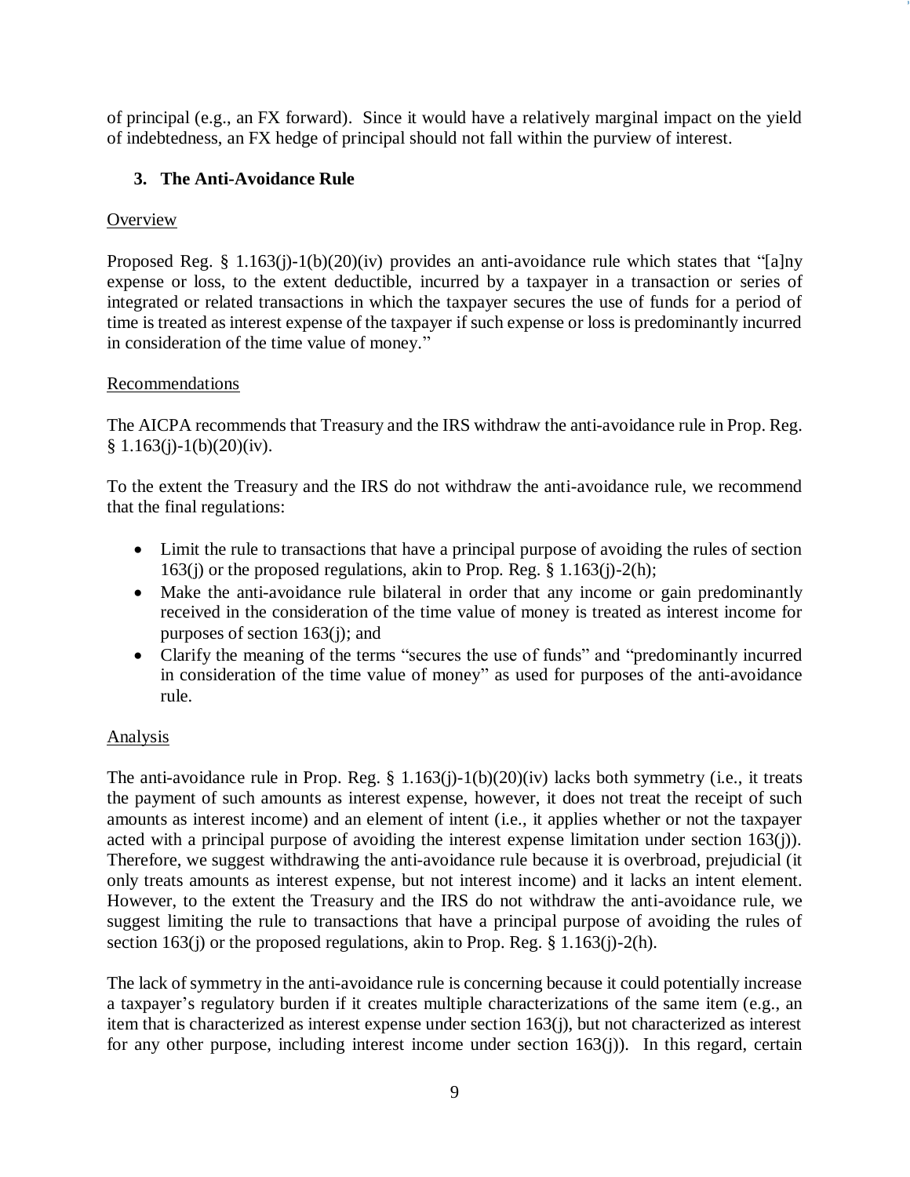of principal (e.g., an FX forward). Since it would have a relatively marginal impact on the yield of indebtedness, an FX hedge of principal should not fall within the purview of interest.

### 3. The Anti-Avoidance Rule

Overview

Proposed Reg. § 1.163(j)-1(b)(20)(iv) provides an anti-avoidance rule which states that "[a]ny expense or loss, to the extent deductible, incurred by a taxpayer in a transaction or series of integrated or related transactions in which the taxpayer secures the use of funds for a period of time is treated as interest expense of the taxpayer if such expense or loss is predominantly incurred in consideration of the time value of money."

Recommendations

The AICPA recommends that Treasury and the IRS withdraw the anti-avoidance rule in Prop. Reg. § 1.163(j)-1(b)(20)(iv).

To the extent the Treasury and the IRS do not withdraw the anti-avoidance rule, we recommend that the final regulations:

- Limit the rule to transactions that have a principal purpose of avoiding the rules of section 163(j) or the proposed regulations, akin to Prop. Reg. § 1.163(j)-2(h);
- Make the anti-avoidance rule bilateral in order that any income or gain predominantly received in the consideration of the time value of money is treated as interest income for purposes of section 163(j); and
- Clarify the meaning of the terms "secures the use of funds" and "predominantly incurred in consideration of the time value of money" as used for purposes of the anti-avoidance rule.

Analysis

The anti-avoidance rule in Prop. Reg. § 1.163(j)-1(b)(20)(iv) lacks both symmetry (i.e., it treats the payment of such amounts as interest expense, however, it does not treat the receipt of such amounts as interest income) and an element of intent (i.e., it applies whether or not the taxpayer acted with a principal purpose of avoiding the interest expense limitation under section 163(j)). Therefore, we suggest withdrawing the anti-avoidance rule because it is overbroad, prejudicial (it only treats amounts as interest expense, but not interest income) and it lacks an intent element. However, to the extent the Treasury and the IRS do not withdraw the anti-avoidance rule, we suggest limiting the rule to transactions that have a principal purpose of avoiding the rules of section 163(j) or the proposed regulations, akin to Prop. Reg. § 1.163(j)-2(h).

The lack of symmetry in the anti-avoidance rule is concerning because it could potentially increase a taxpayer's regulatory burden if it creates multiple characterizations of the same item (e.g., an item that is characterized as interest expense under section 163(j), but not characterized as interest for any other purpose, including interest income under section 163(j)). In this regard, certain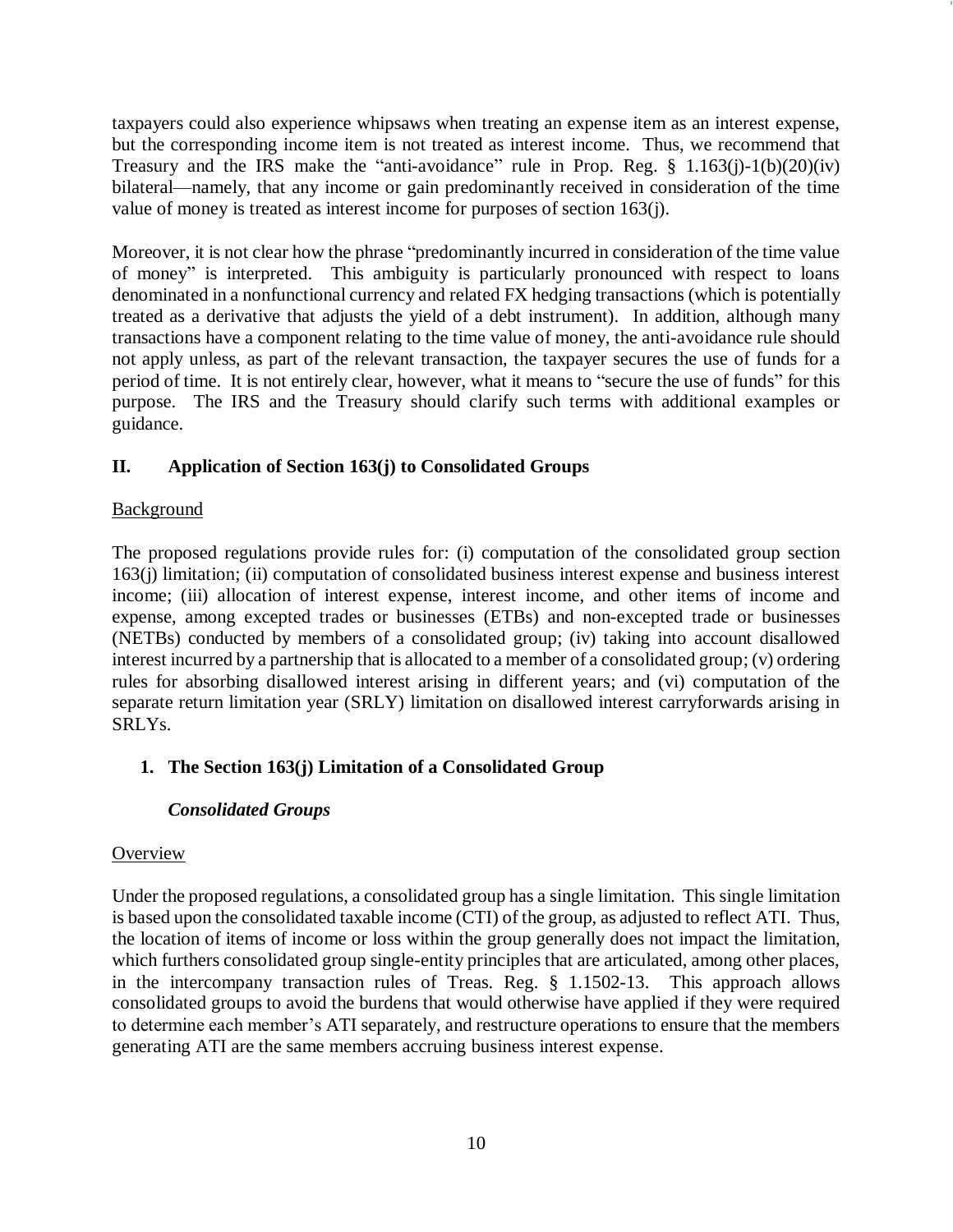taxpayers could also experience whipsaws when treating an expense item as an interest expense, but the corresponding income item is not treated as interest income. Thus, we recommend that Treasury and the IRS make the "anti-avoidance" rule in Prop. Reg. § 1.163(j)-1(b)(20)(iv) bilateral—namely, that any income or gain predominantly received in consideration of the time value of money is treated as interest income for purposes of section 163(j).

Moreover, it is not clear how the phrase "predominantly incurred in consideration of the time value of money" is interpreted. This ambiguity is particularly pronounced with respect to loans denominated in a nonfunctional currency and related FX hedging transactions (which is potentially treated as a derivative that adjusts the yield of a debt instrument). In addition, although many transactions have a component relating to the time value of money, the anti-avoidance rule should not apply unless, as part of the relevant transaction, the taxpayer secures the use of funds for a period of time. It is not entirely clear, however, what it means to "secure the use of funds" for this purpose. The IRS and the Treasury should clarify such terms with additional examples or guidance.

## II. Application of Section 163(j) to Consolidated Groups

Background

The proposed regulations provide rules for: (i) computation of the consolidated group section 163(j) limitation; (ii) computation of consolidated business interest expense and business interest income; (iii) allocation of interest expense, interest income, and other items of income and expense, among excepted trades or businesses (ETBs) and non-excepted trade or businesses (NETBs) conducted by members of a consolidated group; (iv) taking into account disallowed interest incurred by a partnership that is allocated to a member of a consolidated group; (v) ordering rules for absorbing disallowed interest arising in different years; and (vi) computation of the separate return limitation year (SRLY) limitation on disallowed interest carryforwards arising in SRLYs.

### 1. The Section 163(j) Limitation of a Consolidated Group

#### *Consolidated Groups*

Overview

Under the proposed regulations, a consolidated group has a single limitation. This single limitation is based upon the consolidated taxable income (CTI) of the group, as adjusted to reflect ATI. Thus, the location of items of income or loss within the group generally does not impact the limitation, which furthers consolidated group single-entity principles that are articulated, among other places, in the intercompany transaction rules of Treas. Reg. § 1.1502-13. This approach allows consolidated groups to avoid the burdens that would otherwise have applied if they were required to determine each member's ATI separately, and restructure operations to ensure that the members generating ATI are the same members accruing business interest expense.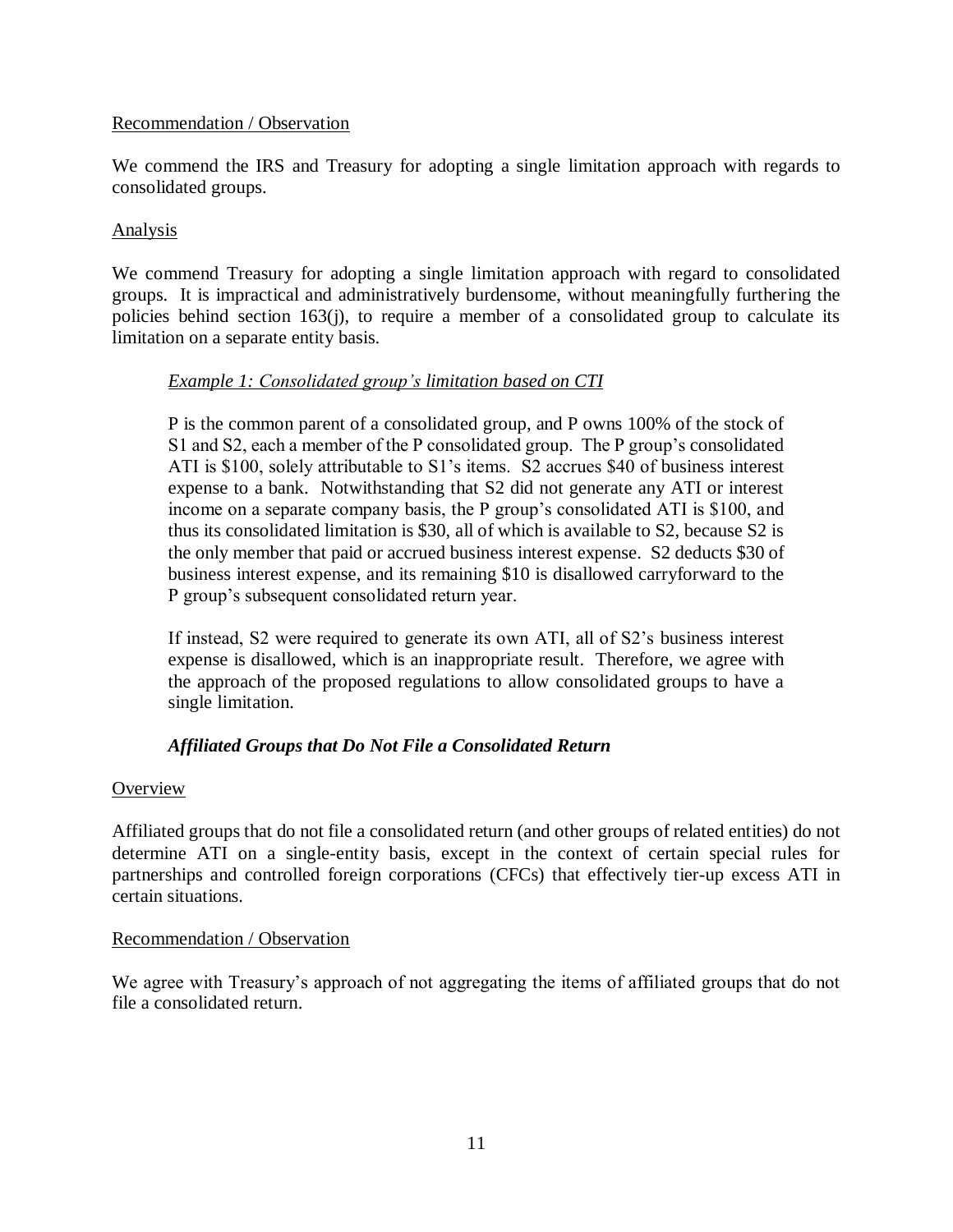<u>Recommendation / Observation</u>

We commend the IRS and Treasury for adopting a single limitation approach with regards to consolidated groups.

<u>Analysis</u>

We commend Treasury for adopting a single limitation approach with regard to consolidated groups. It is impractical and administratively burdensome, without meaningfully furthering the policies behind section 163(j), to require a member of a consolidated group to calculate its limitation on a separate entity basis.

> *<u>Example 1: Consolidated group's limitation based on CTI</u>*
>
> P is the common parent of a consolidated group, and P owns 100% of the stock of S1 and S2, each a member of the P consolidated group. The P group's consolidated ATI is $100, solely attributable to S1's items. S2 accrues $40 of business interest expense to a bank. Notwithstanding that S2 did not generate any ATI or interest income on a separate company basis, the P group's consolidated ATI is $100, and thus its consolidated limitation is $30, all of which is available to S2, because S2 is the only member that paid or accrued business interest expense. S2 deducts $30 of business interest expense, and its remaining $10 is disallowed carryforward to the P group's subsequent consolidated return year.
>
> If instead, S2 were required to generate its own ATI, all of S2's business interest expense is disallowed, which is an inappropriate result. Therefore, we agree with the approach of the proposed regulations to allow consolidated groups to have a single limitation.

### *Affiliated Groups that Do Not File a Consolidated Return*

<u>Overview</u>

Affiliated groups that do not file a consolidated return (and other groups of related entities) do not determine ATI on a single-entity basis, except in the context of certain special rules for partnerships and controlled foreign corporations (CFCs) that effectively tier-up excess ATI in certain situations.

<u>Recommendation / Observation</u>

We agree with Treasury's approach of not aggregating the items of affiliated groups that do not file a consolidated return.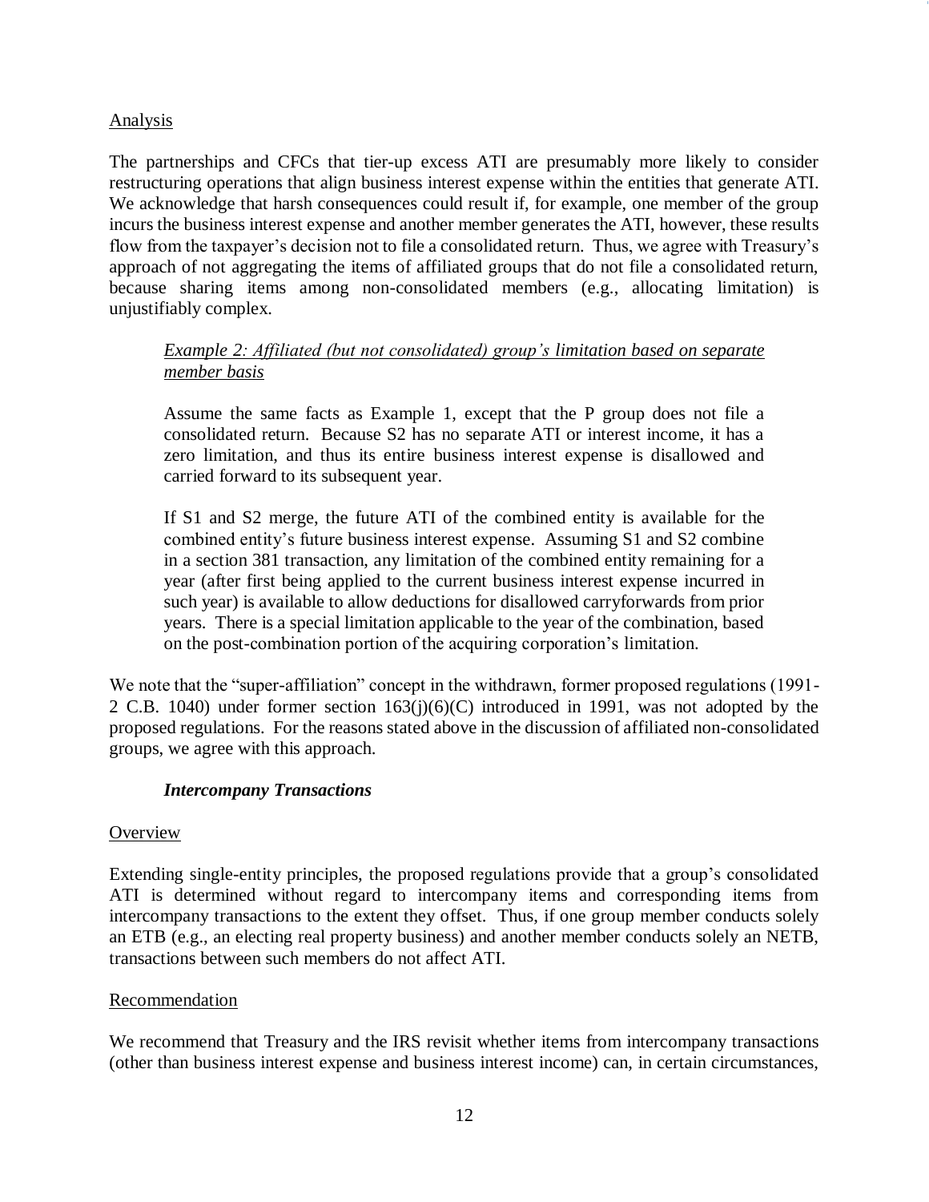Analysis

The partnerships and CFCs that tier-up excess ATI are presumably more likely to consider restructuring operations that align business interest expense within the entities that generate ATI. We acknowledge that harsh consequences could result if, for example, one member of the group incurs the business interest expense and another member generates the ATI, however, these results flow from the taxpayer's decision not to file a consolidated return. Thus, we agree with Treasury's approach of not aggregating the items of affiliated groups that do not file a consolidated return, because sharing items among non-consolidated members (e.g., allocating limitation) is unjustifiably complex.

> *Example 2: Affiliated (but not consolidated) group's limitation based on separate member basis*
>
> Assume the same facts as Example 1, except that the P group does not file a consolidated return. Because S2 has no separate ATI or interest income, it has a zero limitation, and thus its entire business interest expense is disallowed and carried forward to its subsequent year.
>
> If S1 and S2 merge, the future ATI of the combined entity is available for the combined entity's future business interest expense. Assuming S1 and S2 combine in a section 381 transaction, any limitation of the combined entity remaining for a year (after first being applied to the current business interest expense incurred in such year) is available to allow deductions for disallowed carryforwards from prior years. There is a special limitation applicable to the year of the combination, based on the post-combination portion of the acquiring corporation's limitation.

We note that the "super-affiliation" concept in the withdrawn, former proposed regulations (1991-2 C.B. 1040) under former section 163(j)(6)(C) introduced in 1991, was not adopted by the proposed regulations. For the reasons stated above in the discussion of affiliated non-consolidated groups, we agree with this approach.

***Intercompany Transactions***

Overview

Extending single-entity principles, the proposed regulations provide that a group's consolidated ATI is determined without regard to intercompany items and corresponding items from intercompany transactions to the extent they offset. Thus, if one group member conducts solely an ETB (e.g., an electing real property business) and another member conducts solely an NETB, transactions between such members do not affect ATI.

Recommendation

We recommend that Treasury and the IRS revisit whether items from intercompany transactions (other than business interest expense and business interest income) can, in certain circumstances,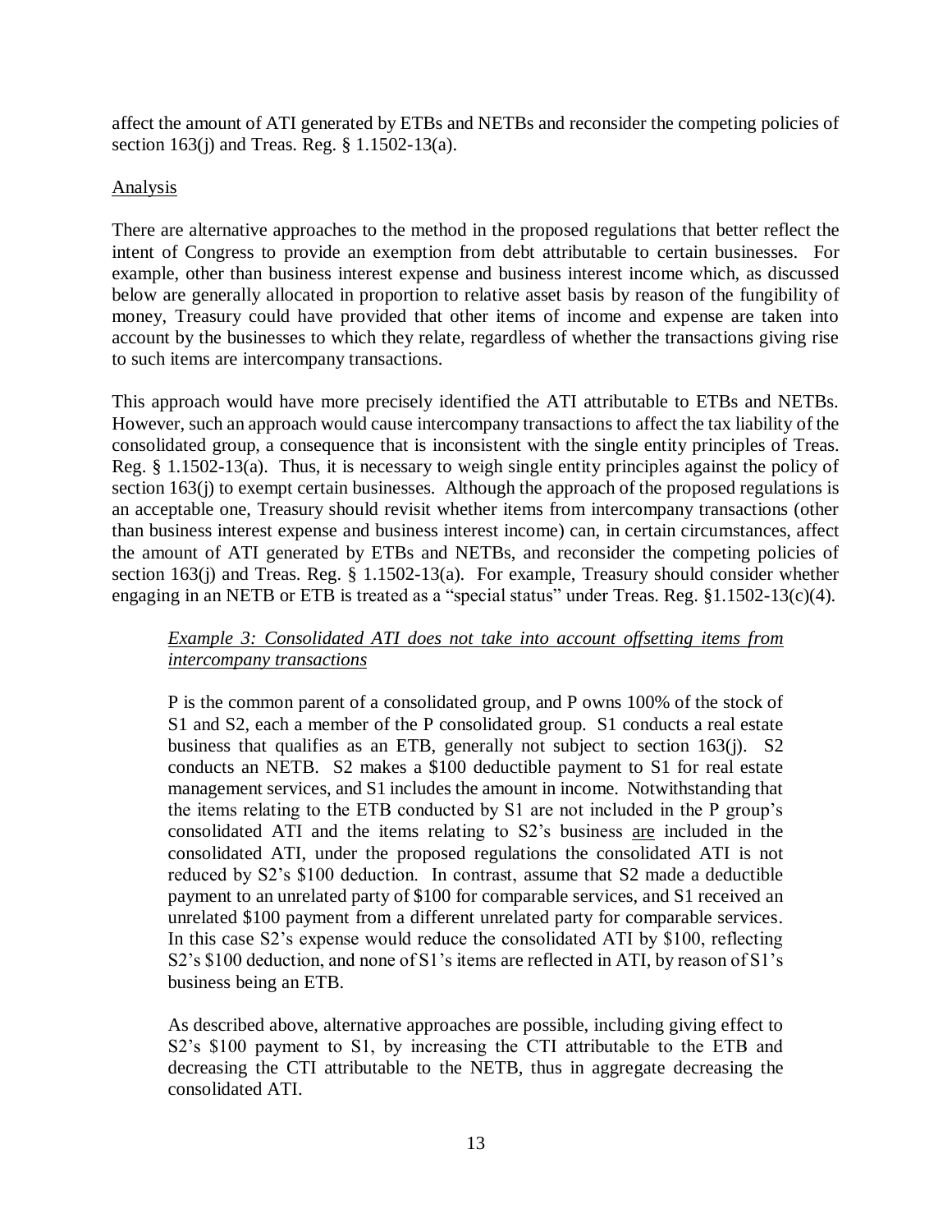affect the amount of ATI generated by ETBs and NETBs and reconsider the competing policies of section 163(j) and Treas. Reg. § 1.1502-13(a).

Analysis

There are alternative approaches to the method in the proposed regulations that better reflect the intent of Congress to provide an exemption from debt attributable to certain businesses. For example, other than business interest expense and business interest income which, as discussed below are generally allocated in proportion to relative asset basis by reason of the fungibility of money, Treasury could have provided that other items of income and expense are taken into account by the businesses to which they relate, regardless of whether the transactions giving rise to such items are intercompany transactions.

This approach would have more precisely identified the ATI attributable to ETBs and NETBs. However, such an approach would cause intercompany transactions to affect the tax liability of the consolidated group, a consequence that is inconsistent with the single entity principles of Treas. Reg. § 1.1502-13(a). Thus, it is necessary to weigh single entity principles against the policy of section 163(j) to exempt certain businesses. Although the approach of the proposed regulations is an acceptable one, Treasury should revisit whether items from intercompany transactions (other than business interest expense and business interest income) can, in certain circumstances, affect the amount of ATI generated by ETBs and NETBs, and reconsider the competing policies of section 163(j) and Treas. Reg. § 1.1502-13(a). For example, Treasury should consider whether engaging in an NETB or ETB is treated as a "special status" under Treas. Reg. §1.1502-13(c)(4).

> *Example 3: Consolidated ATI does not take into account offsetting items from intercompany transactions*
>
> P is the common parent of a consolidated group, and P owns 100% of the stock of S1 and S2, each a member of the P consolidated group. S1 conducts a real estate business that qualifies as an ETB, generally not subject to section 163(j). S2 conducts an NETB. S2 makes a $100 deductible payment to S1 for real estate management services, and S1 includes the amount in income. Notwithstanding that the items relating to the ETB conducted by S1 are not included in the P group's consolidated ATI and the items relating to S2's business are included in the consolidated ATI, under the proposed regulations the consolidated ATI is not reduced by S2's $100 deduction. In contrast, assume that S2 made a deductible payment to an unrelated party of $100 for comparable services, and S1 received an unrelated $100 payment from a different unrelated party for comparable services. In this case S2's expense would reduce the consolidated ATI by $100, reflecting S2's $100 deduction, and none of S1's items are reflected in ATI, by reason of S1's business being an ETB.
>
> As described above, alternative approaches are possible, including giving effect to S2's $100 payment to S1, by increasing the CTI attributable to the ETB and decreasing the CTI attributable to the NETB, thus in aggregate decreasing the consolidated ATI.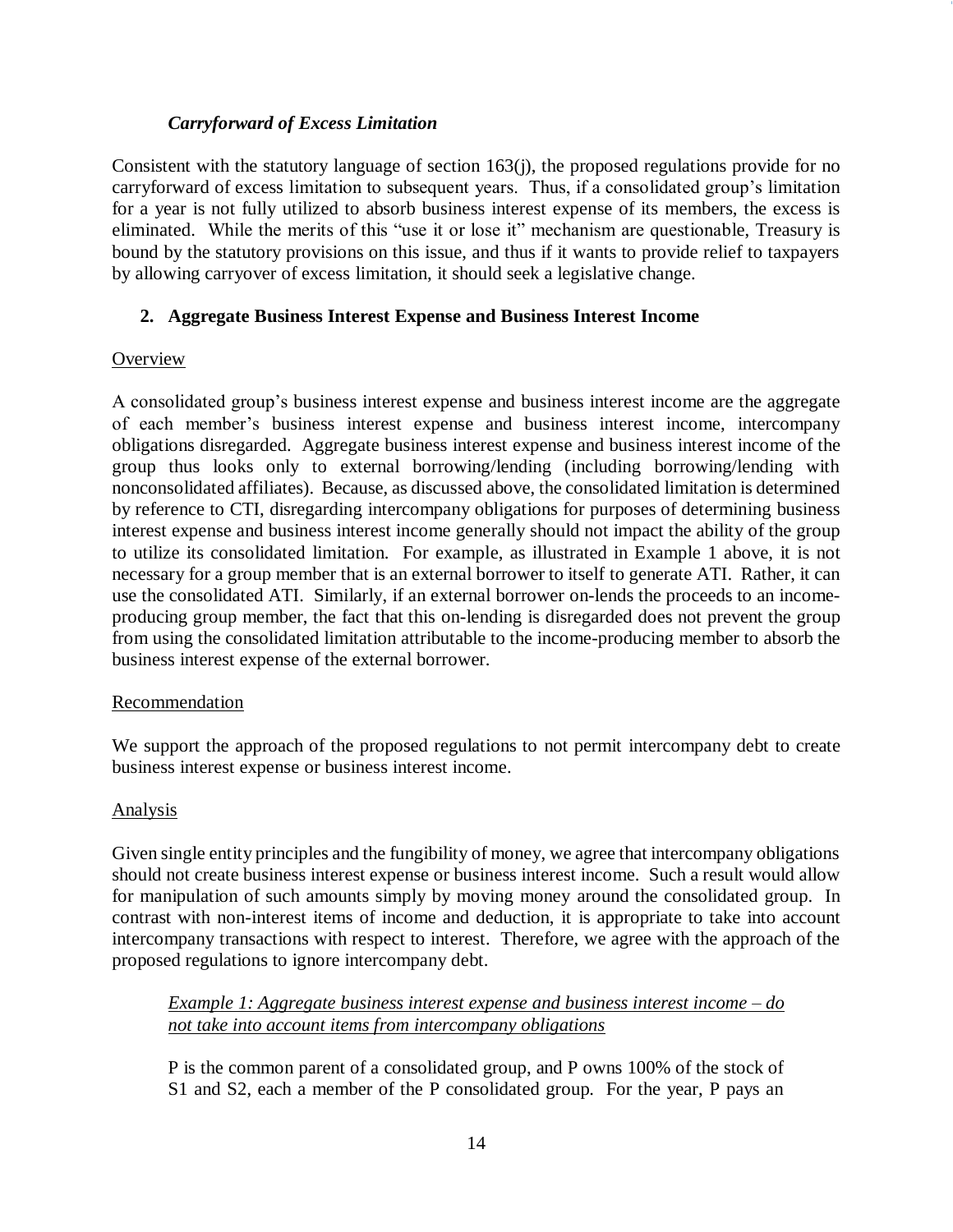#### *Carryforward of Excess Limitation*

Consistent with the statutory language of section 163(j), the proposed regulations provide for no carryforward of excess limitation to subsequent years. Thus, if a consolidated group's limitation for a year is not fully utilized to absorb business interest expense of its members, the excess is eliminated. While the merits of this "use it or lose it" mechanism are questionable, Treasury is bound by the statutory provisions on this issue, and thus if it wants to provide relief to taxpayers by allowing carryover of excess limitation, it should seek a legislative change.

### 2. Aggregate Business Interest Expense and Business Interest Income

Overview

A consolidated group's business interest expense and business interest income are the aggregate of each member's business interest expense and business interest income, intercompany obligations disregarded. Aggregate business interest expense and business interest income of the group thus looks only to external borrowing/lending (including borrowing/lending with nonconsolidated affiliates). Because, as discussed above, the consolidated limitation is determined by reference to CTI, disregarding intercompany obligations for purposes of determining business interest expense and business interest income generally should not impact the ability of the group to utilize its consolidated limitation. For example, as illustrated in Example 1 above, it is not necessary for a group member that is an external borrower to itself to generate ATI. Rather, it can use the consolidated ATI. Similarly, if an external borrower on-lends the proceeds to an income-producing group member, the fact that this on-lending is disregarded does not prevent the group from using the consolidated limitation attributable to the income-producing member to absorb the business interest expense of the external borrower.

Recommendation

We support the approach of the proposed regulations to not permit intercompany debt to create business interest expense or business interest income.

Analysis

Given single entity principles and the fungibility of money, we agree that intercompany obligations should not create business interest expense or business interest income. Such a result would allow for manipulation of such amounts simply by moving money around the consolidated group. In contrast with non-interest items of income and deduction, it is appropriate to take into account intercompany transactions with respect to interest. Therefore, we agree with the approach of the proposed regulations to ignore intercompany debt.

> *Example 1: Aggregate business interest expense and business interest income – do not take into account items from intercompany obligations*
>
> P is the common parent of a consolidated group, and P owns 100% of the stock of S1 and S2, each a member of the P consolidated group. For the year, P pays an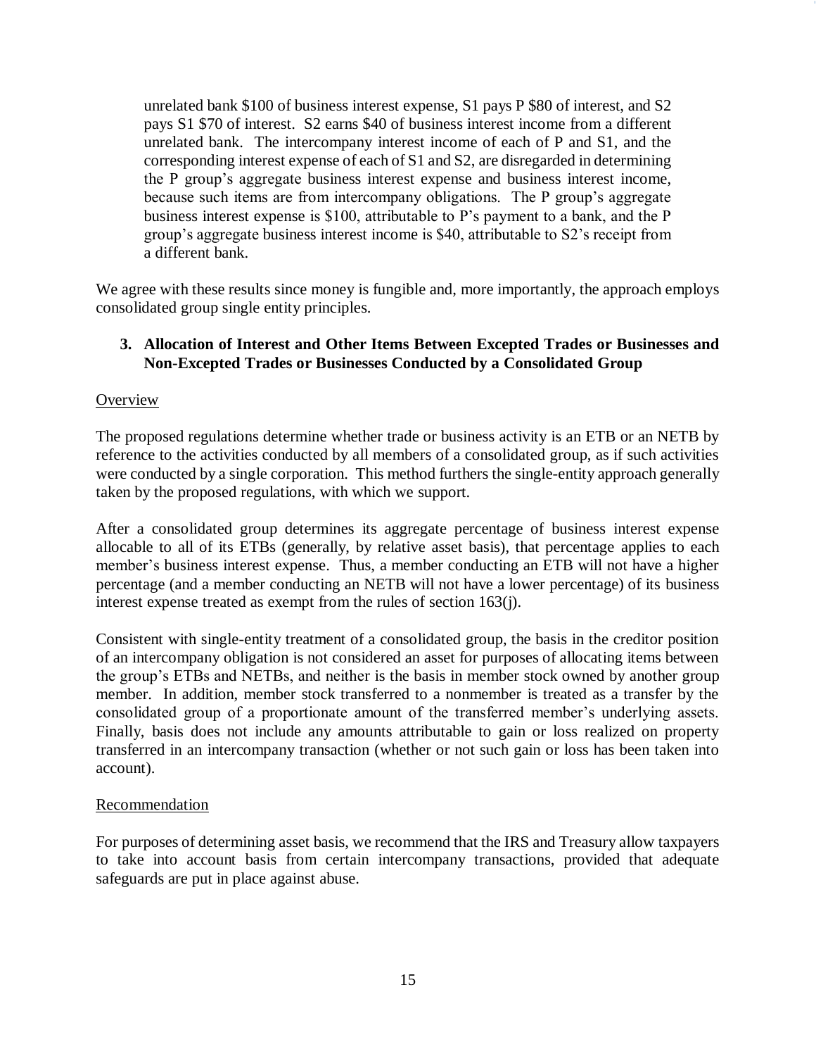> unrelated bank $100 of business interest expense, S1 pays P $80 of interest, and S2 pays S1 $70 of interest. S2 earns $40 of business interest income from a different unrelated bank. The intercompany interest income of each of P and S1, and the corresponding interest expense of each of S1 and S2, are disregarded in determining the P group's aggregate business interest expense and business interest income, because such items are from intercompany obligations. The P group's aggregate business interest expense is $100, attributable to P's payment to a bank, and the P group's aggregate business interest income is $40, attributable to S2's receipt from a different bank.

We agree with these results since money is fungible and, more importantly, the approach employs consolidated group single entity principles.

### 3. Allocation of Interest and Other Items Between Excepted Trades or Businesses and Non-Excepted Trades or Businesses Conducted by a Consolidated Group

Overview

The proposed regulations determine whether trade or business activity is an ETB or an NETB by reference to the activities conducted by all members of a consolidated group, as if such activities were conducted by a single corporation. This method furthers the single-entity approach generally taken by the proposed regulations, with which we support.

After a consolidated group determines its aggregate percentage of business interest expense allocable to all of its ETBs (generally, by relative asset basis), that percentage applies to each member's business interest expense. Thus, a member conducting an ETB will not have a higher percentage (and a member conducting an NETB will not have a lower percentage) of its business interest expense treated as exempt from the rules of section 163(j).

Consistent with single-entity treatment of a consolidated group, the basis in the creditor position of an intercompany obligation is not considered an asset for purposes of allocating items between the group's ETBs and NETBs, and neither is the basis in member stock owned by another group member. In addition, member stock transferred to a nonmember is treated as a transfer by the consolidated group of a proportionate amount of the transferred member's underlying assets. Finally, basis does not include any amounts attributable to gain or loss realized on property transferred in an intercompany transaction (whether or not such gain or loss has been taken into account).

Recommendation

For purposes of determining asset basis, we recommend that the IRS and Treasury allow taxpayers to take into account basis from certain intercompany transactions, provided that adequate safeguards are put in place against abuse.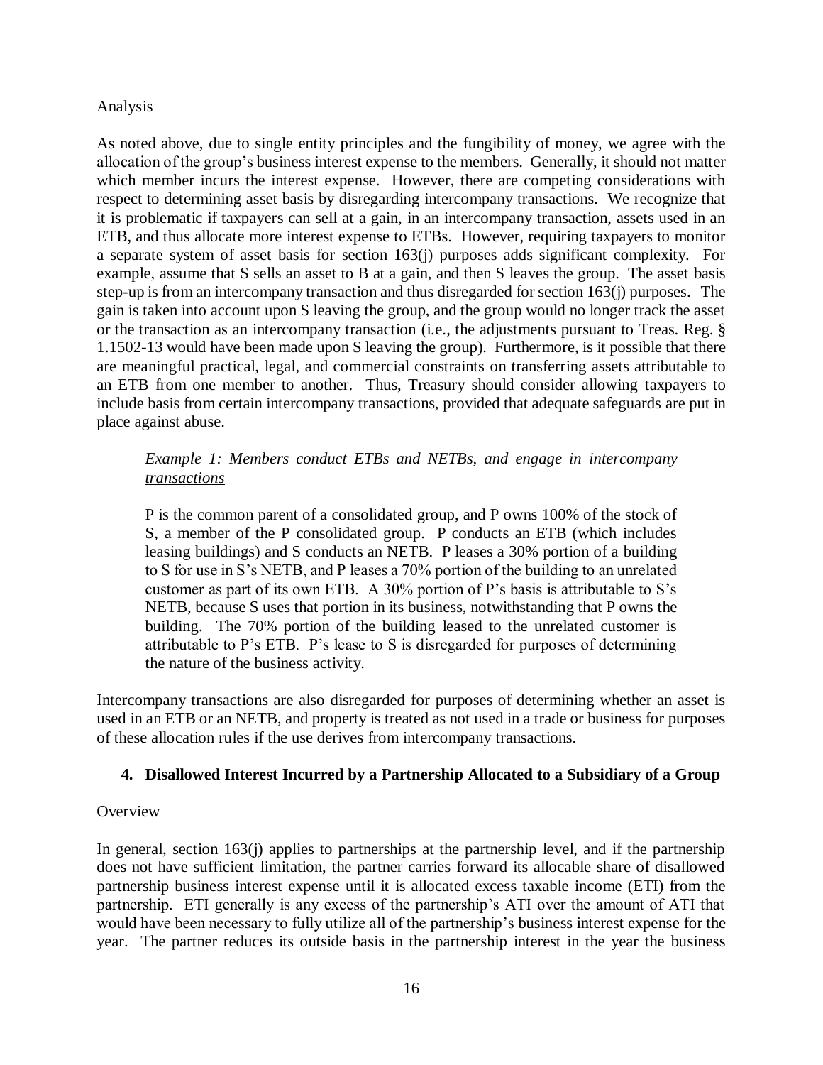Analysis

As noted above, due to single entity principles and the fungibility of money, we agree with the allocation of the group's business interest expense to the members. Generally, it should not matter which member incurs the interest expense. However, there are competing considerations with respect to determining asset basis by disregarding intercompany transactions. We recognize that it is problematic if taxpayers can sell at a gain, in an intercompany transaction, assets used in an ETB, and thus allocate more interest expense to ETBs. However, requiring taxpayers to monitor a separate system of asset basis for section 163(j) purposes adds significant complexity. For example, assume that S sells an asset to B at a gain, and then S leaves the group. The asset basis step-up is from an intercompany transaction and thus disregarded for section 163(j) purposes. The gain is taken into account upon S leaving the group, and the group would no longer track the asset or the transaction as an intercompany transaction (i.e., the adjustments pursuant to Treas. Reg. § 1.1502-13 would have been made upon S leaving the group). Furthermore, is it possible that there are meaningful practical, legal, and commercial constraints on transferring assets attributable to an ETB from one member to another. Thus, Treasury should consider allowing taxpayers to include basis from certain intercompany transactions, provided that adequate safeguards are put in place against abuse.

> *Example 1: Members conduct ETBs and NETBs, and engage in intercompany transactions*
>
> P is the common parent of a consolidated group, and P owns 100% of the stock of S, a member of the P consolidated group. P conducts an ETB (which includes leasing buildings) and S conducts an NETB. P leases a 30% portion of a building to S for use in S's NETB, and P leases a 70% portion of the building to an unrelated customer as part of its own ETB. A 30% portion of P's basis is attributable to S's NETB, because S uses that portion in its business, notwithstanding that P owns the building. The 70% portion of the building leased to the unrelated customer is attributable to P's ETB. P's lease to S is disregarded for purposes of determining the nature of the business activity.

Intercompany transactions are also disregarded for purposes of determining whether an asset is used in an ETB or an NETB, and property is treated as not used in a trade or business for purposes of these allocation rules if the use derives from intercompany transactions.

### 4. Disallowed Interest Incurred by a Partnership Allocated to a Subsidiary of a Group

Overview

In general, section 163(j) applies to partnerships at the partnership level, and if the partnership does not have sufficient limitation, the partner carries forward its allocable share of disallowed partnership business interest expense until it is allocated excess taxable income (ETI) from the partnership. ETI generally is any excess of the partnership's ATI over the amount of ATI that would have been necessary to fully utilize all of the partnership's business interest expense for the year. The partner reduces its outside basis in the partnership interest in the year the business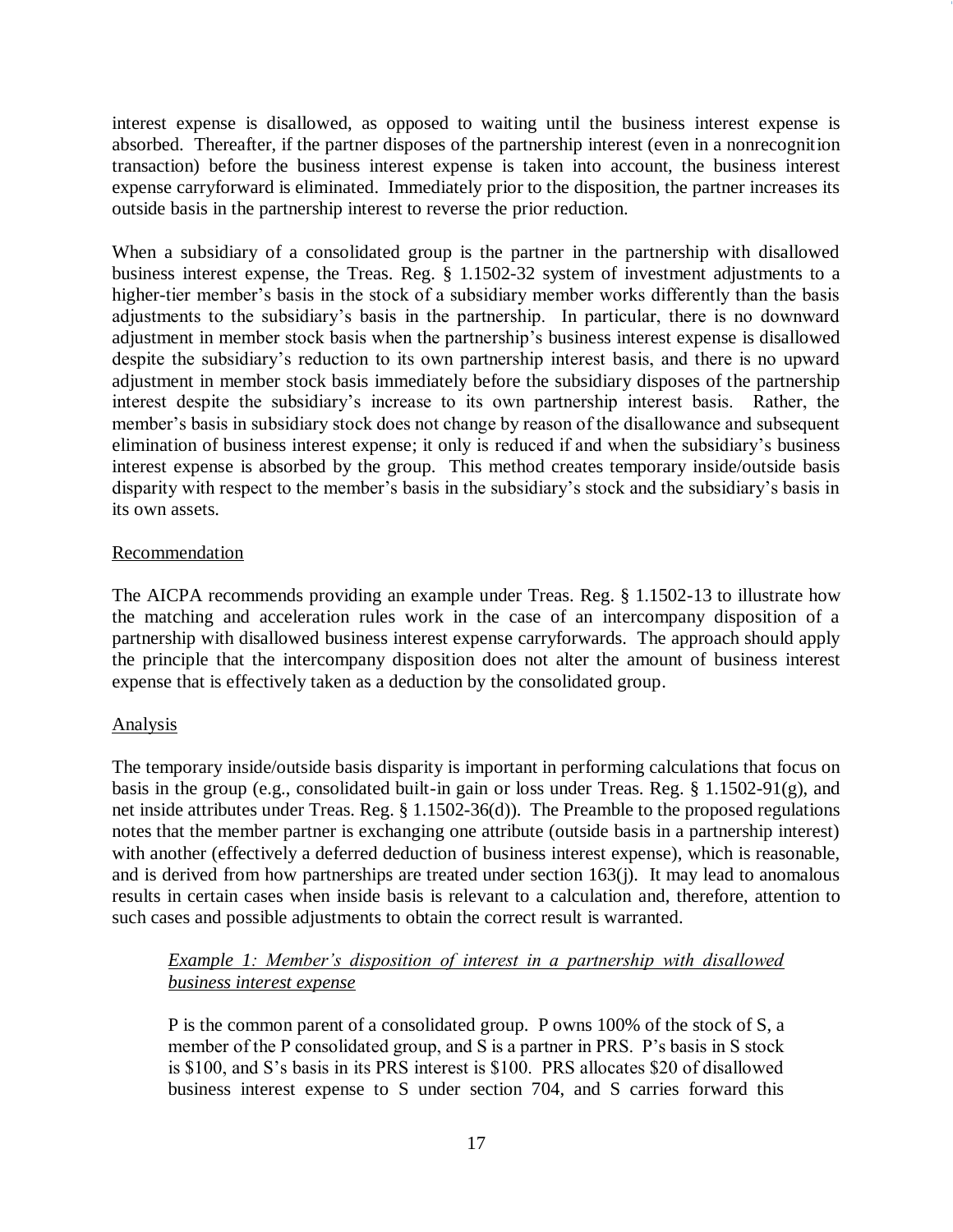interest expense is disallowed, as opposed to waiting until the business interest expense is absorbed. Thereafter, if the partner disposes of the partnership interest (even in a nonrecognition transaction) before the business interest expense is taken into account, the business interest expense carryforward is eliminated. Immediately prior to the disposition, the partner increases its outside basis in the partnership interest to reverse the prior reduction.

When a subsidiary of a consolidated group is the partner in the partnership with disallowed business interest expense, the Treas. Reg. § 1.1502-32 system of investment adjustments to a higher-tier member's basis in the stock of a subsidiary member works differently than the basis adjustments to the subsidiary's basis in the partnership. In particular, there is no downward adjustment in member stock basis when the partnership's business interest expense is disallowed despite the subsidiary's reduction to its own partnership interest basis, and there is no upward adjustment in member stock basis immediately before the subsidiary disposes of the partnership interest despite the subsidiary's increase to its own partnership interest basis. Rather, the member's basis in subsidiary stock does not change by reason of the disallowance and subsequent elimination of business interest expense; it only is reduced if and when the subsidiary's business interest expense is absorbed by the group. This method creates temporary inside/outside basis disparity with respect to the member's basis in the subsidiary's stock and the subsidiary's basis in its own assets.

Recommendation

The AICPA recommends providing an example under Treas. Reg. § 1.1502-13 to illustrate how the matching and acceleration rules work in the case of an intercompany disposition of a partnership with disallowed business interest expense carryforwards. The approach should apply the principle that the intercompany disposition does not alter the amount of business interest expense that is effectively taken as a deduction by the consolidated group.

Analysis

The temporary inside/outside basis disparity is important in performing calculations that focus on basis in the group (e.g., consolidated built-in gain or loss under Treas. Reg. § 1.1502-91(g), and net inside attributes under Treas. Reg. § 1.1502-36(d)). The Preamble to the proposed regulations notes that the member partner is exchanging one attribute (outside basis in a partnership interest) with another (effectively a deferred deduction of business interest expense), which is reasonable, and is derived from how partnerships are treated under section 163(j). It may lead to anomalous results in certain cases when inside basis is relevant to a calculation and, therefore, attention to such cases and possible adjustments to obtain the correct result is warranted.

*Example 1: Member's disposition of interest in a partnership with disallowed business interest expense*

P is the common parent of a consolidated group. P owns 100% of the stock of S, a member of the P consolidated group, and S is a partner in PRS. P's basis in S stock is $100, and S's basis in its PRS interest is $100. PRS allocates $20 of disallowed business interest expense to S under section 704, and S carries forward this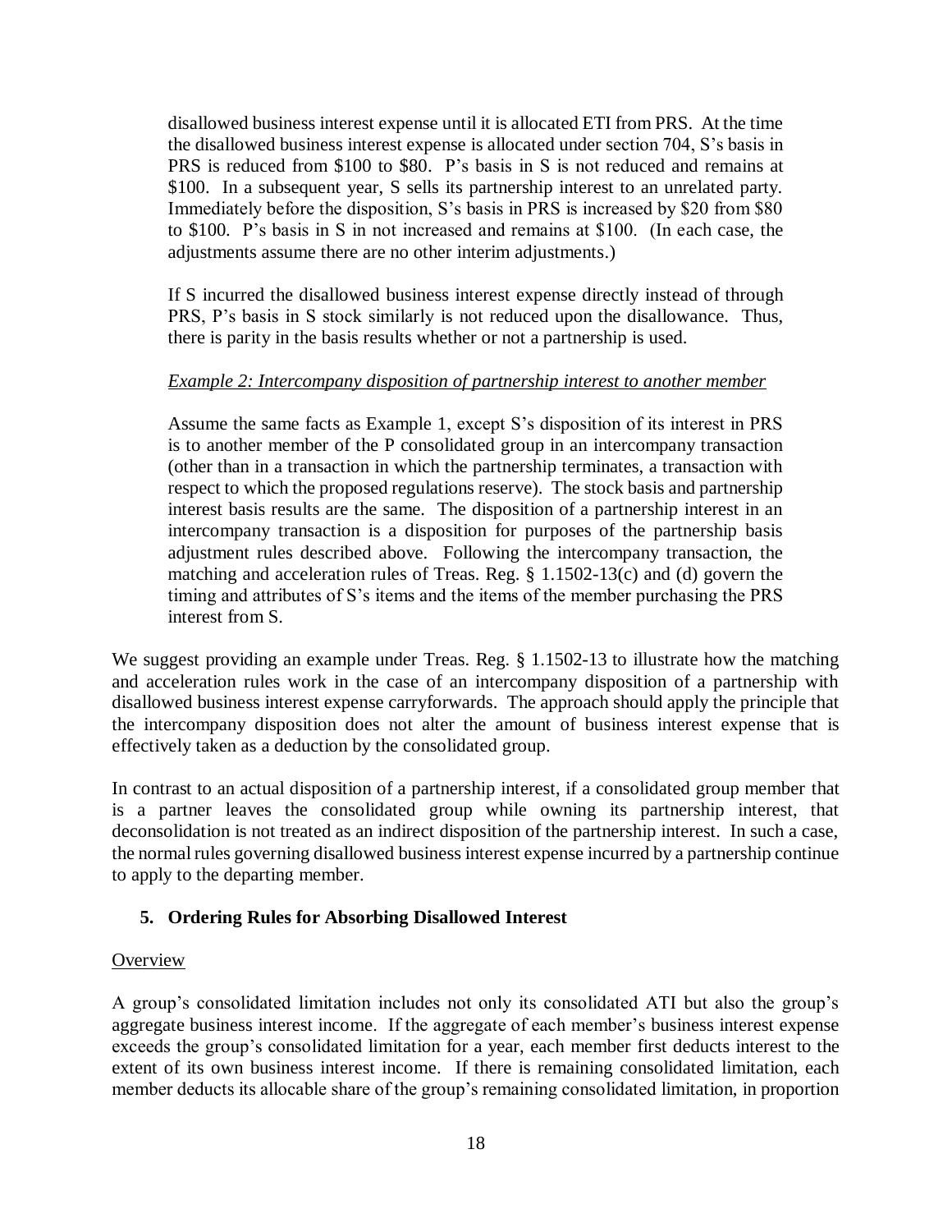disallowed business interest expense until it is allocated ETI from PRS. At the time the disallowed business interest expense is allocated under section 704, S's basis in PRS is reduced from $100 to $80. P's basis in S is not reduced and remains at $100. In a subsequent year, S sells its partnership interest to an unrelated party. Immediately before the disposition, S's basis in PRS is increased by $20 from $80 to $100. P's basis in S in not increased and remains at $100. (In each case, the adjustments assume there are no other interim adjustments.)

If S incurred the disallowed business interest expense directly instead of through PRS, P's basis in S stock similarly is not reduced upon the disallowance. Thus, there is parity in the basis results whether or not a partnership is used.

*Example 2: Intercompany disposition of partnership interest to another member*

Assume the same facts as Example 1, except S's disposition of its interest in PRS is to another member of the P consolidated group in an intercompany transaction (other than in a transaction in which the partnership terminates, a transaction with respect to which the proposed regulations reserve). The stock basis and partnership interest basis results are the same. The disposition of a partnership interest in an intercompany transaction is a disposition for purposes of the partnership basis adjustment rules described above. Following the intercompany transaction, the matching and acceleration rules of Treas. Reg. § 1.1502-13(c) and (d) govern the timing and attributes of S's items and the items of the member purchasing the PRS interest from S.

We suggest providing an example under Treas. Reg. § 1.1502-13 to illustrate how the matching and acceleration rules work in the case of an intercompany disposition of a partnership with disallowed business interest expense carryforwards. The approach should apply the principle that the intercompany disposition does not alter the amount of business interest expense that is effectively taken as a deduction by the consolidated group.

In contrast to an actual disposition of a partnership interest, if a consolidated group member that is a partner leaves the consolidated group while owning its partnership interest, that deconsolidation is not treated as an indirect disposition of the partnership interest. In such a case, the normal rules governing disallowed business interest expense incurred by a partnership continue to apply to the departing member.

### 5. Ordering Rules for Absorbing Disallowed Interest

Overview

A group's consolidated limitation includes not only its consolidated ATI but also the group's aggregate business interest income. If the aggregate of each member's business interest expense exceeds the group's consolidated limitation for a year, each member first deducts interest to the extent of its own business interest income. If there is remaining consolidated limitation, each member deducts its allocable share of the group's remaining consolidated limitation, in proportion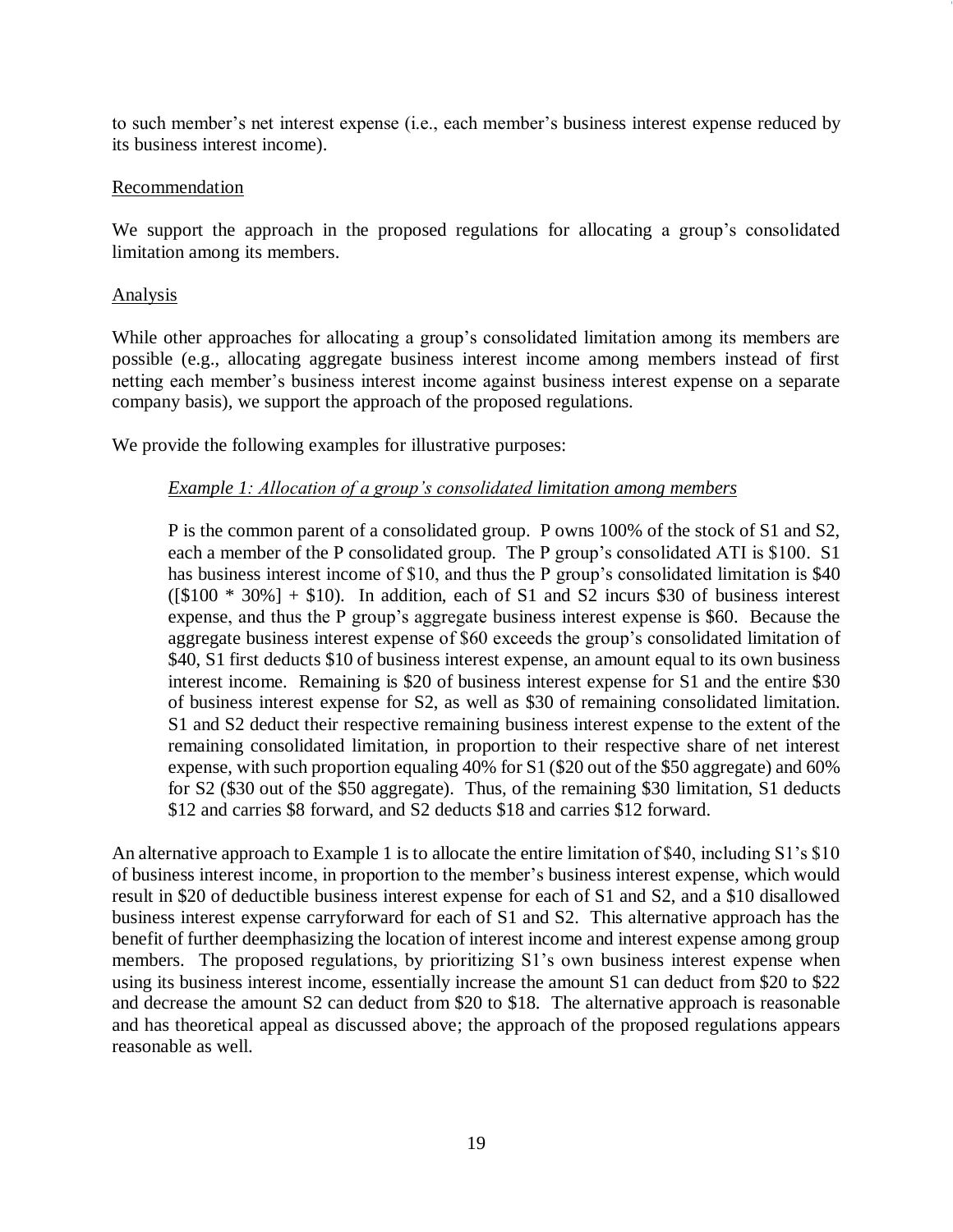to such member's net interest expense (i.e., each member's business interest expense reduced by its business interest income).

Recommendation

We support the approach in the proposed regulations for allocating a group's consolidated limitation among its members.

Analysis

While other approaches for allocating a group's consolidated limitation among its members are possible (e.g., allocating aggregate business interest income among members instead of first netting each member's business interest income against business interest expense on a separate company basis), we support the approach of the proposed regulations.

We provide the following examples for illustrative purposes:

> *Example 1: Allocation of a group's consolidated limitation among members*
>
> P is the common parent of a consolidated group. P owns 100% of the stock of S1 and S2, each a member of the P consolidated group. The P group's consolidated ATI is $100. S1 has business interest income of $10, and thus the P group's consolidated limitation is $40 ([$100 * 30%] + $10). In addition, each of S1 and S2 incurs $30 of business interest expense, and thus the P group's aggregate business interest expense is $60. Because the aggregate business interest expense of $60 exceeds the group's consolidated limitation of $40, S1 first deducts $10 of business interest expense, an amount equal to its own business interest income. Remaining is $20 of business interest expense for S1 and the entire $30 of business interest expense for S2, as well as $30 of remaining consolidated limitation. S1 and S2 deduct their respective remaining business interest expense to the extent of the remaining consolidated limitation, in proportion to their respective share of net interest expense, with such proportion equaling 40% for S1 ($20 out of the $50 aggregate) and 60% for S2 ($30 out of the $50 aggregate). Thus, of the remaining $30 limitation, S1 deducts $12 and carries $8 forward, and S2 deducts $18 and carries $12 forward.

An alternative approach to Example 1 is to allocate the entire limitation of $40, including S1's $10 of business interest income, in proportion to the member's business interest expense, which would result in $20 of deductible business interest expense for each of S1 and S2, and a $10 disallowed business interest expense carryforward for each of S1 and S2. This alternative approach has the benefit of further deemphasizing the location of interest income and interest expense among group members. The proposed regulations, by prioritizing S1's own business interest expense when using its business interest income, essentially increase the amount S1 can deduct from $20 to $22 and decrease the amount S2 can deduct from $20 to $18. The alternative approach is reasonable and has theoretical appeal as discussed above; the approach of the proposed regulations appears reasonable as well.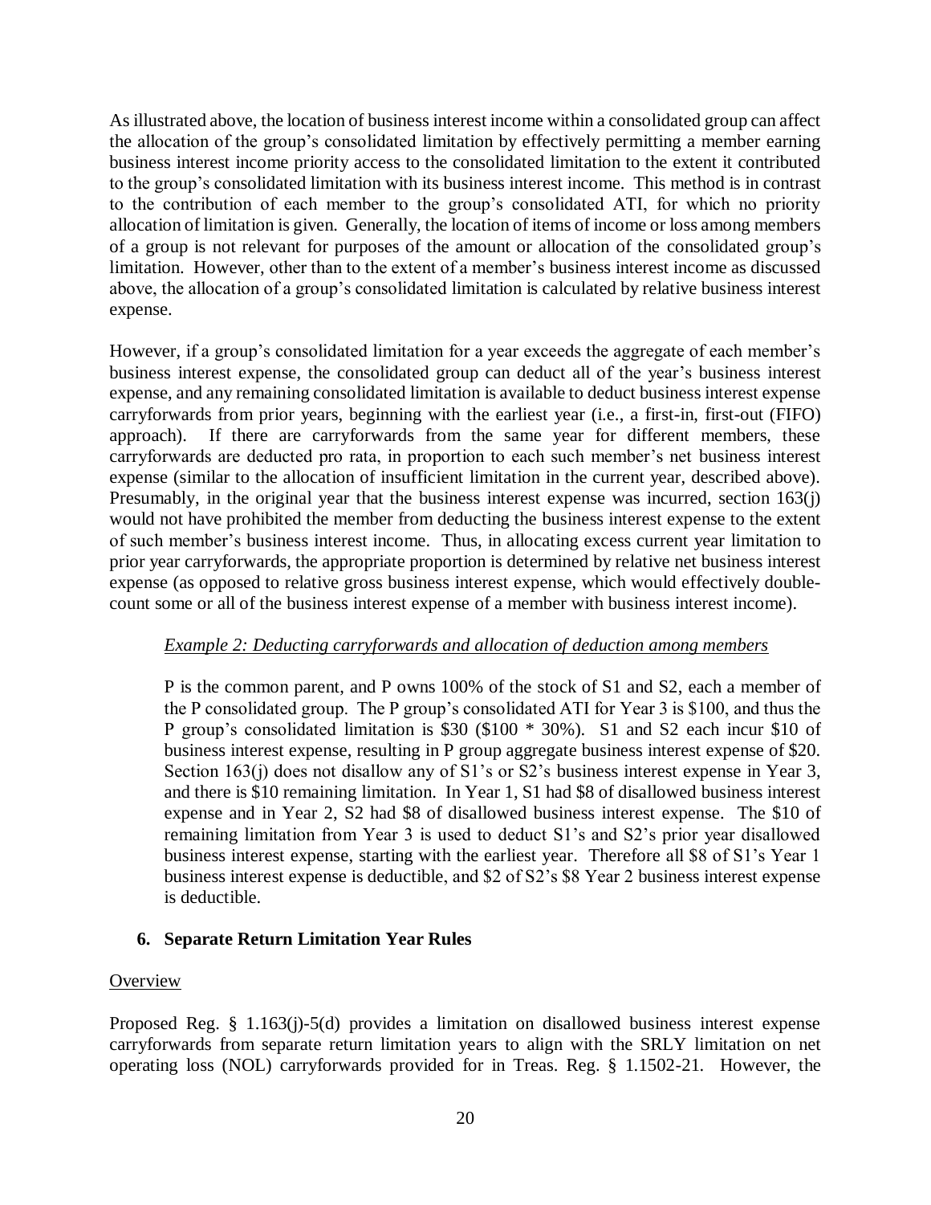As illustrated above, the location of business interest income within a consolidated group can affect the allocation of the group's consolidated limitation by effectively permitting a member earning business interest income priority access to the consolidated limitation to the extent it contributed to the group's consolidated limitation with its business interest income. This method is in contrast to the contribution of each member to the group's consolidated ATI, for which no priority allocation of limitation is given. Generally, the location of items of income or loss among members of a group is not relevant for purposes of the amount or allocation of the consolidated group's limitation. However, other than to the extent of a member's business interest income as discussed above, the allocation of a group's consolidated limitation is calculated by relative business interest expense.

However, if a group's consolidated limitation for a year exceeds the aggregate of each member's business interest expense, the consolidated group can deduct all of the year's business interest expense, and any remaining consolidated limitation is available to deduct business interest expense carryforwards from prior years, beginning with the earliest year (i.e., a first-in, first-out (FIFO) approach). If there are carryforwards from the same year for different members, these carryforwards are deducted pro rata, in proportion to each such member's net business interest expense (similar to the allocation of insufficient limitation in the current year, described above). Presumably, in the original year that the business interest expense was incurred, section 163(j) would not have prohibited the member from deducting the business interest expense to the extent of such member's business interest income. Thus, in allocating excess current year limitation to prior year carryforwards, the appropriate proportion is determined by relative net business interest expense (as opposed to relative gross business interest expense, which would effectively double-count some or all of the business interest expense of a member with business interest income).

> *Example 2: Deducting carryforwards and allocation of deduction among members*
>
> P is the common parent, and P owns 100% of the stock of S1 and S2, each a member of the P consolidated group. The P group's consolidated ATI for Year 3 is \$100, and thus the P group's consolidated limitation is \$30 (\$100 * 30%). S1 and S2 each incur \$10 of business interest expense, resulting in P group aggregate business interest expense of \$20. Section 163(j) does not disallow any of S1's or S2's business interest expense in Year 3, and there is \$10 remaining limitation. In Year 1, S1 had \$8 of disallowed business interest expense and in Year 2, S2 had \$8 of disallowed business interest expense. The \$10 of remaining limitation from Year 3 is used to deduct S1's and S2's prior year disallowed business interest expense, starting with the earliest year. Therefore all \$8 of S1's Year 1 business interest expense is deductible, and \$2 of S2's \$8 Year 2 business interest expense is deductible.

### 6. Separate Return Limitation Year Rules

Overview

Proposed Reg. § 1.163(j)-5(d) provides a limitation on disallowed business interest expense carryforwards from separate return limitation years to align with the SRLY limitation on net operating loss (NOL) carryforwards provided for in Treas. Reg. § 1.1502-21. However, the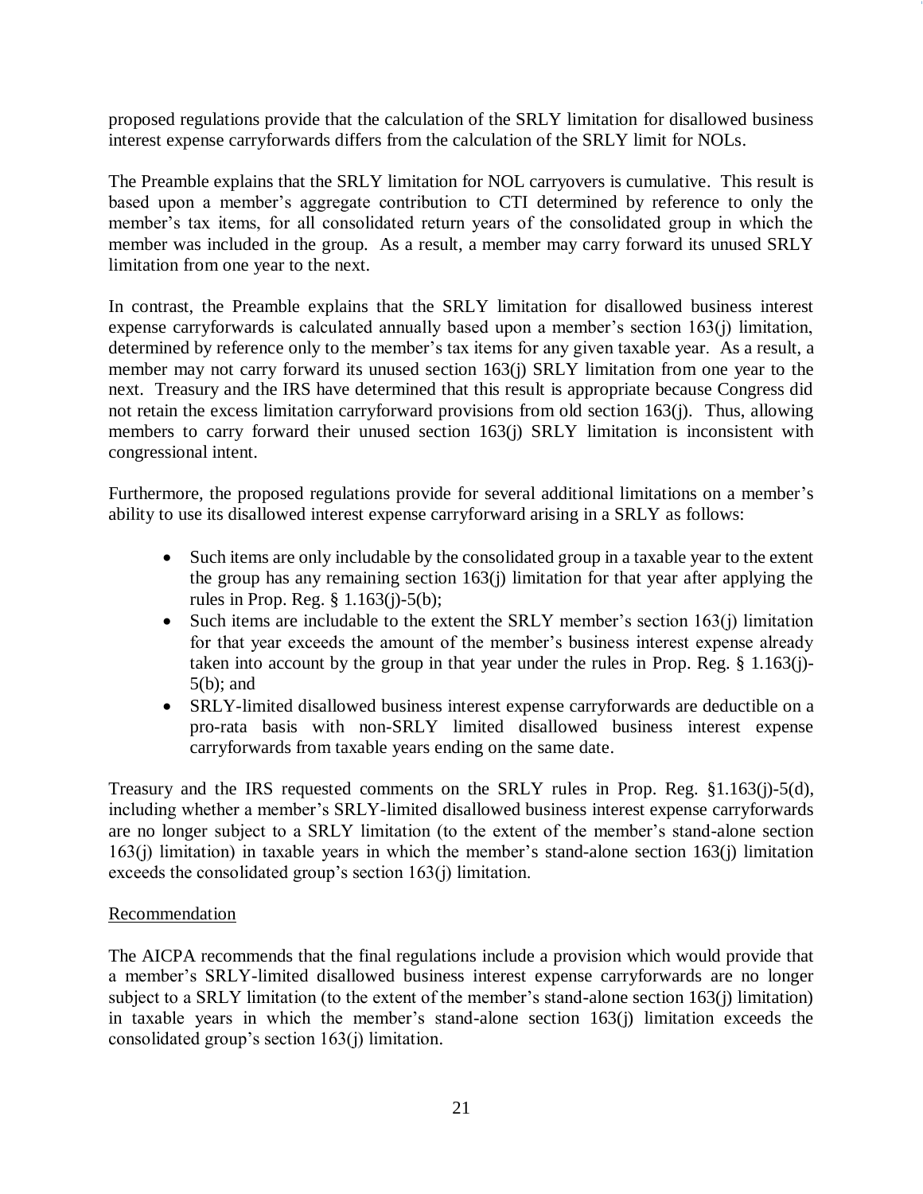proposed regulations provide that the calculation of the SRLY limitation for disallowed business interest expense carryforwards differs from the calculation of the SRLY limit for NOLs.

The Preamble explains that the SRLY limitation for NOL carryovers is cumulative. This result is based upon a member's aggregate contribution to CTI determined by reference to only the member's tax items, for all consolidated return years of the consolidated group in which the member was included in the group. As a result, a member may carry forward its unused SRLY limitation from one year to the next.

In contrast, the Preamble explains that the SRLY limitation for disallowed business interest expense carryforwards is calculated annually based upon a member's section 163(j) limitation, determined by reference only to the member's tax items for any given taxable year. As a result, a member may not carry forward its unused section 163(j) SRLY limitation from one year to the next. Treasury and the IRS have determined that this result is appropriate because Congress did not retain the excess limitation carryforward provisions from old section 163(j). Thus, allowing members to carry forward their unused section 163(j) SRLY limitation is inconsistent with congressional intent.

Furthermore, the proposed regulations provide for several additional limitations on a member's ability to use its disallowed interest expense carryforward arising in a SRLY as follows:

- Such items are only includable by the consolidated group in a taxable year to the extent the group has any remaining section 163(j) limitation for that year after applying the rules in Prop. Reg. § 1.163(j)-5(b);
- Such items are includable to the extent the SRLY member's section 163(j) limitation for that year exceeds the amount of the member's business interest expense already taken into account by the group in that year under the rules in Prop. Reg. § 1.163(j)-5(b); and
- SRLY-limited disallowed business interest expense carryforwards are deductible on a pro-rata basis with non-SRLY limited disallowed business interest expense carryforwards from taxable years ending on the same date.

Treasury and the IRS requested comments on the SRLY rules in Prop. Reg. §1.163(j)-5(d), including whether a member's SRLY-limited disallowed business interest expense carryforwards are no longer subject to a SRLY limitation (to the extent of the member's stand-alone section 163(j) limitation) in taxable years in which the member's stand-alone section 163(j) limitation exceeds the consolidated group's section 163(j) limitation.

Recommendation

The AICPA recommends that the final regulations include a provision which would provide that a member's SRLY-limited disallowed business interest expense carryforwards are no longer subject to a SRLY limitation (to the extent of the member's stand-alone section 163(j) limitation) in taxable years in which the member's stand-alone section 163(j) limitation exceeds the consolidated group's section 163(j) limitation.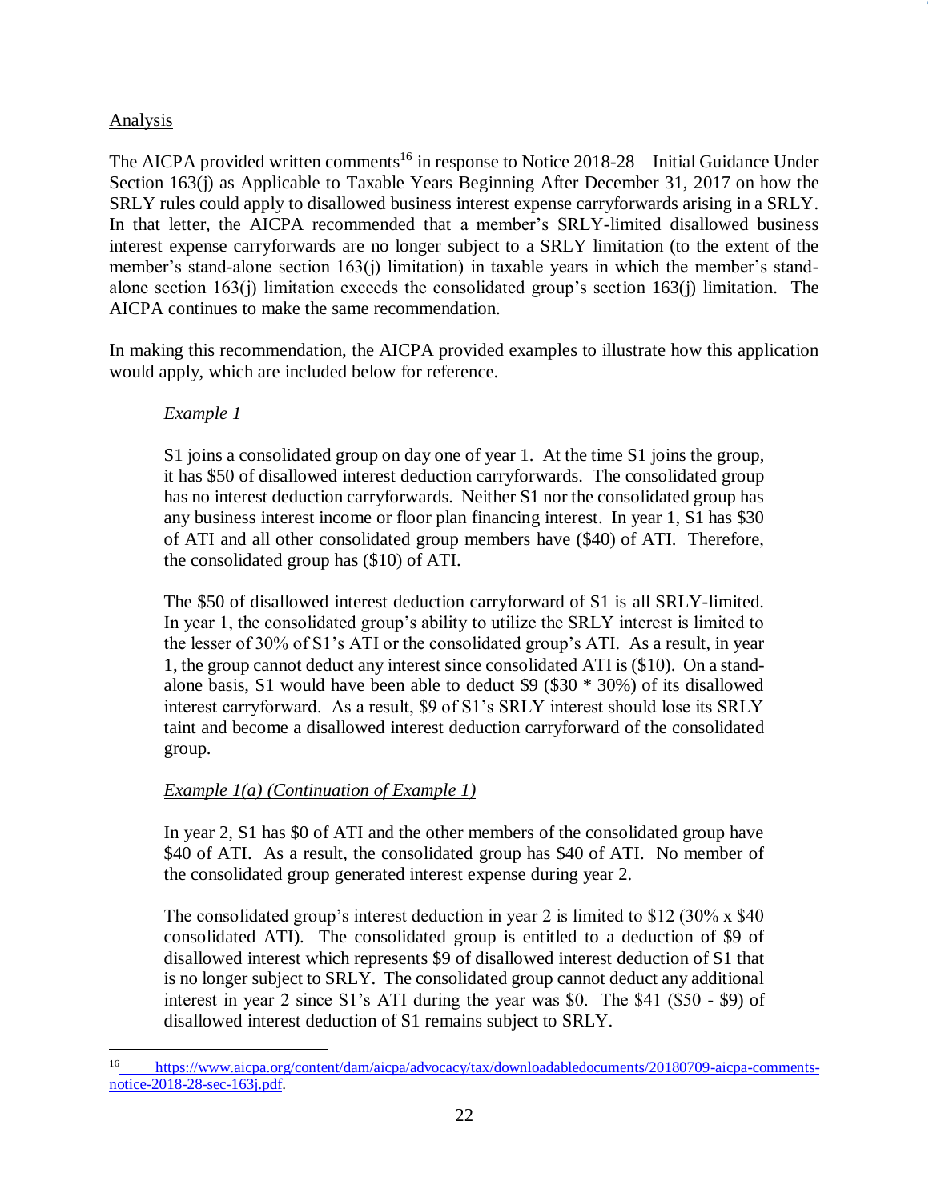Analysis

The AICPA provided written comments[16] in response to Notice 2018-28 – Initial Guidance Under Section 163(j) as Applicable to Taxable Years Beginning After December 31, 2017 on how the SRLY rules could apply to disallowed business interest expense carryforwards arising in a SRLY. In that letter, the AICPA recommended that a member's SRLY-limited disallowed business interest expense carryforwards are no longer subject to a SRLY limitation (to the extent of the member's stand-alone section 163(j) limitation) in taxable years in which the member's stand-alone section 163(j) limitation exceeds the consolidated group's section 163(j) limitation. The AICPA continues to make the same recommendation.

In making this recommendation, the AICPA provided examples to illustrate how this application would apply, which are included below for reference.

> *Example 1*
>
> S1 joins a consolidated group on day one of year 1. At the time S1 joins the group, it has $50 of disallowed interest deduction carryforwards. The consolidated group has no interest deduction carryforwards. Neither S1 nor the consolidated group has any business interest income or floor plan financing interest. In year 1, S1 has $30 of ATI and all other consolidated group members have ($40) of ATI. Therefore, the consolidated group has ($10) of ATI.
>
> The $50 of disallowed interest deduction carryforward of S1 is all SRLY-limited. In year 1, the consolidated group's ability to utilize the SRLY interest is limited to the lesser of 30% of S1's ATI or the consolidated group's ATI. As a result, in year 1, the group cannot deduct any interest since consolidated ATI is ($10). On a stand-alone basis, S1 would have been able to deduct $9 ($30 * 30%) of its disallowed interest carryforward. As a result, $9 of S1's SRLY interest should lose its SRLY taint and become a disallowed interest deduction carryforward of the consolidated group.
>
> *Example 1(a) (Continuation of Example 1)*
>
> In year 2, S1 has $0 of ATI and the other members of the consolidated group have $40 of ATI. As a result, the consolidated group has $40 of ATI. No member of the consolidated group generated interest expense during year 2.
>
> The consolidated group's interest deduction in year 2 is limited to $12 (30% x $40 consolidated ATI). The consolidated group is entitled to a deduction of $9 of disallowed interest which represents $9 of disallowed interest deduction of S1 that is no longer subject to SRLY. The consolidated group cannot deduct any additional interest in year 2 since S1's ATI during the year was $0. The $41 ($50 - $9) of disallowed interest deduction of S1 remains subject to SRLY.

---

[16] https://www.aicpa.org/content/dam/aicpa/advocacy/tax/downloadabledocuments/20180709-aicpa-comments-notice-2018-28-sec-163j.pdf.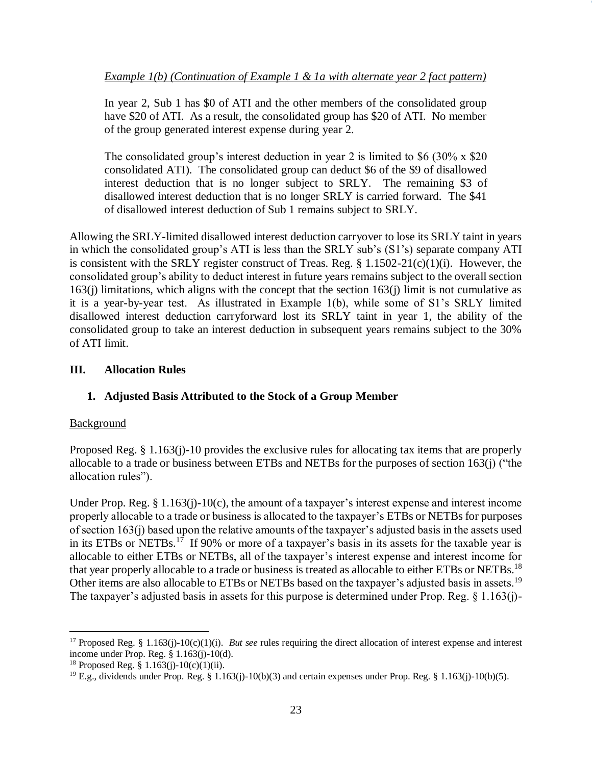*Example 1(b) (Continuation of Example 1 & 1a with alternate year 2 fact pattern)*

> In year 2, Sub 1 has $0 of ATI and the other members of the consolidated group have $20 of ATI. As a result, the consolidated group has $20 of ATI. No member of the group generated interest expense during year 2.
>
> The consolidated group's interest deduction in year 2 is limited to $6 (30% x $20 consolidated ATI). The consolidated group can deduct $6 of the $9 of disallowed interest deduction that is no longer subject to SRLY. The remaining $3 of disallowed interest deduction that is no longer SRLY is carried forward. The $41 of disallowed interest deduction of Sub 1 remains subject to SRLY.

Allowing the SRLY-limited disallowed interest deduction carryover to lose its SRLY taint in years in which the consolidated group's ATI is less than the SRLY sub's (S1's) separate company ATI is consistent with the SRLY register construct of Treas. Reg. § 1.1502-21(c)(1)(i). However, the consolidated group's ability to deduct interest in future years remains subject to the overall section 163(j) limitations, which aligns with the concept that the section 163(j) limit is not cumulative as it is a year-by-year test. As illustrated in Example 1(b), while some of S1's SRLY limited disallowed interest deduction carryforward lost its SRLY taint in year 1, the ability of the consolidated group to take an interest deduction in subsequent years remains subject to the 30% of ATI limit.

## III. Allocation Rules

### 1. Adjusted Basis Attributed to the Stock of a Group Member

Background

Proposed Reg. § 1.163(j)-10 provides the exclusive rules for allocating tax items that are properly allocable to a trade or business between ETBs and NETBs for the purposes of section 163(j) ("the allocation rules").

Under Prop. Reg. § 1.163(j)-10(c), the amount of a taxpayer's interest expense and interest income properly allocable to a trade or business is allocated to the taxpayer's ETBs or NETBs for purposes of section 163(j) based upon the relative amounts of the taxpayer's adjusted basis in the assets used in its ETBs or NETBs.[17] If 90% or more of a taxpayer's basis in its assets for the taxable year is allocable to either ETBs or NETBs, all of the taxpayer's interest expense and interest income for that year properly allocable to a trade or business is treated as allocable to either ETBs or NETBs.[18] Other items are also allocable to ETBs or NETBs based on the taxpayer's adjusted basis in assets.[19] The taxpayer's adjusted basis in assets for this purpose is determined under Prop. Reg. § 1.163(j)-

---

[17] Proposed Reg. § 1.163(j)-10(c)(1)(i). *But see* rules requiring the direct allocation of interest expense and interest income under Prop. Reg. § 1.163(j)-10(d).

[18] Proposed Reg. § 1.163(j)-10(c)(1)(ii).

[19] E.g., dividends under Prop. Reg. § 1.163(j)-10(b)(3) and certain expenses under Prop. Reg. § 1.163(j)-10(b)(5).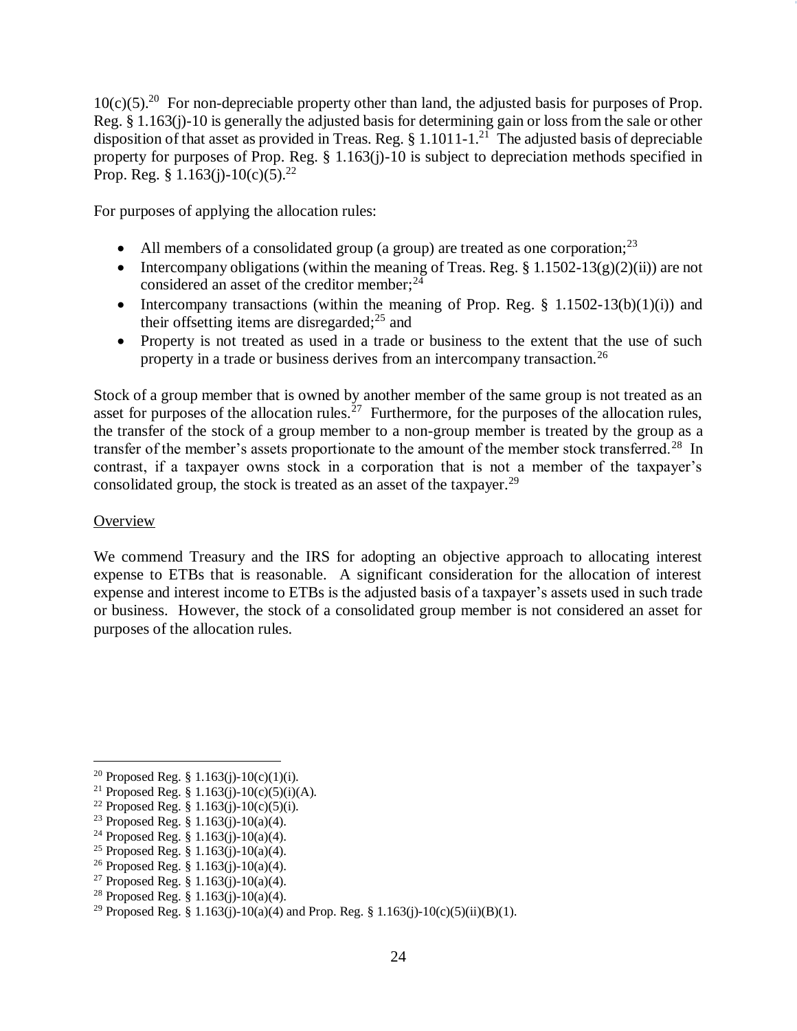10(c)(5).[20] For non-depreciable property other than land, the adjusted basis for purposes of Prop. Reg. § 1.163(j)-10 is generally the adjusted basis for determining gain or loss from the sale or other disposition of that asset as provided in Treas. Reg. § 1.1011-1.[21] The adjusted basis of depreciable property for purposes of Prop. Reg. § 1.163(j)-10 is subject to depreciation methods specified in Prop. Reg. § 1.163(j)-10(c)(5).[22]

For purposes of applying the allocation rules:

- All members of a consolidated group (a group) are treated as one corporation;[23]
- Intercompany obligations (within the meaning of Treas. Reg. § 1.1502-13(g)(2)(ii)) are not considered an asset of the creditor member;[24]
- Intercompany transactions (within the meaning of Prop. Reg. § 1.1502-13(b)(1)(i)) and their offsetting items are disregarded;[25] and
- Property is not treated as used in a trade or business to the extent that the use of such property in a trade or business derives from an intercompany transaction.[26]

Stock of a group member that is owned by another member of the same group is not treated as an asset for purposes of the allocation rules.[27] Furthermore, for the purposes of the allocation rules, the transfer of the stock of a group member to a non-group member is treated by the group as a transfer of the member's assets proportionate to the amount of the member stock transferred.[28] In contrast, if a taxpayer owns stock in a corporation that is not a member of the taxpayer's consolidated group, the stock is treated as an asset of the taxpayer.[29]

Overview

We commend Treasury and the IRS for adopting an objective approach to allocating interest expense to ETBs that is reasonable. A significant consideration for the allocation of interest expense and interest income to ETBs is the adjusted basis of a taxpayer's assets used in such trade or business. However, the stock of a consolidated group member is not considered an asset for purposes of the allocation rules.

---

[20] Proposed Reg. § 1.163(j)-10(c)(1)(i).
[21] Proposed Reg. § 1.163(j)-10(c)(5)(i)(A).
[22] Proposed Reg. § 1.163(j)-10(c)(5)(i).
[23] Proposed Reg. § 1.163(j)-10(a)(4).
[24] Proposed Reg. § 1.163(j)-10(a)(4).
[25] Proposed Reg. § 1.163(j)-10(a)(4).
[26] Proposed Reg. § 1.163(j)-10(a)(4).
[27] Proposed Reg. § 1.163(j)-10(a)(4).
[28] Proposed Reg. § 1.163(j)-10(a)(4).
[29] Proposed Reg. § 1.163(j)-10(a)(4) and Prop. Reg. § 1.163(j)-10(c)(5)(ii)(B)(1).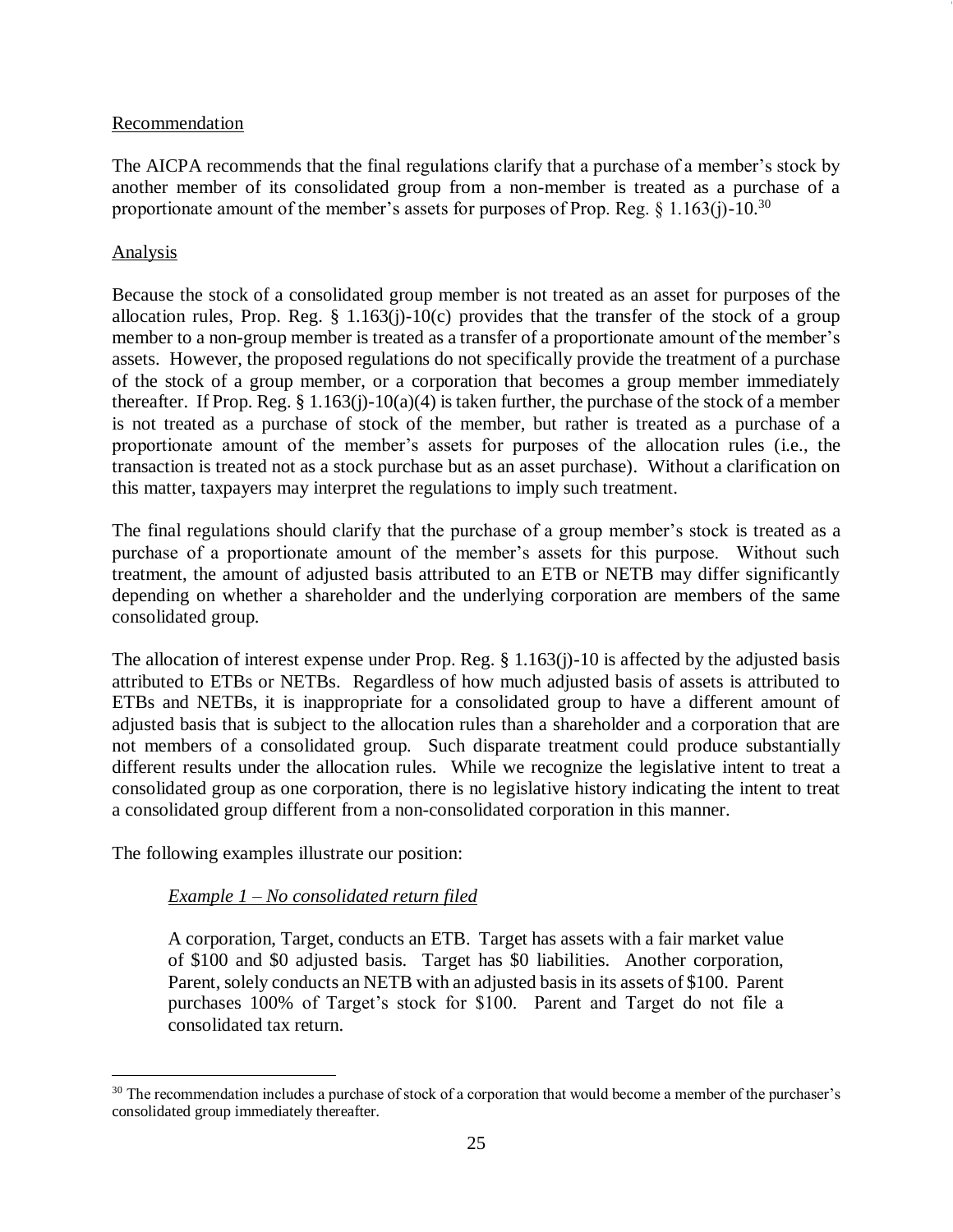Recommendation

The AICPA recommends that the final regulations clarify that a purchase of a member's stock by another member of its consolidated group from a non-member is treated as a purchase of a proportionate amount of the member's assets for purposes of Prop. Reg. § 1.163(j)-10.[30]

Analysis

Because the stock of a consolidated group member is not treated as an asset for purposes of the allocation rules, Prop. Reg. § 1.163(j)-10(c) provides that the transfer of the stock of a group member to a non-group member is treated as a transfer of a proportionate amount of the member's assets. However, the proposed regulations do not specifically provide the treatment of a purchase of the stock of a group member, or a corporation that becomes a group member immediately thereafter. If Prop. Reg. § 1.163(j)-10(a)(4) is taken further, the purchase of the stock of a member is not treated as a purchase of stock of the member, but rather is treated as a purchase of a proportionate amount of the member's assets for purposes of the allocation rules (i.e., the transaction is treated not as a stock purchase but as an asset purchase). Without a clarification on this matter, taxpayers may interpret the regulations to imply such treatment.

The final regulations should clarify that the purchase of a group member's stock is treated as a purchase of a proportionate amount of the member's assets for this purpose. Without such treatment, the amount of adjusted basis attributed to an ETB or NETB may differ significantly depending on whether a shareholder and the underlying corporation are members of the same consolidated group.

The allocation of interest expense under Prop. Reg. § 1.163(j)-10 is affected by the adjusted basis attributed to ETBs or NETBs. Regardless of how much adjusted basis of assets is attributed to ETBs and NETBs, it is inappropriate for a consolidated group to have a different amount of adjusted basis that is subject to the allocation rules than a shareholder and a corporation that are not members of a consolidated group. Such disparate treatment could produce substantially different results under the allocation rules. While we recognize the legislative intent to treat a consolidated group as one corporation, there is no legislative history indicating the intent to treat a consolidated group different from a non-consolidated corporation in this manner.

The following examples illustrate our position:

> *Example 1 – No consolidated return filed*
>
> A corporation, Target, conducts an ETB. Target has assets with a fair market value of \$100 and \$0 adjusted basis. Target has \$0 liabilities. Another corporation, Parent, solely conducts an NETB with an adjusted basis in its assets of \$100. Parent purchases 100% of Target's stock for \$100. Parent and Target do not file a consolidated tax return.

[30] The recommendation includes a purchase of stock of a corporation that would become a member of the purchaser's consolidated group immediately thereafter.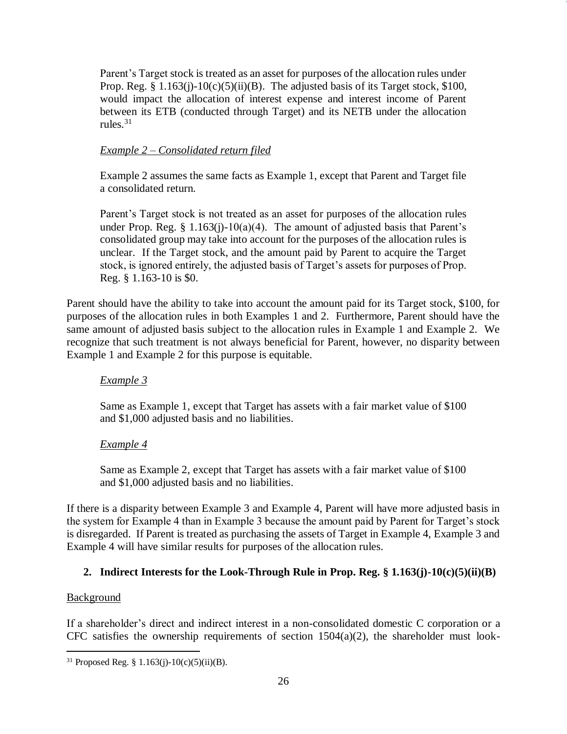> Parent's Target stock is treated as an asset for purposes of the allocation rules under Prop. Reg. § 1.163(j)-10(c)(5)(ii)(B). The adjusted basis of its Target stock, $100, would impact the allocation of interest expense and interest income of Parent between its ETB (conducted through Target) and its NETB under the allocation rules.[31]
>
> *Example 2 – Consolidated return filed*
>
> Example 2 assumes the same facts as Example 1, except that Parent and Target file a consolidated return.
>
> Parent's Target stock is not treated as an asset for purposes of the allocation rules under Prop. Reg. § 1.163(j)-10(a)(4). The amount of adjusted basis that Parent's consolidated group may take into account for the purposes of the allocation rules is unclear. If the Target stock, and the amount paid by Parent to acquire the Target stock, is ignored entirely, the adjusted basis of Target's assets for purposes of Prop. Reg. § 1.163-10 is $0.

Parent should have the ability to take into account the amount paid for its Target stock, $100, for purposes of the allocation rules in both Examples 1 and 2. Furthermore, Parent should have the same amount of adjusted basis subject to the allocation rules in Example 1 and Example 2. We recognize that such treatment is not always beneficial for Parent, however, no disparity between Example 1 and Example 2 for this purpose is equitable.

> *Example 3*
>
> Same as Example 1, except that Target has assets with a fair market value of $100 and $1,000 adjusted basis and no liabilities.
>
> *Example 4*
>
> Same as Example 2, except that Target has assets with a fair market value of $100 and $1,000 adjusted basis and no liabilities.

If there is a disparity between Example 3 and Example 4, Parent will have more adjusted basis in the system for Example 4 than in Example 3 because the amount paid by Parent for Target's stock is disregarded. If Parent is treated as purchasing the assets of Target in Example 4, Example 3 and Example 4 will have similar results for purposes of the allocation rules.

### 2. Indirect Interests for the Look-Through Rule in Prop. Reg. § 1.163(j)-10(c)(5)(ii)(B)

Background

If a shareholder's direct and indirect interest in a non-consolidated domestic C corporation or a CFC satisfies the ownership requirements of section 1504(a)(2), the shareholder must look-

---

[31] Proposed Reg. § 1.163(j)-10(c)(5)(ii)(B).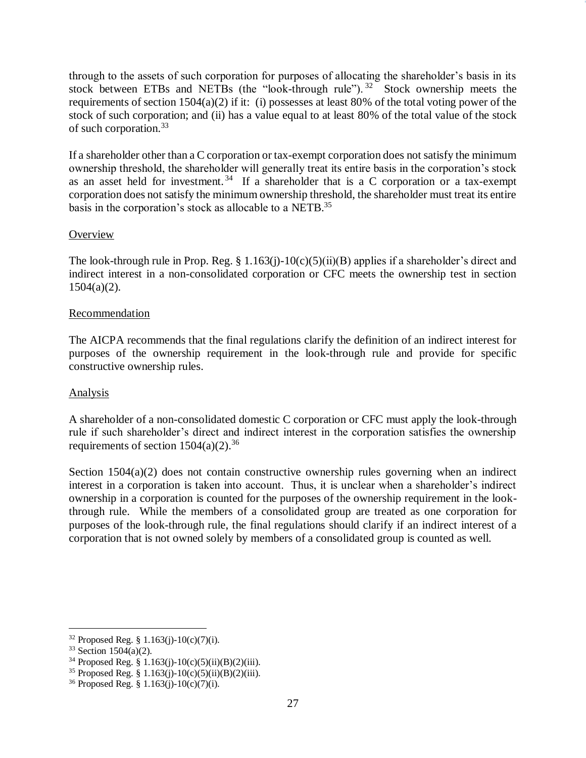through to the assets of such corporation for purposes of allocating the shareholder's basis in its stock between ETBs and NETBs (the "look-through rule").[32] Stock ownership meets the requirements of section 1504(a)(2) if it: (i) possesses at least 80% of the total voting power of the stock of such corporation; and (ii) has a value equal to at least 80% of the total value of the stock of such corporation.[33]

If a shareholder other than a C corporation or tax-exempt corporation does not satisfy the minimum ownership threshold, the shareholder will generally treat its entire basis in the corporation's stock as an asset held for investment.[34] If a shareholder that is a C corporation or a tax-exempt corporation does not satisfy the minimum ownership threshold, the shareholder must treat its entire basis in the corporation's stock as allocable to a NETB.[35]

Overview

The look-through rule in Prop. Reg. § 1.163(j)-10(c)(5)(ii)(B) applies if a shareholder's direct and indirect interest in a non-consolidated corporation or CFC meets the ownership test in section 1504(a)(2).

Recommendation

The AICPA recommends that the final regulations clarify the definition of an indirect interest for purposes of the ownership requirement in the look-through rule and provide for specific constructive ownership rules.

Analysis

A shareholder of a non-consolidated domestic C corporation or CFC must apply the look-through rule if such shareholder's direct and indirect interest in the corporation satisfies the ownership requirements of section 1504(a)(2).[36]

Section 1504(a)(2) does not contain constructive ownership rules governing when an indirect interest in a corporation is taken into account. Thus, it is unclear when a shareholder's indirect ownership in a corporation is counted for the purposes of the ownership requirement in the look-through rule. While the members of a consolidated group are treated as one corporation for purposes of the look-through rule, the final regulations should clarify if an indirect interest of a corporation that is not owned solely by members of a consolidated group is counted as well.

---

[32] Proposed Reg. § 1.163(j)-10(c)(7)(i).

[33] Section 1504(a)(2).

[34] Proposed Reg. § 1.163(j)-10(c)(5)(ii)(B)(2)(iii).

[35] Proposed Reg. § 1.163(j)-10(c)(5)(ii)(B)(2)(iii).

[36] Proposed Reg. § 1.163(j)-10(c)(7)(i).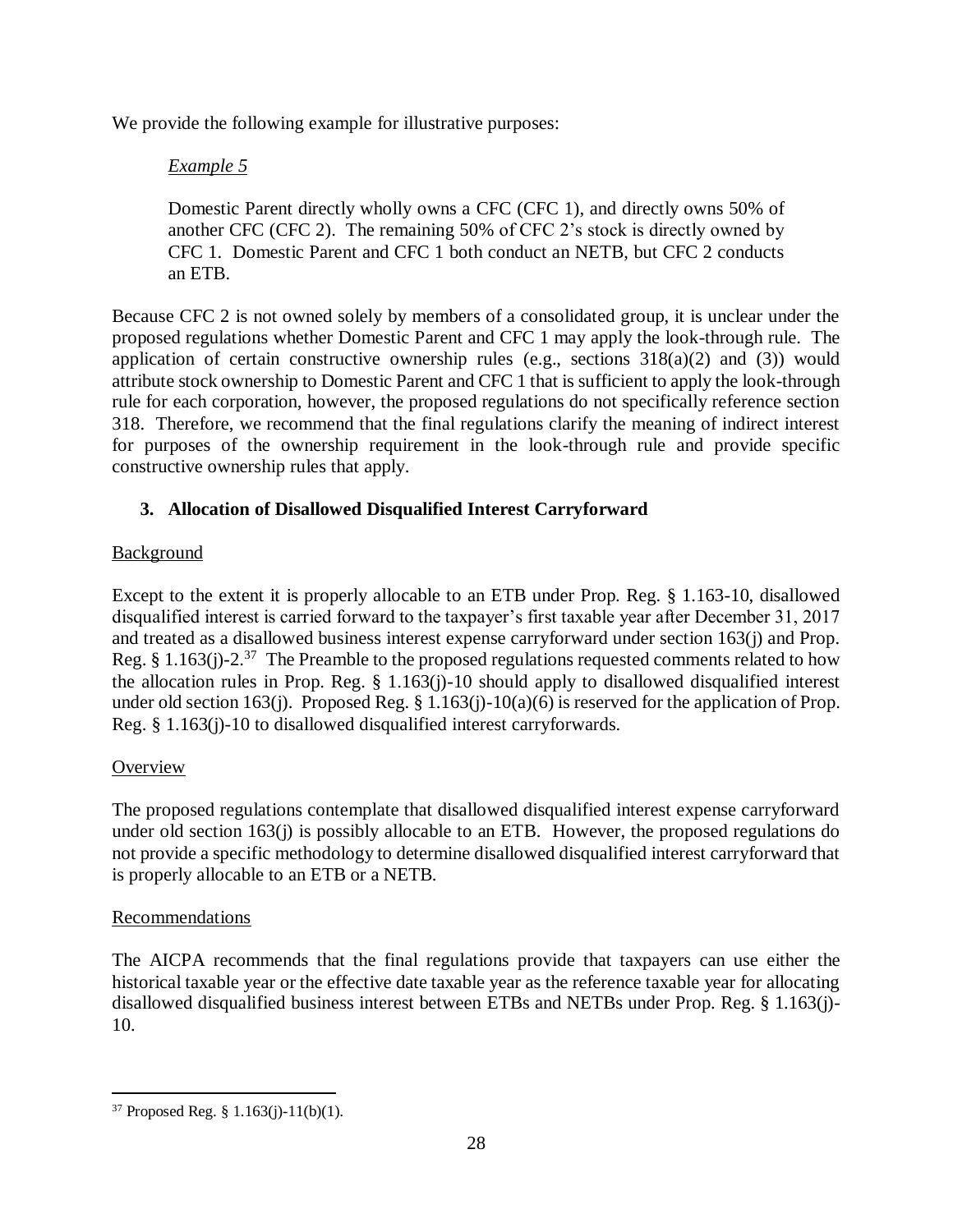We provide the following example for illustrative purposes:

> *Example 5*
>
> Domestic Parent directly wholly owns a CFC (CFC 1), and directly owns 50% of another CFC (CFC 2). The remaining 50% of CFC 2's stock is directly owned by CFC 1. Domestic Parent and CFC 1 both conduct an NETB, but CFC 2 conducts an ETB.

Because CFC 2 is not owned solely by members of a consolidated group, it is unclear under the proposed regulations whether Domestic Parent and CFC 1 may apply the look-through rule. The application of certain constructive ownership rules (e.g., sections 318(a)(2) and (3)) would attribute stock ownership to Domestic Parent and CFC 1 that is sufficient to apply the look-through rule for each corporation, however, the proposed regulations do not specifically reference section 318. Therefore, we recommend that the final regulations clarify the meaning of indirect interest for purposes of the ownership requirement in the look-through rule and provide specific constructive ownership rules that apply.

### 3. Allocation of Disallowed Disqualified Interest Carryforward

Background

Except to the extent it is properly allocable to an ETB under Prop. Reg. § 1.163-10, disallowed disqualified interest is carried forward to the taxpayer's first taxable year after December 31, 2017 and treated as a disallowed business interest expense carryforward under section 163(j) and Prop. Reg. § 1.163(j)-2.[37] The Preamble to the proposed regulations requested comments related to how the allocation rules in Prop. Reg. § 1.163(j)-10 should apply to disallowed disqualified interest under old section 163(j). Proposed Reg. § 1.163(j)-10(a)(6) is reserved for the application of Prop. Reg. § 1.163(j)-10 to disallowed disqualified interest carryforwards.

Overview

The proposed regulations contemplate that disallowed disqualified interest expense carryforward under old section 163(j) is possibly allocable to an ETB. However, the proposed regulations do not provide a specific methodology to determine disallowed disqualified interest carryforward that is properly allocable to an ETB or a NETB.

Recommendations

The AICPA recommends that the final regulations provide that taxpayers can use either the historical taxable year or the effective date taxable year as the reference taxable year for allocating disallowed disqualified business interest between ETBs and NETBs under Prop. Reg. § 1.163(j)-10.

---

[37] Proposed Reg. § 1.163(j)-11(b)(1).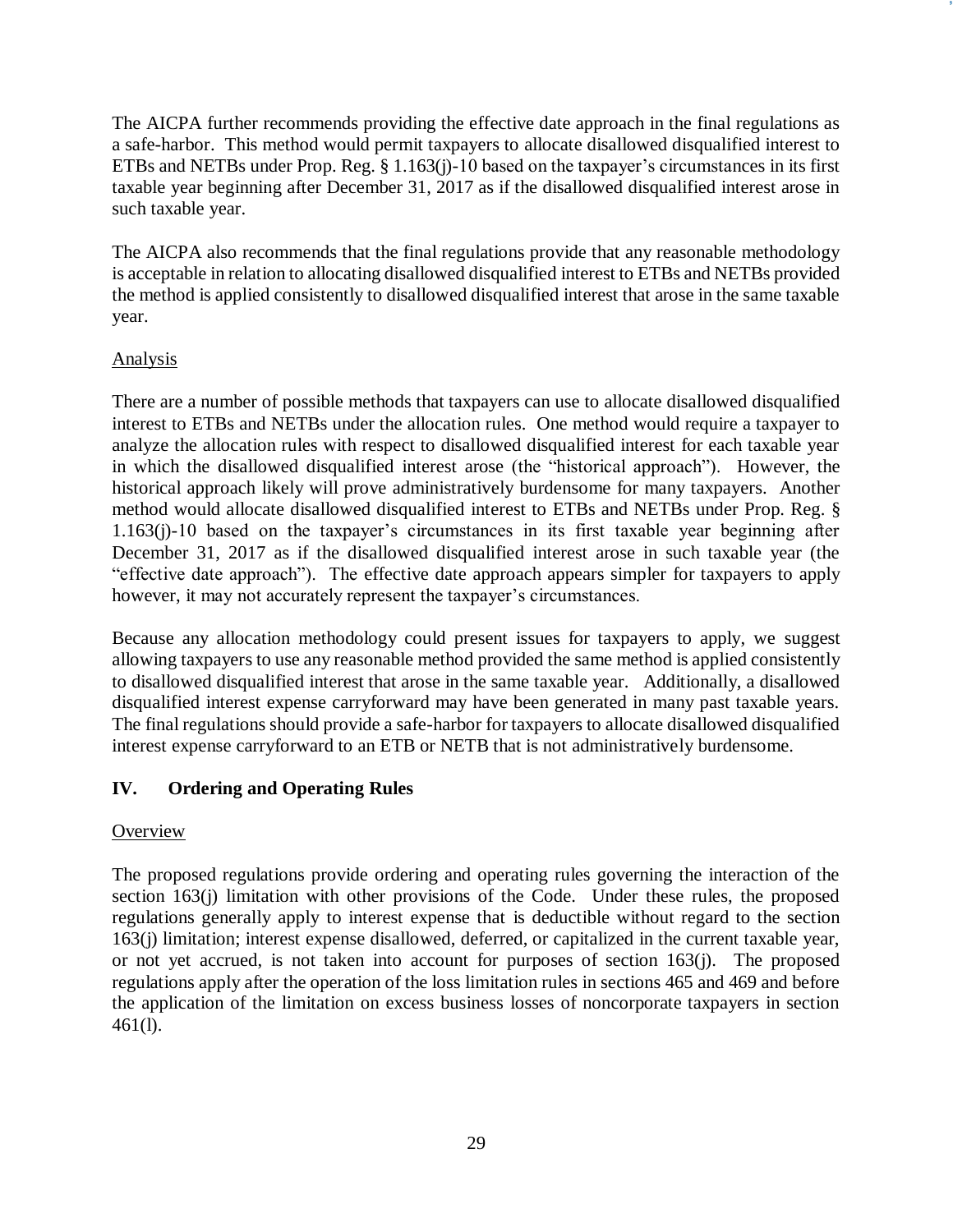The AICPA further recommends providing the effective date approach in the final regulations as a safe-harbor. This method would permit taxpayers to allocate disallowed disqualified interest to ETBs and NETBs under Prop. Reg. § 1.163(j)-10 based on the taxpayer's circumstances in its first taxable year beginning after December 31, 2017 as if the disallowed disqualified interest arose in such taxable year.

The AICPA also recommends that the final regulations provide that any reasonable methodology is acceptable in relation to allocating disallowed disqualified interest to ETBs and NETBs provided the method is applied consistently to disallowed disqualified interest that arose in the same taxable year.

Analysis

There are a number of possible methods that taxpayers can use to allocate disallowed disqualified interest to ETBs and NETBs under the allocation rules. One method would require a taxpayer to analyze the allocation rules with respect to disallowed disqualified interest for each taxable year in which the disallowed disqualified interest arose (the "historical approach"). However, the historical approach likely will prove administratively burdensome for many taxpayers. Another method would allocate disallowed disqualified interest to ETBs and NETBs under Prop. Reg. § 1.163(j)-10 based on the taxpayer's circumstances in its first taxable year beginning after December 31, 2017 as if the disallowed disqualified interest arose in such taxable year (the "effective date approach"). The effective date approach appears simpler for taxpayers to apply however, it may not accurately represent the taxpayer's circumstances.

Because any allocation methodology could present issues for taxpayers to apply, we suggest allowing taxpayers to use any reasonable method provided the same method is applied consistently to disallowed disqualified interest that arose in the same taxable year. Additionally, a disallowed disqualified interest expense carryforward may have been generated in many past taxable years. The final regulations should provide a safe-harbor for taxpayers to allocate disallowed disqualified interest expense carryforward to an ETB or NETB that is not administratively burdensome.

## IV. Ordering and Operating Rules

Overview

The proposed regulations provide ordering and operating rules governing the interaction of the section 163(j) limitation with other provisions of the Code. Under these rules, the proposed regulations generally apply to interest expense that is deductible without regard to the section 163(j) limitation; interest expense disallowed, deferred, or capitalized in the current taxable year, or not yet accrued, is not taken into account for purposes of section 163(j). The proposed regulations apply after the operation of the loss limitation rules in sections 465 and 469 and before the application of the limitation on excess business losses of noncorporate taxpayers in section 461(l).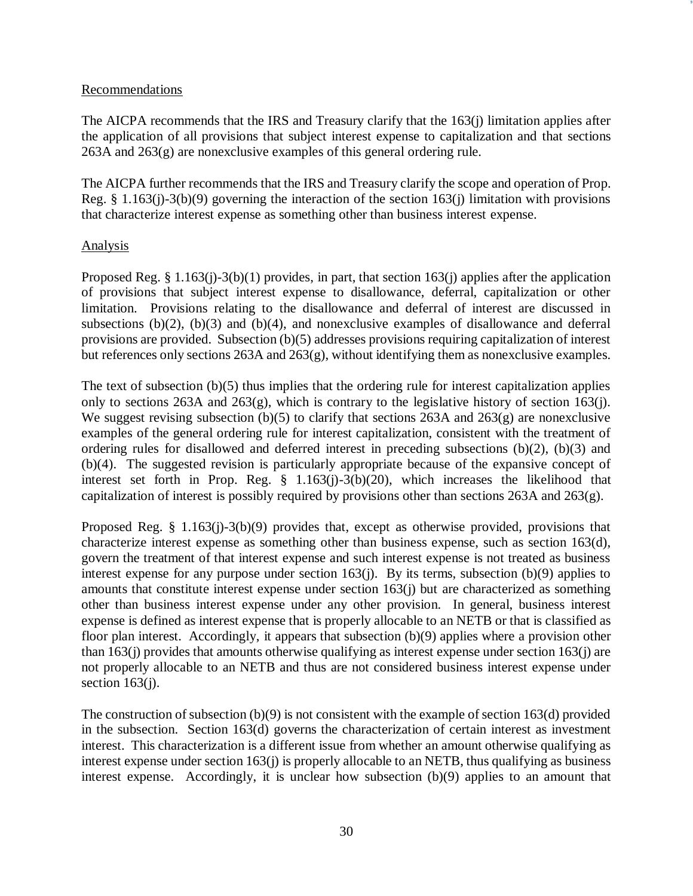Recommendations

The AICPA recommends that the IRS and Treasury clarify that the 163(j) limitation applies after the application of all provisions that subject interest expense to capitalization and that sections 263A and 263(g) are nonexclusive examples of this general ordering rule.

The AICPA further recommends that the IRS and Treasury clarify the scope and operation of Prop. Reg. § 1.163(j)-3(b)(9) governing the interaction of the section 163(j) limitation with provisions that characterize interest expense as something other than business interest expense.

Analysis

Proposed Reg. § 1.163(j)-3(b)(1) provides, in part, that section 163(j) applies after the application of provisions that subject interest expense to disallowance, deferral, capitalization or other limitation. Provisions relating to the disallowance and deferral of interest are discussed in subsections (b)(2), (b)(3) and (b)(4), and nonexclusive examples of disallowance and deferral provisions are provided. Subsection (b)(5) addresses provisions requiring capitalization of interest but references only sections 263A and 263(g), without identifying them as nonexclusive examples.

The text of subsection (b)(5) thus implies that the ordering rule for interest capitalization applies only to sections 263A and 263(g), which is contrary to the legislative history of section 163(j). We suggest revising subsection (b)(5) to clarify that sections 263A and 263(g) are nonexclusive examples of the general ordering rule for interest capitalization, consistent with the treatment of ordering rules for disallowed and deferred interest in preceding subsections (b)(2), (b)(3) and (b)(4). The suggested revision is particularly appropriate because of the expansive concept of interest set forth in Prop. Reg. § 1.163(j)-3(b)(20), which increases the likelihood that capitalization of interest is possibly required by provisions other than sections 263A and 263(g).

Proposed Reg. § 1.163(j)-3(b)(9) provides that, except as otherwise provided, provisions that characterize interest expense as something other than business expense, such as section 163(d), govern the treatment of that interest expense and such interest expense is not treated as business interest expense for any purpose under section 163(j). By its terms, subsection (b)(9) applies to amounts that constitute interest expense under section 163(j) but are characterized as something other than business interest expense under any other provision. In general, business interest expense is defined as interest expense that is properly allocable to an NETB or that is classified as floor plan interest. Accordingly, it appears that subsection (b)(9) applies where a provision other than 163(j) provides that amounts otherwise qualifying as interest expense under section 163(j) are not properly allocable to an NETB and thus are not considered business interest expense under section 163(j).

The construction of subsection (b)(9) is not consistent with the example of section 163(d) provided in the subsection. Section 163(d) governs the characterization of certain interest as investment interest. This characterization is a different issue from whether an amount otherwise qualifying as interest expense under section 163(j) is properly allocable to an NETB, thus qualifying as business interest expense. Accordingly, it is unclear how subsection (b)(9) applies to an amount that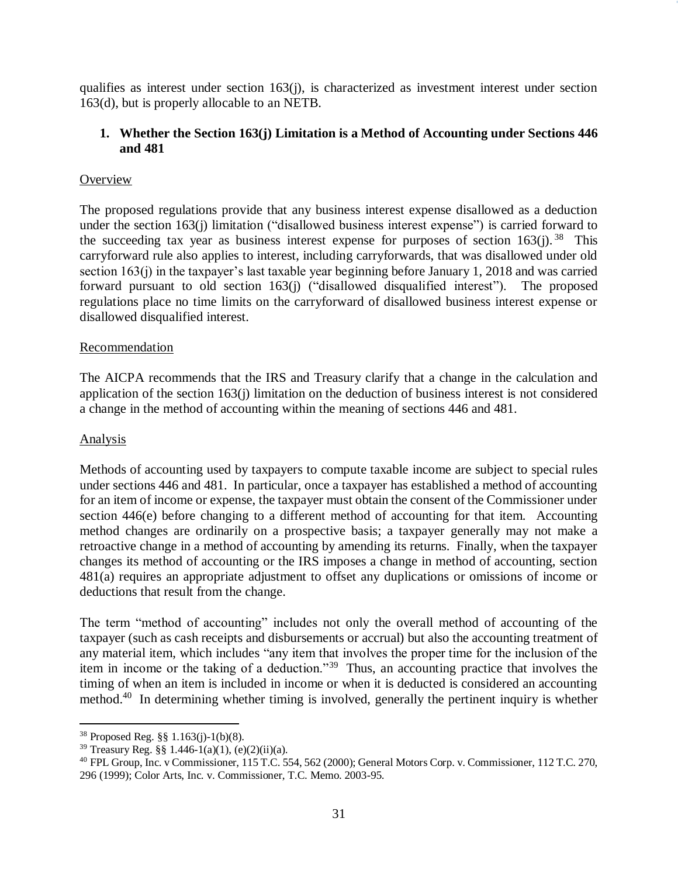qualifies as interest under section 163(j), is characterized as investment interest under section 163(d), but is properly allocable to an NETB.

**1. Whether the Section 163(j) Limitation is a Method of Accounting under Sections 446 and 481**

Overview

The proposed regulations provide that any business interest expense disallowed as a deduction under the section 163(j) limitation ("disallowed business interest expense") is carried forward to the succeeding tax year as business interest expense for purposes of section 163(j).[38] This carryforward rule also applies to interest, including carryforwards, that was disallowed under old section 163(j) in the taxpayer's last taxable year beginning before January 1, 2018 and was carried forward pursuant to old section 163(j) ("disallowed disqualified interest"). The proposed regulations place no time limits on the carryforward of disallowed business interest expense or disallowed disqualified interest.

Recommendation

The AICPA recommends that the IRS and Treasury clarify that a change in the calculation and application of the section 163(j) limitation on the deduction of business interest is not considered a change in the method of accounting within the meaning of sections 446 and 481.

Analysis

Methods of accounting used by taxpayers to compute taxable income are subject to special rules under sections 446 and 481. In particular, once a taxpayer has established a method of accounting for an item of income or expense, the taxpayer must obtain the consent of the Commissioner under section 446(e) before changing to a different method of accounting for that item. Accounting method changes are ordinarily on a prospective basis; a taxpayer generally may not make a retroactive change in a method of accounting by amending its returns. Finally, when the taxpayer changes its method of accounting or the IRS imposes a change in method of accounting, section 481(a) requires an appropriate adjustment to offset any duplications or omissions of income or deductions that result from the change.

The term "method of accounting" includes not only the overall method of accounting of the taxpayer (such as cash receipts and disbursements or accrual) but also the accounting treatment of any material item, which includes "any item that involves the proper time for the inclusion of the item in income or the taking of a deduction."[39] Thus, an accounting practice that involves the timing of when an item is included in income or when it is deducted is considered an accounting method.[40] In determining whether timing is involved, generally the pertinent inquiry is whether

---

[38] Proposed Reg. §§ 1.163(j)-1(b)(8).

[39] Treasury Reg. §§ 1.446-1(a)(1), (e)(2)(ii)(a).

[40] FPL Group, Inc. v Commissioner, 115 T.C. 554, 562 (2000); General Motors Corp. v. Commissioner, 112 T.C. 270, 296 (1999); Color Arts, Inc. v. Commissioner, T.C. Memo. 2003-95.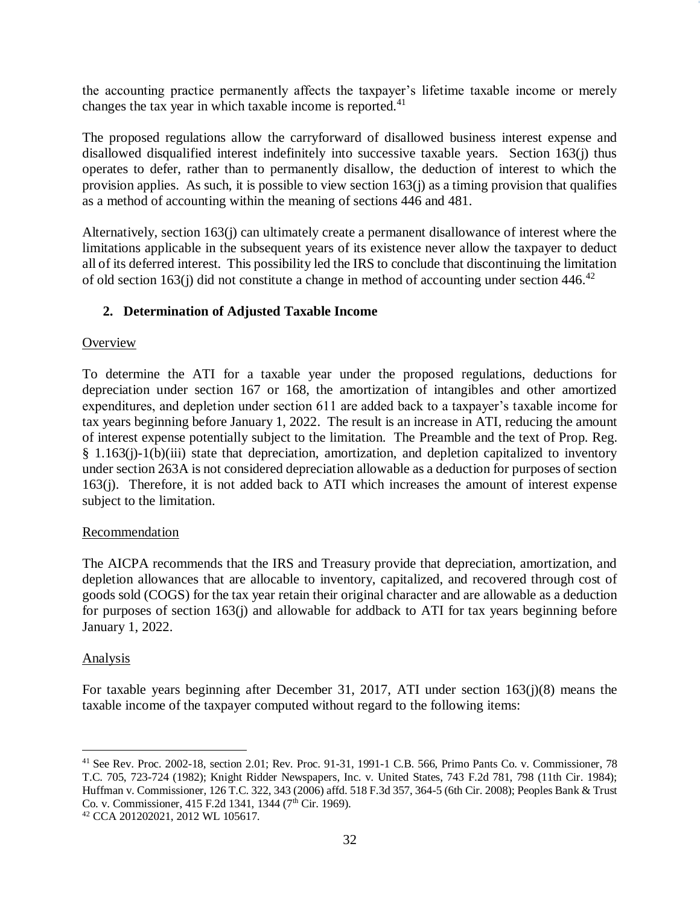the accounting practice permanently affects the taxpayer's lifetime taxable income or merely changes the tax year in which taxable income is reported.[41]

The proposed regulations allow the carryforward of disallowed business interest expense and disallowed disqualified interest indefinitely into successive taxable years. Section 163(j) thus operates to defer, rather than to permanently disallow, the deduction of interest to which the provision applies. As such, it is possible to view section 163(j) as a timing provision that qualifies as a method of accounting within the meaning of sections 446 and 481.

Alternatively, section 163(j) can ultimately create a permanent disallowance of interest where the limitations applicable in the subsequent years of its existence never allow the taxpayer to deduct all of its deferred interest. This possibility led the IRS to conclude that discontinuing the limitation of old section 163(j) did not constitute a change in method of accounting under section 446.[42]

### 2. Determination of Adjusted Taxable Income

Overview

To determine the ATI for a taxable year under the proposed regulations, deductions for depreciation under section 167 or 168, the amortization of intangibles and other amortized expenditures, and depletion under section 611 are added back to a taxpayer's taxable income for tax years beginning before January 1, 2022. The result is an increase in ATI, reducing the amount of interest expense potentially subject to the limitation. The Preamble and the text of Prop. Reg. § 1.163(j)-1(b)(iii) state that depreciation, amortization, and depletion capitalized to inventory under section 263A is not considered depreciation allowable as a deduction for purposes of section 163(j). Therefore, it is not added back to ATI which increases the amount of interest expense subject to the limitation.

Recommendation

The AICPA recommends that the IRS and Treasury provide that depreciation, amortization, and depletion allowances that are allocable to inventory, capitalized, and recovered through cost of goods sold (COGS) for the tax year retain their original character and are allowable as a deduction for purposes of section 163(j) and allowable for addback to ATI for tax years beginning before January 1, 2022.

Analysis

For taxable years beginning after December 31, 2017, ATI under section 163(j)(8) means the taxable income of the taxpayer computed without regard to the following items:

---

[41] See Rev. Proc. 2002-18, section 2.01; Rev. Proc. 91-31, 1991-1 C.B. 566, Primo Pants Co. v. Commissioner, 78 T.C. 705, 723-724 (1982); Knight Ridder Newspapers, Inc. v. United States, 743 F.2d 781, 798 (11th Cir. 1984); Huffman v. Commissioner, 126 T.C. 322, 343 (2006) affd. 518 F.3d 357, 364-5 (6th Cir. 2008); Peoples Bank & Trust Co. v. Commissioner, 415 F.2d 1341, 1344 (7th Cir. 1969).

[42] CCA 201202021, 2012 WL 105617.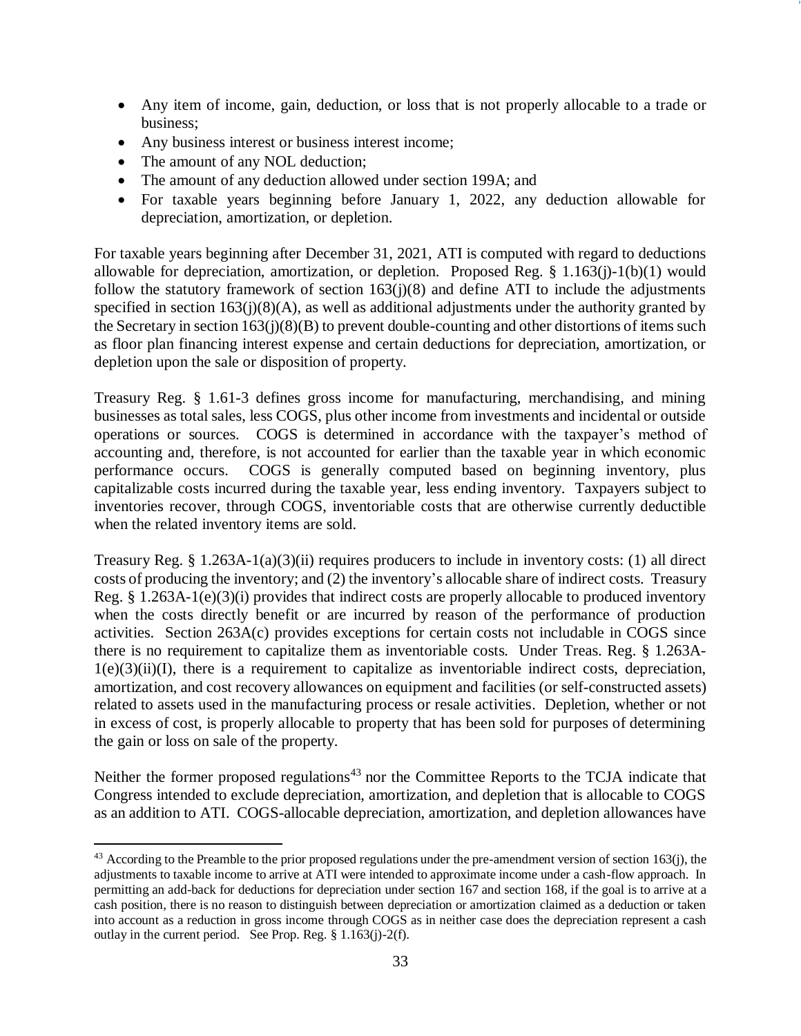- Any item of income, gain, deduction, or loss that is not properly allocable to a trade or business;
- Any business interest or business interest income;
- The amount of any NOL deduction;
- The amount of any deduction allowed under section 199A; and
- For taxable years beginning before January 1, 2022, any deduction allowable for depreciation, amortization, or depletion.

For taxable years beginning after December 31, 2021, ATI is computed with regard to deductions allowable for depreciation, amortization, or depletion. Proposed Reg. § 1.163(j)-1(b)(1) would follow the statutory framework of section 163(j)(8) and define ATI to include the adjustments specified in section 163(j)(8)(A), as well as additional adjustments under the authority granted by the Secretary in section 163(j)(8)(B) to prevent double-counting and other distortions of items such as floor plan financing interest expense and certain deductions for depreciation, amortization, or depletion upon the sale or disposition of property.

Treasury Reg. § 1.61-3 defines gross income for manufacturing, merchandising, and mining businesses as total sales, less COGS, plus other income from investments and incidental or outside operations or sources. COGS is determined in accordance with the taxpayer's method of accounting and, therefore, is not accounted for earlier than the taxable year in which economic performance occurs. COGS is generally computed based on beginning inventory, plus capitalizable costs incurred during the taxable year, less ending inventory. Taxpayers subject to inventories recover, through COGS, inventoriable costs that are otherwise currently deductible when the related inventory items are sold.

Treasury Reg. § 1.263A-1(a)(3)(ii) requires producers to include in inventory costs: (1) all direct costs of producing the inventory; and (2) the inventory's allocable share of indirect costs. Treasury Reg. § 1.263A-1(e)(3)(i) provides that indirect costs are properly allocable to produced inventory when the costs directly benefit or are incurred by reason of the performance of production activities. Section 263A(c) provides exceptions for certain costs not includable in COGS since there is no requirement to capitalize them as inventoriable costs. Under Treas. Reg. § 1.263A-1(e)(3)(ii)(I), there is a requirement to capitalize as inventoriable indirect costs, depreciation, amortization, and cost recovery allowances on equipment and facilities (or self-constructed assets) related to assets used in the manufacturing process or resale activities. Depletion, whether or not in excess of cost, is properly allocable to property that has been sold for purposes of determining the gain or loss on sale of the property.

Neither the former proposed regulations[43] nor the Committee Reports to the TCJA indicate that Congress intended to exclude depreciation, amortization, and depletion that is allocable to COGS as an addition to ATI. COGS-allocable depreciation, amortization, and depletion allowances have

---

[43] According to the Preamble to the prior proposed regulations under the pre-amendment version of section 163(j), the adjustments to taxable income to arrive at ATI were intended to approximate income under a cash-flow approach. In permitting an add-back for deductions for depreciation under section 167 and section 168, if the goal is to arrive at a cash position, there is no reason to distinguish between depreciation or amortization claimed as a deduction or taken into account as a reduction in gross income through COGS as in neither case does the depreciation represent a cash outlay in the current period. See Prop. Reg. § 1.163(j)-2(f).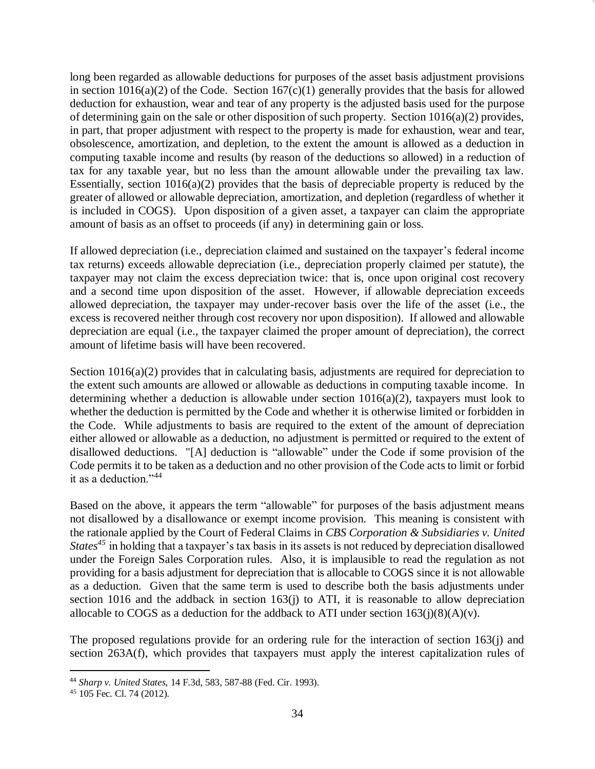long been regarded as allowable deductions for purposes of the asset basis adjustment provisions in section 1016(a)(2) of the Code. Section 167(c)(1) generally provides that the basis for allowed deduction for exhaustion, wear and tear of any property is the adjusted basis used for the purpose of determining gain on the sale or other disposition of such property. Section 1016(a)(2) provides, in part, that proper adjustment with respect to the property is made for exhaustion, wear and tear, obsolescence, amortization, and depletion, to the extent the amount is allowed as a deduction in computing taxable income and results (by reason of the deductions so allowed) in a reduction of tax for any taxable year, but no less than the amount allowable under the prevailing tax law. Essentially, section 1016(a)(2) provides that the basis of depreciable property is reduced by the greater of allowed or allowable depreciation, amortization, and depletion (regardless of whether it is included in COGS). Upon disposition of a given asset, a taxpayer can claim the appropriate amount of basis as an offset to proceeds (if any) in determining gain or loss.

If allowed depreciation (i.e., depreciation claimed and sustained on the taxpayer's federal income tax returns) exceeds allowable depreciation (i.e., depreciation properly claimed per statute), the taxpayer may not claim the excess depreciation twice: that is, once upon original cost recovery and a second time upon disposition of the asset. However, if allowable depreciation exceeds allowed depreciation, the taxpayer may under-recover basis over the life of the asset (i.e., the excess is recovered neither through cost recovery nor upon disposition). If allowed and allowable depreciation are equal (i.e., the taxpayer claimed the proper amount of depreciation), the correct amount of lifetime basis will have been recovered.

Section 1016(a)(2) provides that in calculating basis, adjustments are required for depreciation to the extent such amounts are allowed or allowable as deductions in computing taxable income. In determining whether a deduction is allowable under section 1016(a)(2), taxpayers must look to whether the deduction is permitted by the Code and whether it is otherwise limited or forbidden in the Code. While adjustments to basis are required to the extent of the amount of depreciation either allowed or allowable as a deduction, no adjustment is permitted or required to the extent of disallowed deductions. "[A] deduction is "allowable" under the Code if some provision of the Code permits it to be taken as a deduction and no other provision of the Code acts to limit or forbid it as a deduction."[44]

Based on the above, it appears the term "allowable" for purposes of the basis adjustment means not disallowed by a disallowance or exempt income provision. This meaning is consistent with the rationale applied by the Court of Federal Claims in *CBS Corporation & Subsidiaries v. United States*[45] in holding that a taxpayer's tax basis in its assets is not reduced by depreciation disallowed under the Foreign Sales Corporation rules. Also, it is implausible to read the regulation as not providing for a basis adjustment for depreciation that is allocable to COGS since it is not allowable as a deduction. Given that the same term is used to describe both the basis adjustments under section 1016 and the addback in section 163(j) to ATI, it is reasonable to allow depreciation allocable to COGS as a deduction for the addback to ATI under section 163(j)(8)(A)(v).

The proposed regulations provide for an ordering rule for the interaction of section 163(j) and section 263A(f), which provides that taxpayers must apply the interest capitalization rules of

---

[44] *Sharp v. United States,* 14 F.3d, 583, 587-88 (Fed. Cir. 1993).

[45] 105 Fec. Cl. 74 (2012).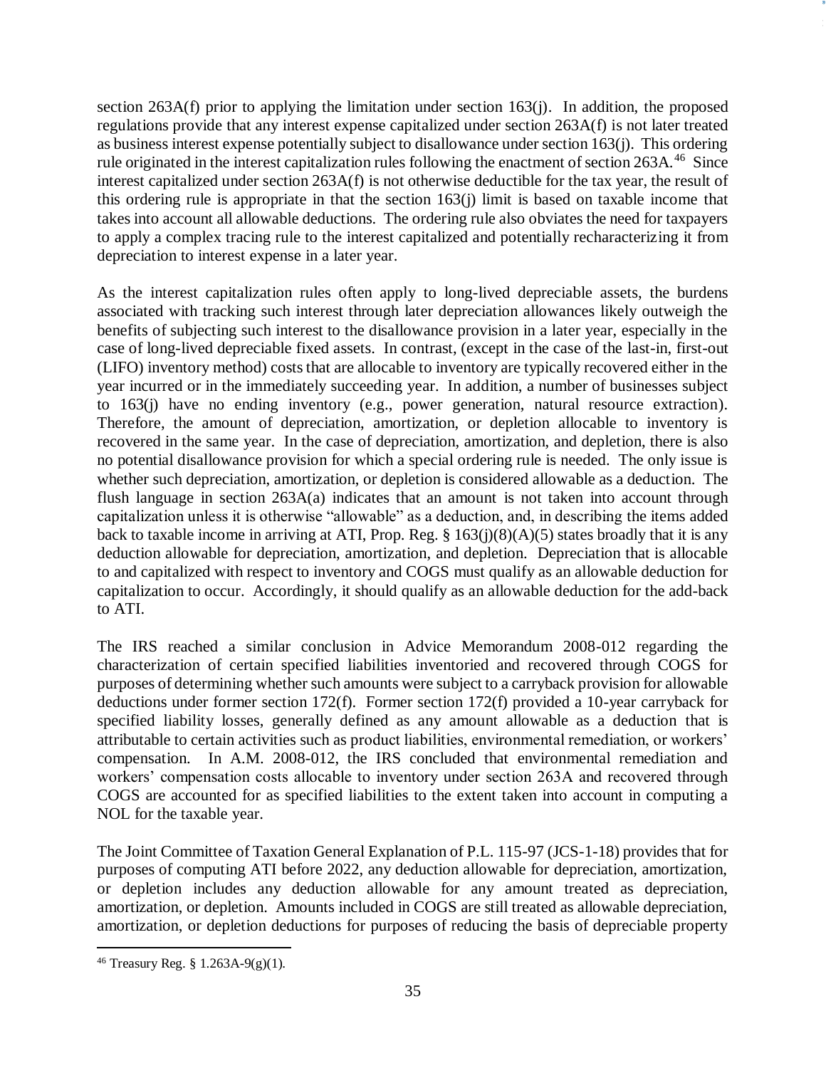section 263A(f) prior to applying the limitation under section 163(j). In addition, the proposed regulations provide that any interest expense capitalized under section 263A(f) is not later treated as business interest expense potentially subject to disallowance under section 163(j). This ordering rule originated in the interest capitalization rules following the enactment of section 263A.[46] Since interest capitalized under section 263A(f) is not otherwise deductible for the tax year, the result of this ordering rule is appropriate in that the section 163(j) limit is based on taxable income that takes into account all allowable deductions. The ordering rule also obviates the need for taxpayers to apply a complex tracing rule to the interest capitalized and potentially recharacterizing it from depreciation to interest expense in a later year.

As the interest capitalization rules often apply to long-lived depreciable assets, the burdens associated with tracking such interest through later depreciation allowances likely outweigh the benefits of subjecting such interest to the disallowance provision in a later year, especially in the case of long-lived depreciable fixed assets. In contrast, (except in the case of the last-in, first-out (LIFO) inventory method) costs that are allocable to inventory are typically recovered either in the year incurred or in the immediately succeeding year. In addition, a number of businesses subject to 163(j) have no ending inventory (e.g., power generation, natural resource extraction). Therefore, the amount of depreciation, amortization, or depletion allocable to inventory is recovered in the same year. In the case of depreciation, amortization, and depletion, there is also no potential disallowance provision for which a special ordering rule is needed. The only issue is whether such depreciation, amortization, or depletion is considered allowable as a deduction. The flush language in section 263A(a) indicates that an amount is not taken into account through capitalization unless it is otherwise "allowable" as a deduction, and, in describing the items added back to taxable income in arriving at ATI, Prop. Reg. § 163(j)(8)(A)(5) states broadly that it is any deduction allowable for depreciation, amortization, and depletion. Depreciation that is allocable to and capitalized with respect to inventory and COGS must qualify as an allowable deduction for capitalization to occur. Accordingly, it should qualify as an allowable deduction for the add-back to ATI.

The IRS reached a similar conclusion in Advice Memorandum 2008-012 regarding the characterization of certain specified liabilities inventoried and recovered through COGS for purposes of determining whether such amounts were subject to a carryback provision for allowable deductions under former section 172(f). Former section 172(f) provided a 10-year carryback for specified liability losses, generally defined as any amount allowable as a deduction that is attributable to certain activities such as product liabilities, environmental remediation, or workers' compensation. In A.M. 2008-012, the IRS concluded that environmental remediation and workers' compensation costs allocable to inventory under section 263A and recovered through COGS are accounted for as specified liabilities to the extent taken into account in computing a NOL for the taxable year.

The Joint Committee of Taxation General Explanation of P.L. 115-97 (JCS-1-18) provides that for purposes of computing ATI before 2022, any deduction allowable for depreciation, amortization, or depletion includes any deduction allowable for any amount treated as depreciation, amortization, or depletion. Amounts included in COGS are still treated as allowable depreciation, amortization, or depletion deductions for purposes of reducing the basis of depreciable property

[46] Treasury Reg. § 1.263A-9(g)(1).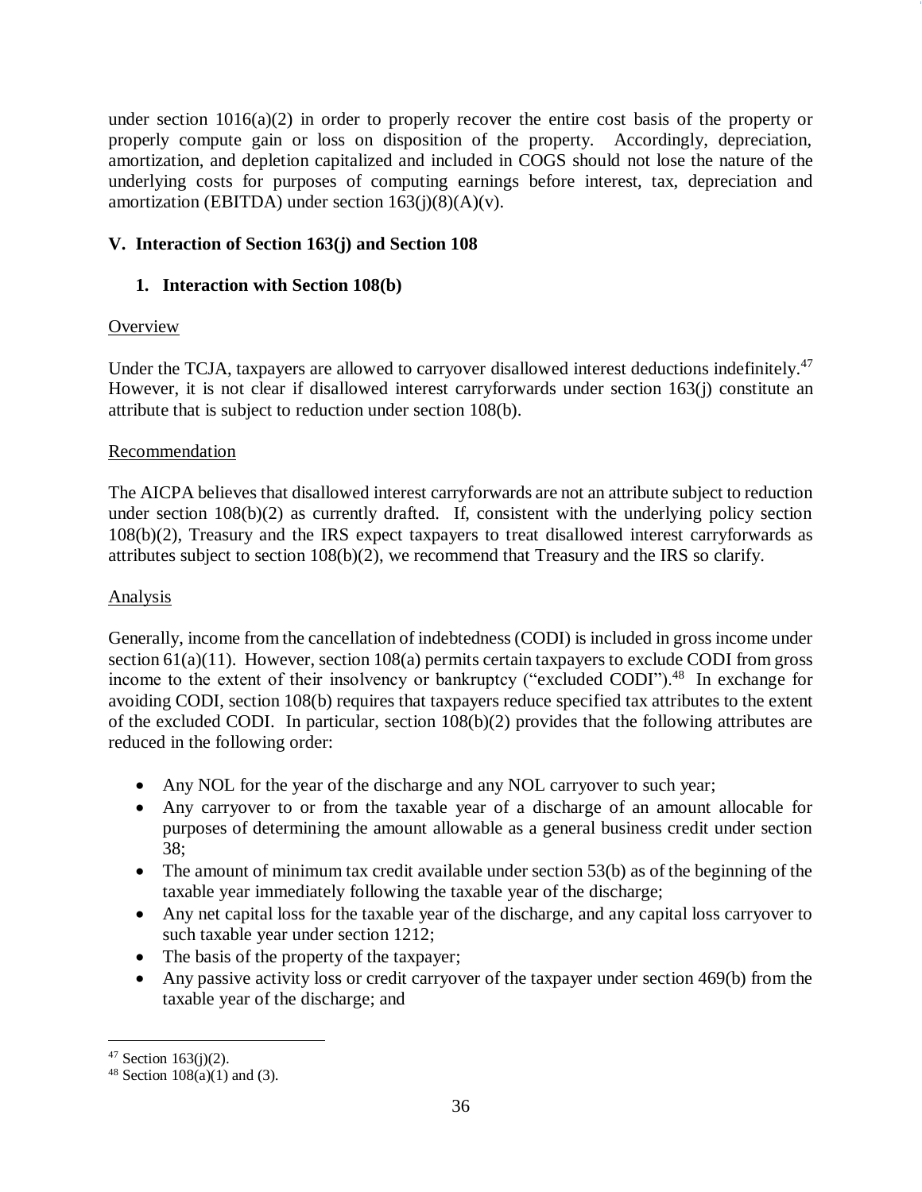under section 1016(a)(2) in order to properly recover the entire cost basis of the property or properly compute gain or loss on disposition of the property. Accordingly, depreciation, amortization, and depletion capitalized and included in COGS should not lose the nature of the underlying costs for purposes of computing earnings before interest, tax, depreciation and amortization (EBITDA) under section 163(j)(8)(A)(v).

## V. Interaction of Section 163(j) and Section 108

### 1. Interaction with Section 108(b)

Overview

Under the TCJA, taxpayers are allowed to carryover disallowed interest deductions indefinitely.[47] However, it is not clear if disallowed interest carryforwards under section 163(j) constitute an attribute that is subject to reduction under section 108(b).

Recommendation

The AICPA believes that disallowed interest carryforwards are not an attribute subject to reduction under section 108(b)(2) as currently drafted. If, consistent with the underlying policy section 108(b)(2), Treasury and the IRS expect taxpayers to treat disallowed interest carryforwards as attributes subject to section 108(b)(2), we recommend that Treasury and the IRS so clarify.

Analysis

Generally, income from the cancellation of indebtedness (CODI) is included in gross income under section 61(a)(11). However, section 108(a) permits certain taxpayers to exclude CODI from gross income to the extent of their insolvency or bankruptcy ("excluded CODI").[48] In exchange for avoiding CODI, section 108(b) requires that taxpayers reduce specified tax attributes to the extent of the excluded CODI. In particular, section 108(b)(2) provides that the following attributes are reduced in the following order:

- Any NOL for the year of the discharge and any NOL carryover to such year;
- Any carryover to or from the taxable year of a discharge of an amount allocable for purposes of determining the amount allowable as a general business credit under section 38;
- The amount of minimum tax credit available under section 53(b) as of the beginning of the taxable year immediately following the taxable year of the discharge;
- Any net capital loss for the taxable year of the discharge, and any capital loss carryover to such taxable year under section 1212;
- The basis of the property of the taxpayer;
- Any passive activity loss or credit carryover of the taxpayer under section 469(b) from the taxable year of the discharge; and

---

[47] Section 163(j)(2).

[48] Section 108(a)(1) and (3).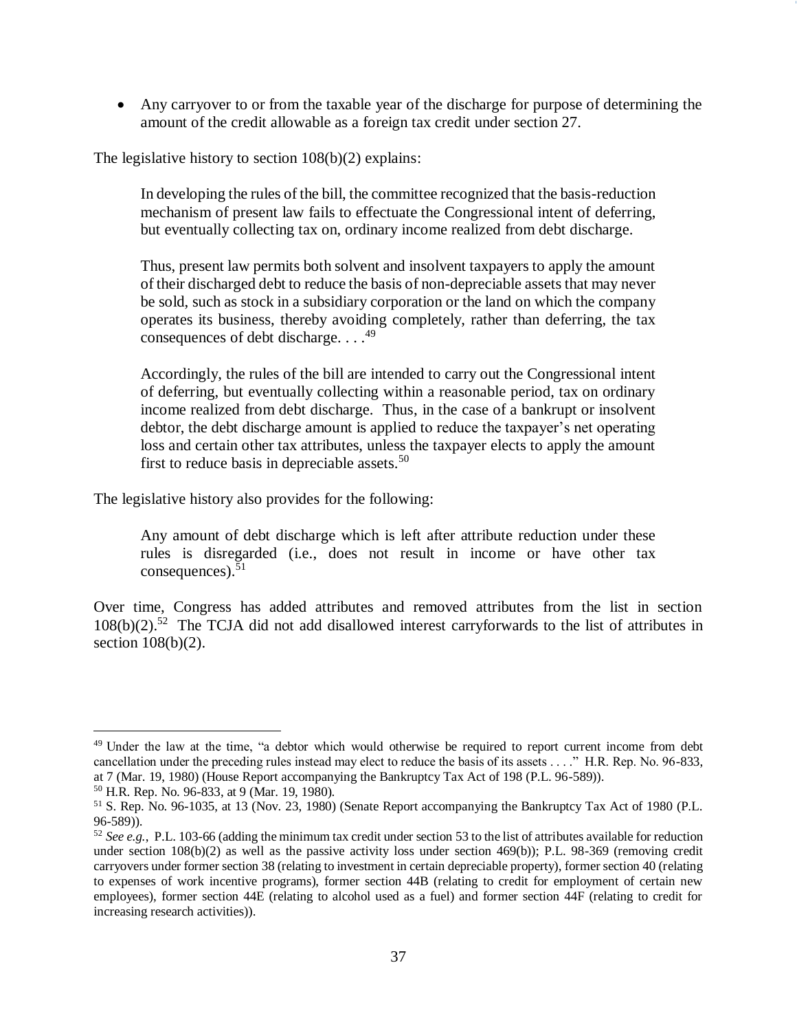- Any carryover to or from the taxable year of the discharge for purpose of determining the amount of the credit allowable as a foreign tax credit under section 27.

The legislative history to section 108(b)(2) explains:

> In developing the rules of the bill, the committee recognized that the basis-reduction mechanism of present law fails to effectuate the Congressional intent of deferring, but eventually collecting tax on, ordinary income realized from debt discharge.
>
> Thus, present law permits both solvent and insolvent taxpayers to apply the amount of their discharged debt to reduce the basis of non-depreciable assets that may never be sold, such as stock in a subsidiary corporation or the land on which the company operates its business, thereby avoiding completely, rather than deferring, the tax consequences of debt discharge. . . .[49]
>
> Accordingly, the rules of the bill are intended to carry out the Congressional intent of deferring, but eventually collecting within a reasonable period, tax on ordinary income realized from debt discharge. Thus, in the case of a bankrupt or insolvent debtor, the debt discharge amount is applied to reduce the taxpayer's net operating loss and certain other tax attributes, unless the taxpayer elects to apply the amount first to reduce basis in depreciable assets.[50]

The legislative history also provides for the following:

> Any amount of debt discharge which is left after attribute reduction under these rules is disregarded (i.e., does not result in income or have other tax consequences).[51]

Over time, Congress has added attributes and removed attributes from the list in section 108(b)(2).[52] The TCJA did not add disallowed interest carryforwards to the list of attributes in section 108(b)(2).

---

[49] Under the law at the time, "a debtor which would otherwise be required to report current income from debt cancellation under the preceding rules instead may elect to reduce the basis of its assets . . . ." H.R. Rep. No. 96-833, at 7 (Mar. 19, 1980) (House Report accompanying the Bankruptcy Tax Act of 198 (P.L. 96-589)).

[50] H.R. Rep. No. 96-833, at 9 (Mar. 19, 1980).

[51] S. Rep. No. 96-1035, at 13 (Nov. 23, 1980) (Senate Report accompanying the Bankruptcy Tax Act of 1980 (P.L. 96-589)).

[52] *See e.g.*, P.L. 103-66 (adding the minimum tax credit under section 53 to the list of attributes available for reduction under section 108(b)(2) as well as the passive activity loss under section 469(b)); P.L. 98-369 (removing credit carryovers under former section 38 (relating to investment in certain depreciable property), former section 40 (relating to expenses of work incentive programs), former section 44B (relating to credit for employment of certain new employees), former section 44E (relating to alcohol used as a fuel) and former section 44F (relating to credit for increasing research activities)).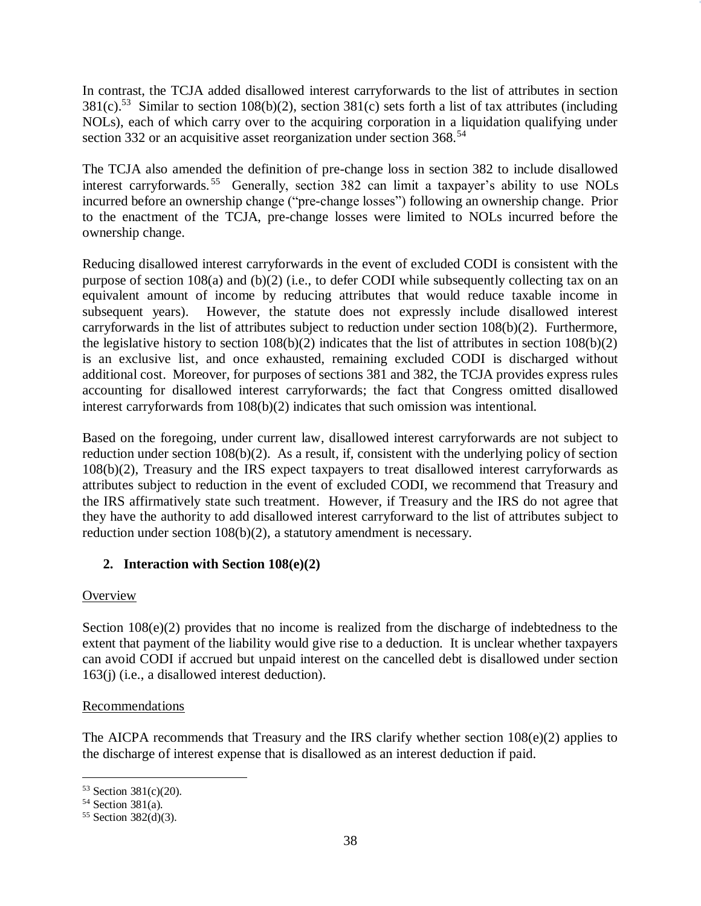In contrast, the TCJA added disallowed interest carryforwards to the list of attributes in section 381(c).[53] Similar to section 108(b)(2), section 381(c) sets forth a list of tax attributes (including NOLs), each of which carry over to the acquiring corporation in a liquidation qualifying under section 332 or an acquisitive asset reorganization under section 368.[54]

The TCJA also amended the definition of pre-change loss in section 382 to include disallowed interest carryforwards.[55] Generally, section 382 can limit a taxpayer's ability to use NOLs incurred before an ownership change ("pre-change losses") following an ownership change. Prior to the enactment of the TCJA, pre-change losses were limited to NOLs incurred before the ownership change.

Reducing disallowed interest carryforwards in the event of excluded CODI is consistent with the purpose of section 108(a) and (b)(2) (i.e., to defer CODI while subsequently collecting tax on an equivalent amount of income by reducing attributes that would reduce taxable income in subsequent years). However, the statute does not expressly include disallowed interest carryforwards in the list of attributes subject to reduction under section 108(b)(2). Furthermore, the legislative history to section 108(b)(2) indicates that the list of attributes in section 108(b)(2) is an exclusive list, and once exhausted, remaining excluded CODI is discharged without additional cost. Moreover, for purposes of sections 381 and 382, the TCJA provides express rules accounting for disallowed interest carryforwards; the fact that Congress omitted disallowed interest carryforwards from 108(b)(2) indicates that such omission was intentional.

Based on the foregoing, under current law, disallowed interest carryforwards are not subject to reduction under section 108(b)(2). As a result, if, consistent with the underlying policy of section 108(b)(2), Treasury and the IRS expect taxpayers to treat disallowed interest carryforwards as attributes subject to reduction in the event of excluded CODI, we recommend that Treasury and the IRS affirmatively state such treatment. However, if Treasury and the IRS do not agree that they have the authority to add disallowed interest carryforward to the list of attributes subject to reduction under section 108(b)(2), a statutory amendment is necessary.

### 2. Interaction with Section 108(e)(2)

Overview

Section 108(e)(2) provides that no income is realized from the discharge of indebtedness to the extent that payment of the liability would give rise to a deduction. It is unclear whether taxpayers can avoid CODI if accrued but unpaid interest on the cancelled debt is disallowed under section 163(j) (i.e., a disallowed interest deduction).

Recommendations

The AICPA recommends that Treasury and the IRS clarify whether section 108(e)(2) applies to the discharge of interest expense that is disallowed as an interest deduction if paid.

[53] Section 381(c)(20).

[54] Section 381(a).

[55] Section 382(d)(3).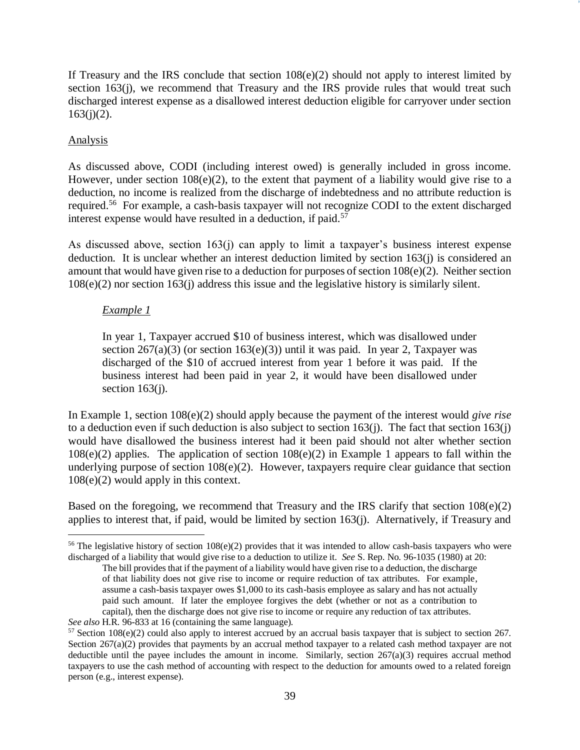If Treasury and the IRS conclude that section 108(e)(2) should not apply to interest limited by section 163(j), we recommend that Treasury and the IRS provide rules that would treat such discharged interest expense as a disallowed interest deduction eligible for carryover under section 163(j)(2).

Analysis

As discussed above, CODI (including interest owed) is generally included in gross income. However, under section 108(e)(2), to the extent that payment of a liability would give rise to a deduction, no income is realized from the discharge of indebtedness and no attribute reduction is required.[56] For example, a cash-basis taxpayer will not recognize CODI to the extent discharged interest expense would have resulted in a deduction, if paid.[57]

As discussed above, section 163(j) can apply to limit a taxpayer's business interest expense deduction. It is unclear whether an interest deduction limited by section 163(j) is considered an amount that would have given rise to a deduction for purposes of section 108(e)(2). Neither section 108(e)(2) nor section 163(j) address this issue and the legislative history is similarly silent.

> *Example 1*
>
> In year 1, Taxpayer accrued $10 of business interest, which was disallowed under section 267(a)(3) (or section 163(e)(3)) until it was paid. In year 2, Taxpayer was discharged of the $10 of accrued interest from year 1 before it was paid. If the business interest had been paid in year 2, it would have been disallowed under section 163(j).

In Example 1, section 108(e)(2) should apply because the payment of the interest would *give rise* to a deduction even if such deduction is also subject to section 163(j). The fact that section 163(j) would have disallowed the business interest had it been paid should not alter whether section 108(e)(2) applies. The application of section 108(e)(2) in Example 1 appears to fall within the underlying purpose of section 108(e)(2). However, taxpayers require clear guidance that section 108(e)(2) would apply in this context.

Based on the foregoing, we recommend that Treasury and the IRS clarify that section 108(e)(2) applies to interest that, if paid, would be limited by section 163(j). Alternatively, if Treasury and

---

[56] The legislative history of section 108(e)(2) provides that it was intended to allow cash-basis taxpayers who were discharged of a liability that would give rise to a deduction to utilize it. *See* S. Rep. No. 96-1035 (1980) at 20:

> The bill provides that if the payment of a liability would have given rise to a deduction, the discharge of that liability does not give rise to income or require reduction of tax attributes. For example, assume a cash-basis taxpayer owes $1,000 to its cash-basis employee as salary and has not actually paid such amount. If later the employee forgives the debt (whether or not as a contribution to capital), then the discharge does not give rise to income or require any reduction of tax attributes.

*See also* H.R. 96-833 at 16 (containing the same language).

[57] Section 108(e)(2) could also apply to interest accrued by an accrual basis taxpayer that is subject to section 267. Section 267(a)(2) provides that payments by an accrual method taxpayer to a related cash method taxpayer are not deductible until the payee includes the amount in income. Similarly, section 267(a)(3) requires accrual method taxpayers to use the cash method of accounting with respect to the deduction for amounts owed to a related foreign person (e.g., interest expense).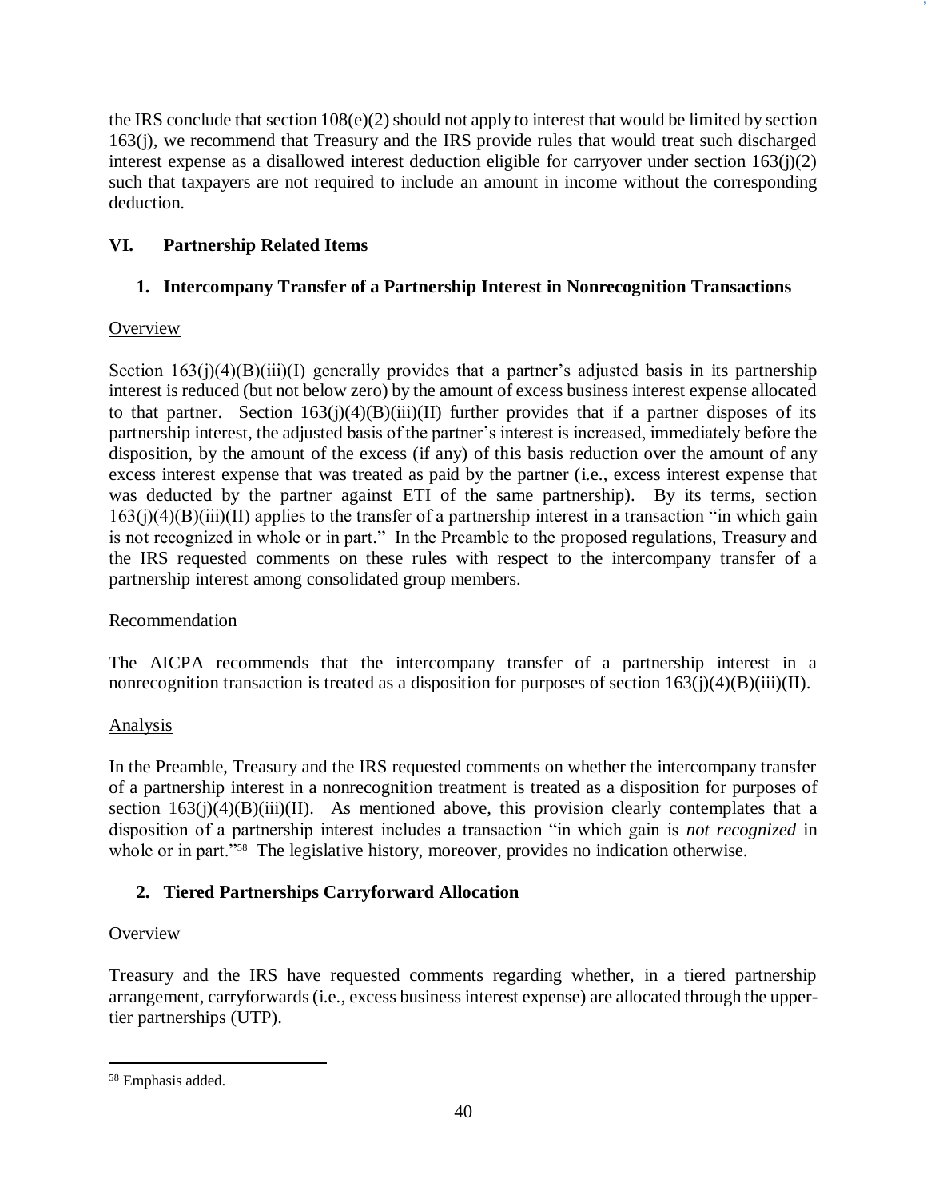the IRS conclude that section 108(e)(2) should not apply to interest that would be limited by section 163(j), we recommend that Treasury and the IRS provide rules that would treat such discharged interest expense as a disallowed interest deduction eligible for carryover under section 163(j)(2) such that taxpayers are not required to include an amount in income without the corresponding deduction.

## VI. Partnership Related Items

### 1. Intercompany Transfer of a Partnership Interest in Nonrecognition Transactions

Overview

Section 163(j)(4)(B)(iii)(I) generally provides that a partner's adjusted basis in its partnership interest is reduced (but not below zero) by the amount of excess business interest expense allocated to that partner. Section 163(j)(4)(B)(iii)(II) further provides that if a partner disposes of its partnership interest, the adjusted basis of the partner's interest is increased, immediately before the disposition, by the amount of the excess (if any) of this basis reduction over the amount of any excess interest expense that was treated as paid by the partner (i.e., excess interest expense that was deducted by the partner against ETI of the same partnership). By its terms, section 163(j)(4)(B)(iii)(II) applies to the transfer of a partnership interest in a transaction "in which gain is not recognized in whole or in part." In the Preamble to the proposed regulations, Treasury and the IRS requested comments on these rules with respect to the intercompany transfer of a partnership interest among consolidated group members.

Recommendation

The AICPA recommends that the intercompany transfer of a partnership interest in a nonrecognition transaction is treated as a disposition for purposes of section 163(j)(4)(B)(iii)(II).

Analysis

In the Preamble, Treasury and the IRS requested comments on whether the intercompany transfer of a partnership interest in a nonrecognition treatment is treated as a disposition for purposes of section 163(j)(4)(B)(iii)(II). As mentioned above, this provision clearly contemplates that a disposition of a partnership interest includes a transaction "in which gain is *not recognized* in whole or in part."[58] The legislative history, moreover, provides no indication otherwise.

### 2. Tiered Partnerships Carryforward Allocation

Overview

Treasury and the IRS have requested comments regarding whether, in a tiered partnership arrangement, carryforwards (i.e., excess business interest expense) are allocated through the upper-tier partnerships (UTP).

---

[58] Emphasis added.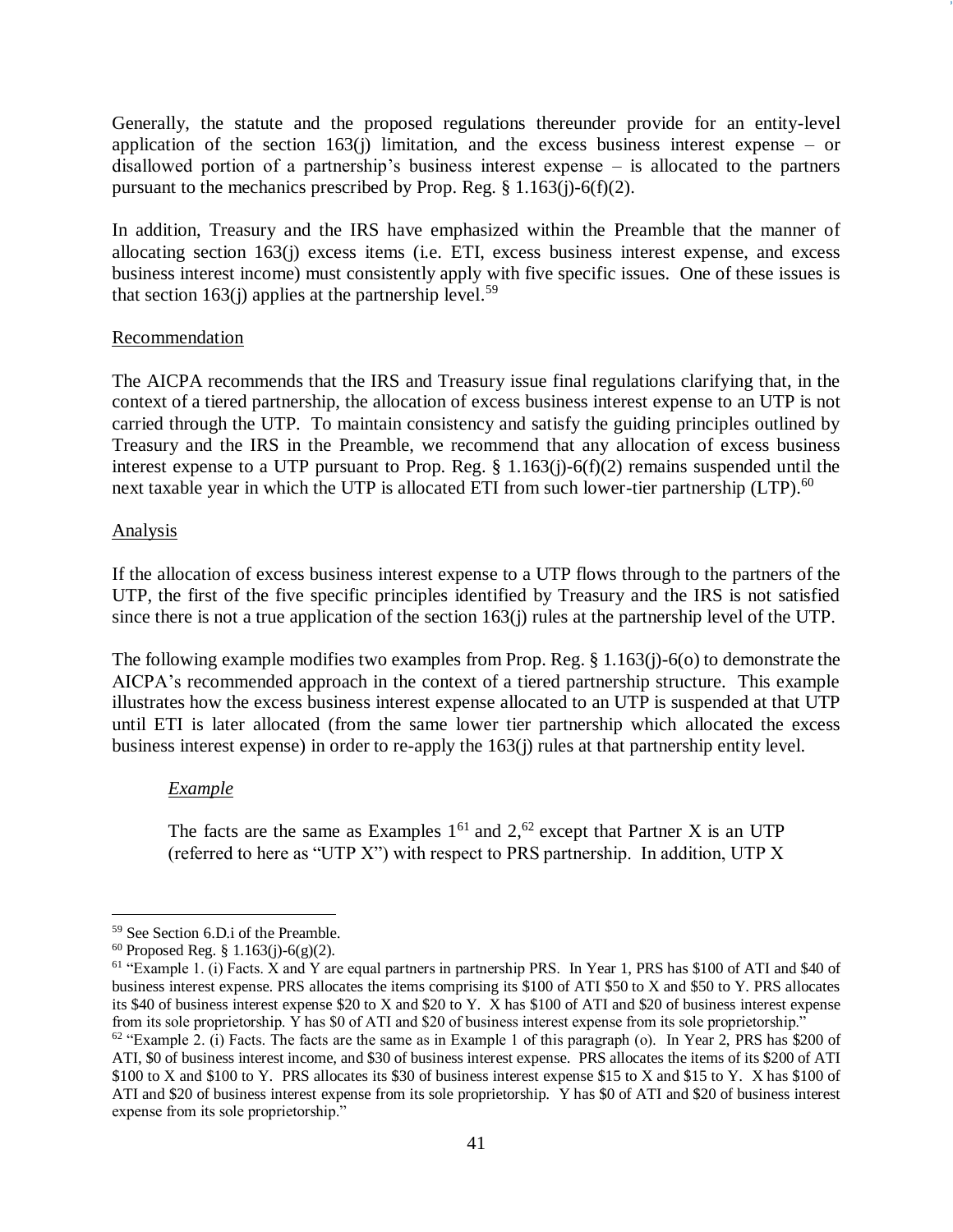Generally, the statute and the proposed regulations thereunder provide for an entity-level application of the section 163(j) limitation, and the excess business interest expense – or disallowed portion of a partnership's business interest expense – is allocated to the partners pursuant to the mechanics prescribed by Prop. Reg. § 1.163(j)-6(f)(2).

In addition, Treasury and the IRS have emphasized within the Preamble that the manner of allocating section 163(j) excess items (i.e. ETI, excess business interest expense, and excess business interest income) must consistently apply with five specific issues. One of these issues is that section 163(j) applies at the partnership level.[59]

Recommendation

The AICPA recommends that the IRS and Treasury issue final regulations clarifying that, in the context of a tiered partnership, the allocation of excess business interest expense to an UTP is not carried through the UTP. To maintain consistency and satisfy the guiding principles outlined by Treasury and the IRS in the Preamble, we recommend that any allocation of excess business interest expense to a UTP pursuant to Prop. Reg. § 1.163(j)-6(f)(2) remains suspended until the next taxable year in which the UTP is allocated ETI from such lower-tier partnership (LTP).[60]

Analysis

If the allocation of excess business interest expense to a UTP flows through to the partners of the UTP, the first of the five specific principles identified by Treasury and the IRS is not satisfied since there is not a true application of the section 163(j) rules at the partnership level of the UTP.

The following example modifies two examples from Prop. Reg. § 1.163(j)-6(o) to demonstrate the AICPA's recommended approach in the context of a tiered partnership structure. This example illustrates how the excess business interest expense allocated to an UTP is suspended at that UTP until ETI is later allocated (from the same lower tier partnership which allocated the excess business interest expense) in order to re-apply the 163(j) rules at that partnership entity level.

*Example*

The facts are the same as Examples 1[61] and 2,[62] except that Partner X is an UTP (referred to here as "UTP X") with respect to PRS partnership. In addition, UTP X

---

[59] See Section 6.D.i of the Preamble.

[60] Proposed Reg. § 1.163(j)-6(g)(2).

[61] "Example 1. (i) Facts. X and Y are equal partners in partnership PRS. In Year 1, PRS has $100 of ATI and $40 of business interest expense. PRS allocates the items comprising its $100 of ATI $50 to X and $50 to Y. PRS allocates its $40 of business interest expense $20 to X and $20 to Y. X has $100 of ATI and $20 of business interest expense from its sole proprietorship. Y has $0 of ATI and $20 of business interest expense from its sole proprietorship."

[62] "Example 2. (i) Facts. The facts are the same as in Example 1 of this paragraph (o). In Year 2, PRS has $200 of ATI, $0 of business interest income, and $30 of business interest expense. PRS allocates the items of its $200 of ATI $100 to X and $100 to Y. PRS allocates its $30 of business interest expense $15 to X and $15 to Y. X has $100 of ATI and $20 of business interest expense from its sole proprietorship. Y has $0 of ATI and $20 of business interest expense from its sole proprietorship."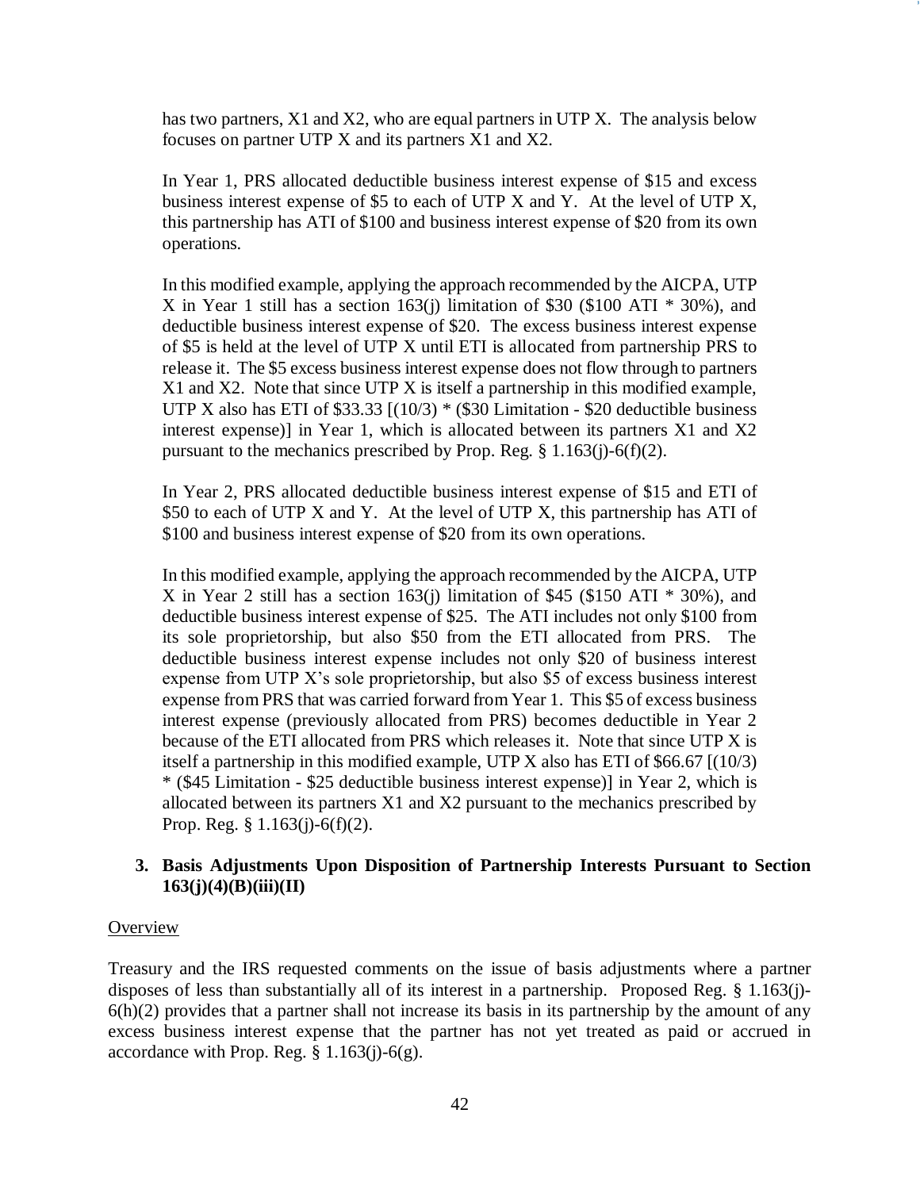has two partners, X1 and X2, who are equal partners in UTP X. The analysis below focuses on partner UTP X and its partners X1 and X2.

In Year 1, PRS allocated deductible business interest expense of $15 and excess business interest expense of $5 to each of UTP X and Y. At the level of UTP X, this partnership has ATI of $100 and business interest expense of $20 from its own operations.

In this modified example, applying the approach recommended by the AICPA, UTP X in Year 1 still has a section 163(j) limitation of $30 ($100 ATI * 30%), and deductible business interest expense of $20. The excess business interest expense of $5 is held at the level of UTP X until ETI is allocated from partnership PRS to release it. The $5 excess business interest expense does not flow through to partners X1 and X2. Note that since UTP X is itself a partnership in this modified example, UTP X also has ETI of $33.33 [(10/3) * ($30 Limitation - $20 deductible business interest expense)] in Year 1, which is allocated between its partners X1 and X2 pursuant to the mechanics prescribed by Prop. Reg. § 1.163(j)-6(f)(2).

In Year 2, PRS allocated deductible business interest expense of $15 and ETI of $50 to each of UTP X and Y. At the level of UTP X, this partnership has ATI of $100 and business interest expense of $20 from its own operations.

In this modified example, applying the approach recommended by the AICPA, UTP X in Year 2 still has a section 163(j) limitation of $45 ($150 ATI * 30%), and deductible business interest expense of $25. The ATI includes not only $100 from its sole proprietorship, but also $50 from the ETI allocated from PRS. The deductible business interest expense includes not only $20 of business interest expense from UTP X's sole proprietorship, but also $5 of excess business interest expense from PRS that was carried forward from Year 1. This $5 of excess business interest expense (previously allocated from PRS) becomes deductible in Year 2 because of the ETI allocated from PRS which releases it. Note that since UTP X is itself a partnership in this modified example, UTP X also has ETI of $66.67 [(10/3) * ($45 Limitation - $25 deductible business interest expense)] in Year 2, which is allocated between its partners X1 and X2 pursuant to the mechanics prescribed by Prop. Reg. § 1.163(j)-6(f)(2).

### 3. Basis Adjustments Upon Disposition of Partnership Interests Pursuant to Section 163(j)(4)(B)(iii)(II)

Overview

Treasury and the IRS requested comments on the issue of basis adjustments where a partner disposes of less than substantially all of its interest in a partnership. Proposed Reg. § 1.163(j)-6(h)(2) provides that a partner shall not increase its basis in its partnership by the amount of any excess business interest expense that the partner has not yet treated as paid or accrued in accordance with Prop. Reg. § 1.163(j)-6(g).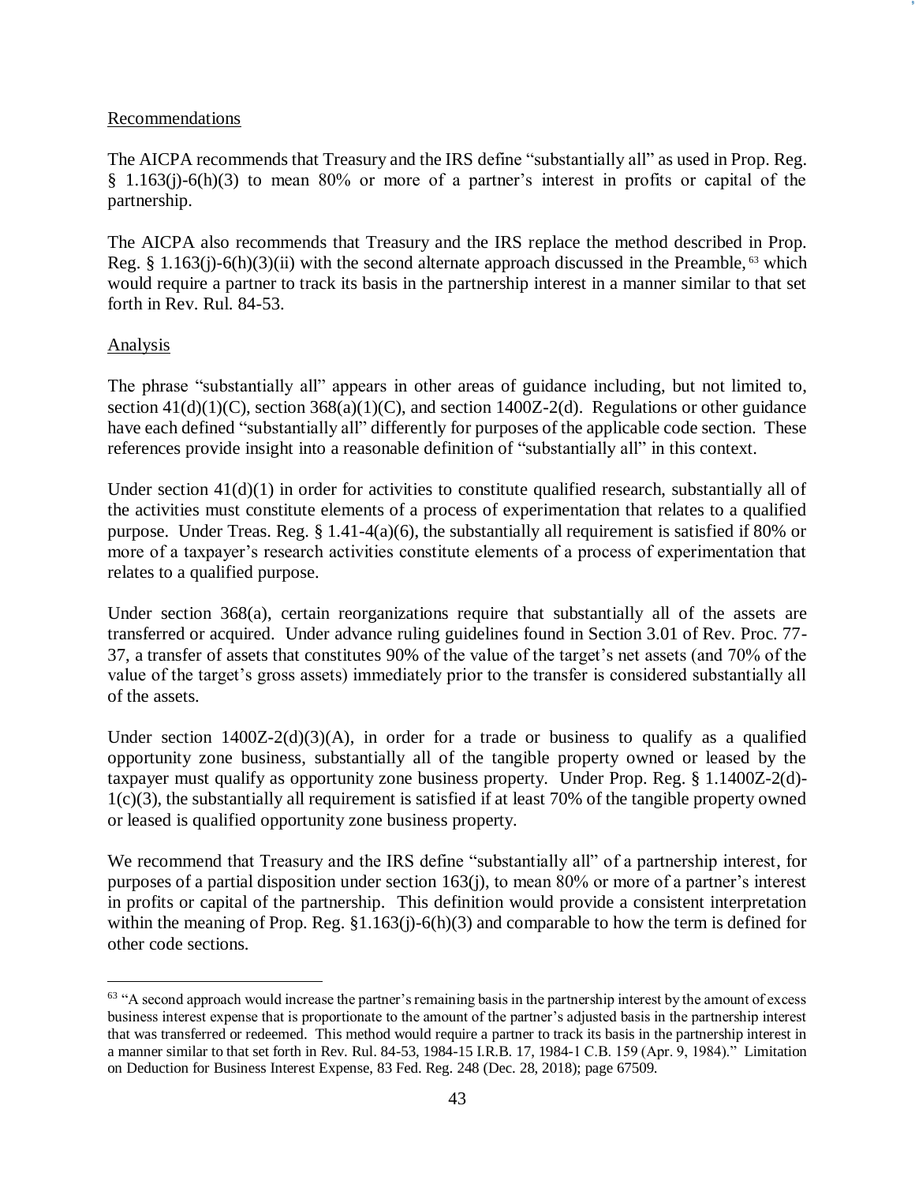Recommendations

The AICPA recommends that Treasury and the IRS define "substantially all" as used in Prop. Reg. § 1.163(j)-6(h)(3) to mean 80% or more of a partner's interest in profits or capital of the partnership.

The AICPA also recommends that Treasury and the IRS replace the method described in Prop. Reg. § 1.163(j)-6(h)(3)(ii) with the second alternate approach discussed in the Preamble,[63] which would require a partner to track its basis in the partnership interest in a manner similar to that set forth in Rev. Rul. 84-53.

Analysis

The phrase "substantially all" appears in other areas of guidance including, but not limited to, section 41(d)(1)(C), section 368(a)(1)(C), and section 1400Z-2(d). Regulations or other guidance have each defined "substantially all" differently for purposes of the applicable code section. These references provide insight into a reasonable definition of "substantially all" in this context.

Under section 41(d)(1) in order for activities to constitute qualified research, substantially all of the activities must constitute elements of a process of experimentation that relates to a qualified purpose. Under Treas. Reg. § 1.41-4(a)(6), the substantially all requirement is satisfied if 80% or more of a taxpayer's research activities constitute elements of a process of experimentation that relates to a qualified purpose.

Under section 368(a), certain reorganizations require that substantially all of the assets are transferred or acquired. Under advance ruling guidelines found in Section 3.01 of Rev. Proc. 77-37, a transfer of assets that constitutes 90% of the value of the target's net assets (and 70% of the value of the target's gross assets) immediately prior to the transfer is considered substantially all of the assets.

Under section 1400Z-2(d)(3)(A), in order for a trade or business to qualify as a qualified opportunity zone business, substantially all of the tangible property owned or leased by the taxpayer must qualify as opportunity zone business property. Under Prop. Reg. § 1.1400Z-2(d)-1(c)(3), the substantially all requirement is satisfied if at least 70% of the tangible property owned or leased is qualified opportunity zone business property.

We recommend that Treasury and the IRS define "substantially all" of a partnership interest, for purposes of a partial disposition under section 163(j), to mean 80% or more of a partner's interest in profits or capital of the partnership. This definition would provide a consistent interpretation within the meaning of Prop. Reg. §1.163(j)-6(h)(3) and comparable to how the term is defined for other code sections.

---

[63] "A second approach would increase the partner's remaining basis in the partnership interest by the amount of excess business interest expense that is proportionate to the amount of the partner's adjusted basis in the partnership interest that was transferred or redeemed. This method would require a partner to track its basis in the partnership interest in a manner similar to that set forth in Rev. Rul. 84-53, 1984-15 I.R.B. 17, 1984-1 C.B. 159 (Apr. 9, 1984)." Limitation on Deduction for Business Interest Expense, 83 Fed. Reg. 248 (Dec. 28, 2018); page 67509.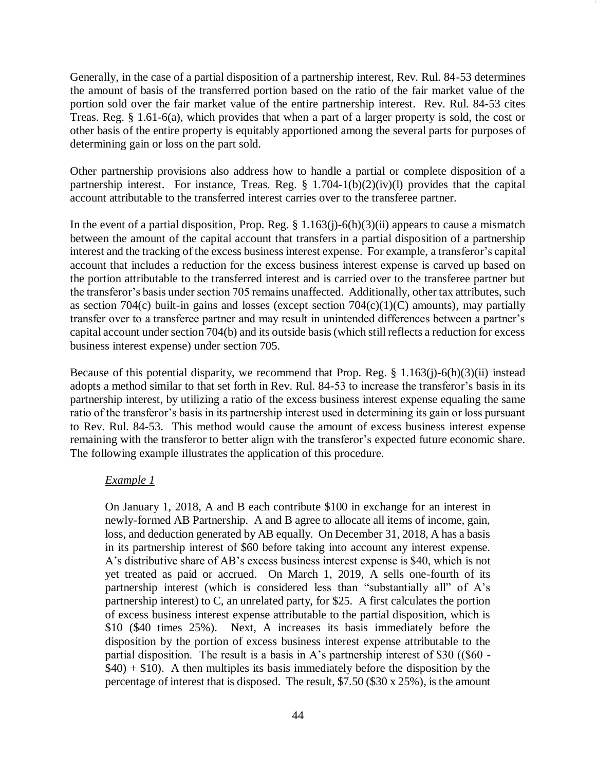Generally, in the case of a partial disposition of a partnership interest, Rev. Rul. 84-53 determines the amount of basis of the transferred portion based on the ratio of the fair market value of the portion sold over the fair market value of the entire partnership interest. Rev. Rul. 84-53 cites Treas. Reg. § 1.61-6(a), which provides that when a part of a larger property is sold, the cost or other basis of the entire property is equitably apportioned among the several parts for purposes of determining gain or loss on the part sold.

Other partnership provisions also address how to handle a partial or complete disposition of a partnership interest. For instance, Treas. Reg. § 1.704-1(b)(2)(iv)(l) provides that the capital account attributable to the transferred interest carries over to the transferee partner.

In the event of a partial disposition, Prop. Reg. § 1.163(j)-6(h)(3)(ii) appears to cause a mismatch between the amount of the capital account that transfers in a partial disposition of a partnership interest and the tracking of the excess business interest expense. For example, a transferor's capital account that includes a reduction for the excess business interest expense is carved up based on the portion attributable to the transferred interest and is carried over to the transferee partner but the transferor's basis under section 705 remains unaffected. Additionally, other tax attributes, such as section 704(c) built-in gains and losses (except section 704(c)(1)(C) amounts), may partially transfer over to a transferee partner and may result in unintended differences between a partner's capital account under section 704(b) and its outside basis (which still reflects a reduction for excess business interest expense) under section 705.

Because of this potential disparity, we recommend that Prop. Reg. § 1.163(j)-6(h)(3)(ii) instead adopts a method similar to that set forth in Rev. Rul. 84-53 to increase the transferor's basis in its partnership interest, by utilizing a ratio of the excess business interest expense equaling the same ratio of the transferor's basis in its partnership interest used in determining its gain or loss pursuant to Rev. Rul. 84-53. This method would cause the amount of excess business interest expense remaining with the transferor to better align with the transferor's expected future economic share. The following example illustrates the application of this procedure.

> *Example 1*
>
> On January 1, 2018, A and B each contribute $100 in exchange for an interest in newly-formed AB Partnership. A and B agree to allocate all items of income, gain, loss, and deduction generated by AB equally. On December 31, 2018, A has a basis in its partnership interest of $60 before taking into account any interest expense. A's distributive share of AB's excess business interest expense is $40, which is not yet treated as paid or accrued. On March 1, 2019, A sells one-fourth of its partnership interest (which is considered less than "substantially all" of A's partnership interest) to C, an unrelated party, for $25. A first calculates the portion of excess business interest expense attributable to the partial disposition, which is $10 ($40 times 25%). Next, A increases its basis immediately before the disposition by the portion of excess business interest expense attributable to the partial disposition. The result is a basis in A's partnership interest of $30 (($60 - $40) + $10). A then multiples its basis immediately before the disposition by the percentage of interest that is disposed. The result, $7.50 ($30 x 25%), is the amount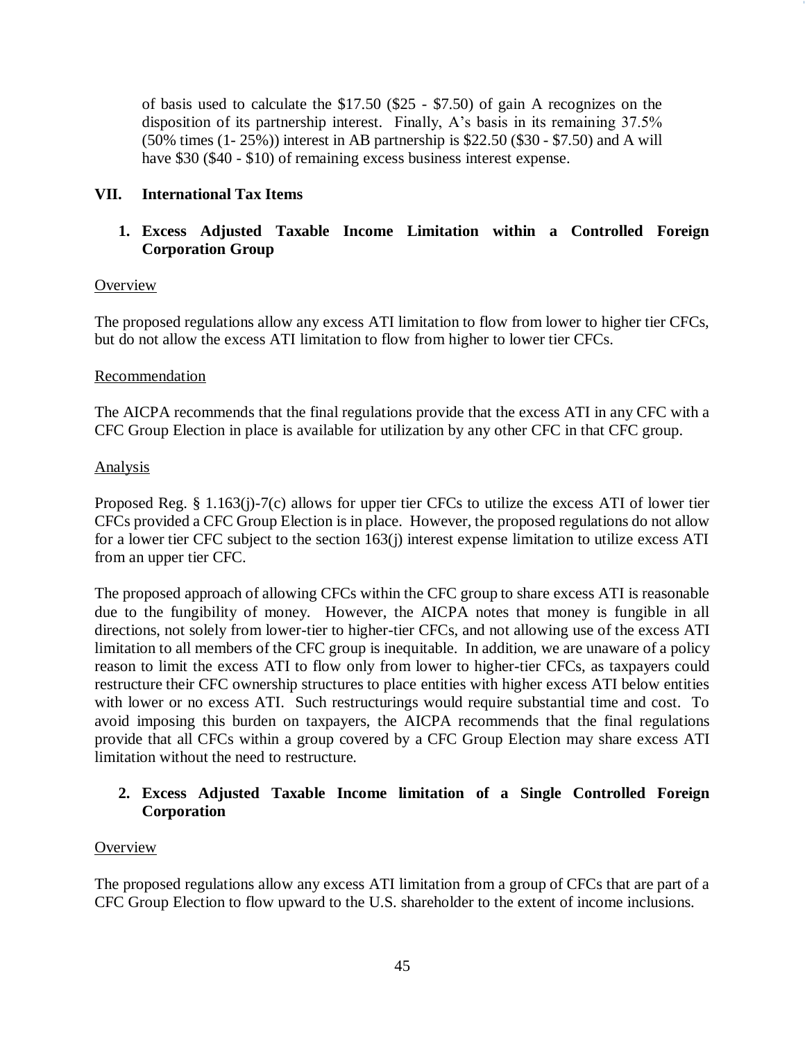of basis used to calculate the $17.50 ($25 - $7.50) of gain A recognizes on the disposition of its partnership interest. Finally, A's basis in its remaining 37.5% (50% times (1- 25%)) interest in AB partnership is $22.50 ($30 - $7.50) and A will have $30 ($40 - $10) of remaining excess business interest expense.

## VII. International Tax Items

### 1. Excess Adjusted Taxable Income Limitation within a Controlled Foreign Corporation Group

Overview

The proposed regulations allow any excess ATI limitation to flow from lower to higher tier CFCs, but do not allow the excess ATI limitation to flow from higher to lower tier CFCs.

Recommendation

The AICPA recommends that the final regulations provide that the excess ATI in any CFC with a CFC Group Election in place is available for utilization by any other CFC in that CFC group.

Analysis

Proposed Reg. § 1.163(j)-7(c) allows for upper tier CFCs to utilize the excess ATI of lower tier CFCs provided a CFC Group Election is in place. However, the proposed regulations do not allow for a lower tier CFC subject to the section 163(j) interest expense limitation to utilize excess ATI from an upper tier CFC.

The proposed approach of allowing CFCs within the CFC group to share excess ATI is reasonable due to the fungibility of money. However, the AICPA notes that money is fungible in all directions, not solely from lower-tier to higher-tier CFCs, and not allowing use of the excess ATI limitation to all members of the CFC group is inequitable. In addition, we are unaware of a policy reason to limit the excess ATI to flow only from lower to higher-tier CFCs, as taxpayers could restructure their CFC ownership structures to place entities with higher excess ATI below entities with lower or no excess ATI. Such restructurings would require substantial time and cost. To avoid imposing this burden on taxpayers, the AICPA recommends that the final regulations provide that all CFCs within a group covered by a CFC Group Election may share excess ATI limitation without the need to restructure.

### 2. Excess Adjusted Taxable Income limitation of a Single Controlled Foreign Corporation

Overview

The proposed regulations allow any excess ATI limitation from a group of CFCs that are part of a CFC Group Election to flow upward to the U.S. shareholder to the extent of income inclusions.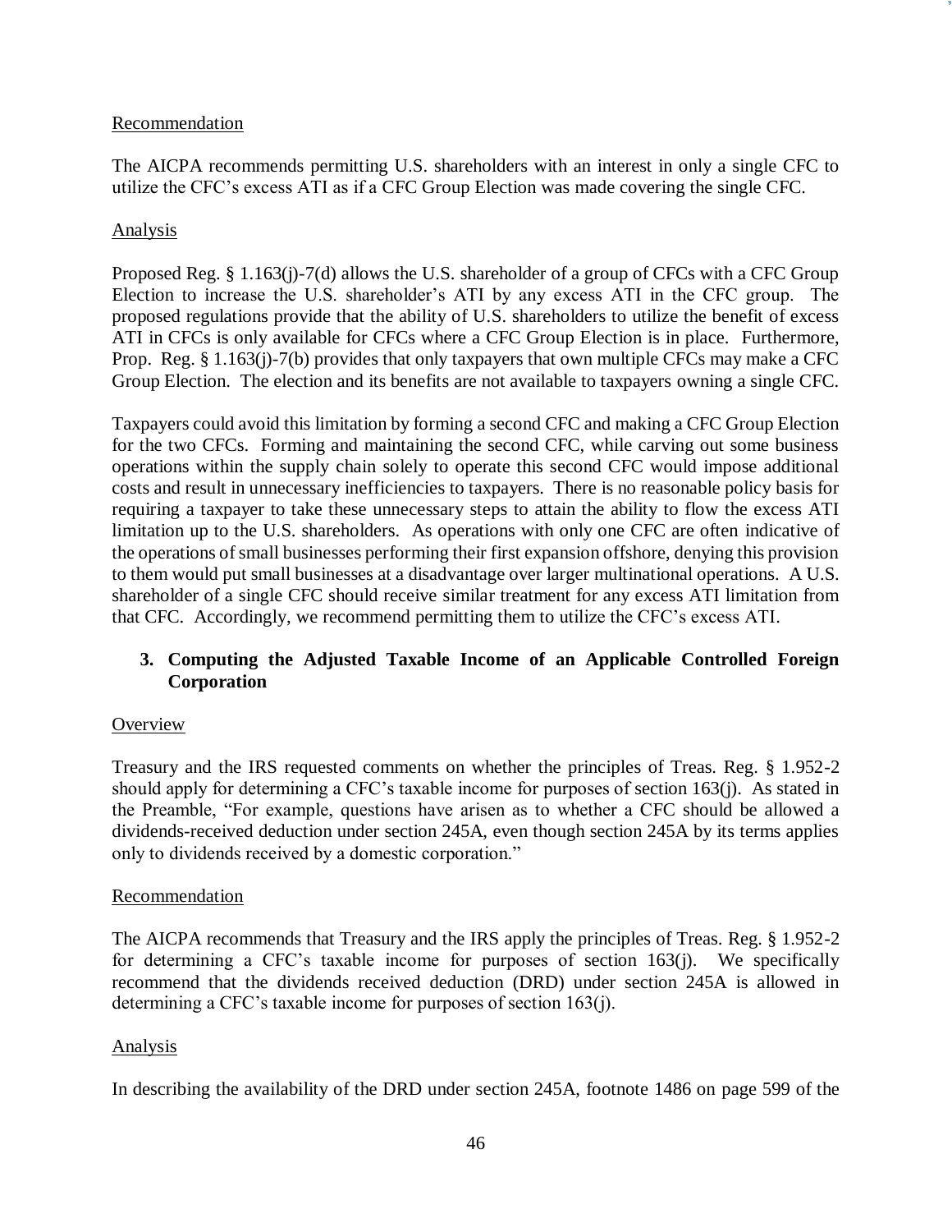Recommendation

The AICPA recommends permitting U.S. shareholders with an interest in only a single CFC to utilize the CFC's excess ATI as if a CFC Group Election was made covering the single CFC.

Analysis

Proposed Reg. § 1.163(j)-7(d) allows the U.S. shareholder of a group of CFCs with a CFC Group Election to increase the U.S. shareholder's ATI by any excess ATI in the CFC group. The proposed regulations provide that the ability of U.S. shareholders to utilize the benefit of excess ATI in CFCs is only available for CFCs where a CFC Group Election is in place. Furthermore, Prop. Reg. § 1.163(j)-7(b) provides that only taxpayers that own multiple CFCs may make a CFC Group Election. The election and its benefits are not available to taxpayers owning a single CFC.

Taxpayers could avoid this limitation by forming a second CFC and making a CFC Group Election for the two CFCs. Forming and maintaining the second CFC, while carving out some business operations within the supply chain solely to operate this second CFC would impose additional costs and result in unnecessary inefficiencies to taxpayers. There is no reasonable policy basis for requiring a taxpayer to take these unnecessary steps to attain the ability to flow the excess ATI limitation up to the U.S. shareholders. As operations with only one CFC are often indicative of the operations of small businesses performing their first expansion offshore, denying this provision to them would put small businesses at a disadvantage over larger multinational operations. A U.S. shareholder of a single CFC should receive similar treatment for any excess ATI limitation from that CFC. Accordingly, we recommend permitting them to utilize the CFC's excess ATI.

**3. Computing the Adjusted Taxable Income of an Applicable Controlled Foreign Corporation**

Overview

Treasury and the IRS requested comments on whether the principles of Treas. Reg. § 1.952-2 should apply for determining a CFC's taxable income for purposes of section 163(j). As stated in the Preamble, "For example, questions have arisen as to whether a CFC should be allowed a dividends-received deduction under section 245A, even though section 245A by its terms applies only to dividends received by a domestic corporation."

Recommendation

The AICPA recommends that Treasury and the IRS apply the principles of Treas. Reg. § 1.952-2 for determining a CFC's taxable income for purposes of section 163(j). We specifically recommend that the dividends received deduction (DRD) under section 245A is allowed in determining a CFC's taxable income for purposes of section 163(j).

Analysis

In describing the availability of the DRD under section 245A, footnote 1486 on page 599 of the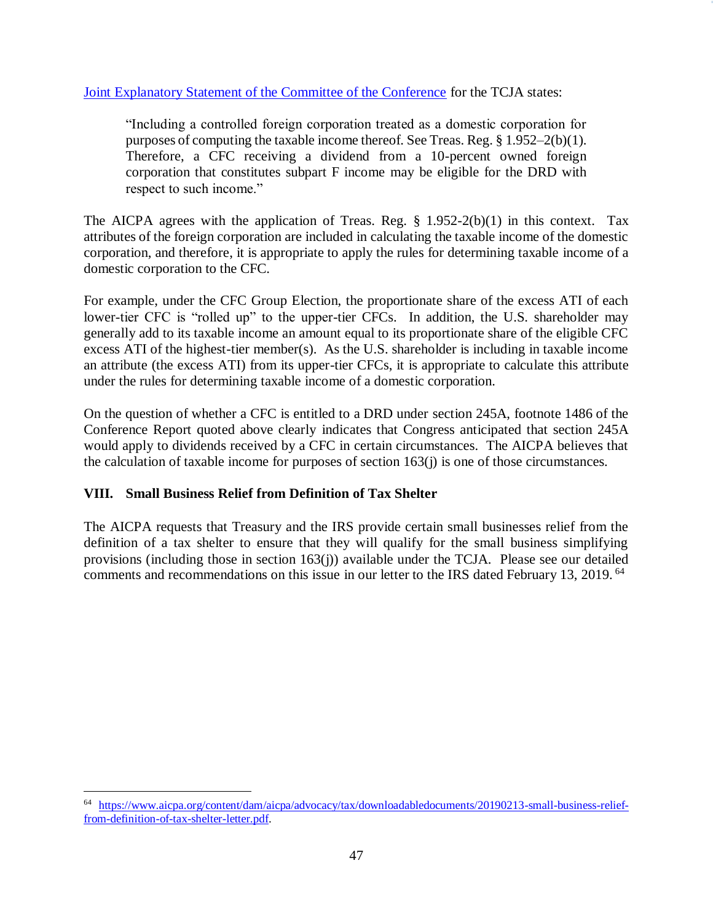Joint Explanatory Statement of the Committee of the Conference for the TCJA states:

> "Including a controlled foreign corporation treated as a domestic corporation for purposes of computing the taxable income thereof. See Treas. Reg. § 1.952–2(b)(1). Therefore, a CFC receiving a dividend from a 10-percent owned foreign corporation that constitutes subpart F income may be eligible for the DRD with respect to such income."

The AICPA agrees with the application of Treas. Reg. § 1.952-2(b)(1) in this context. Tax attributes of the foreign corporation are included in calculating the taxable income of the domestic corporation, and therefore, it is appropriate to apply the rules for determining taxable income of a domestic corporation to the CFC.

For example, under the CFC Group Election, the proportionate share of the excess ATI of each lower-tier CFC is "rolled up" to the upper-tier CFCs. In addition, the U.S. shareholder may generally add to its taxable income an amount equal to its proportionate share of the eligible CFC excess ATI of the highest-tier member(s). As the U.S. shareholder is including in taxable income an attribute (the excess ATI) from its upper-tier CFCs, it is appropriate to calculate this attribute under the rules for determining taxable income of a domestic corporation.

On the question of whether a CFC is entitled to a DRD under section 245A, footnote 1486 of the Conference Report quoted above clearly indicates that Congress anticipated that section 245A would apply to dividends received by a CFC in certain circumstances. The AICPA believes that the calculation of taxable income for purposes of section 163(j) is one of those circumstances.

## VIII. Small Business Relief from Definition of Tax Shelter

The AICPA requests that Treasury and the IRS provide certain small businesses relief from the definition of a tax shelter to ensure that they will qualify for the small business simplifying provisions (including those in section 163(j)) available under the TCJA. Please see our detailed comments and recommendations on this issue in our letter to the IRS dated February 13, 2019. [64]

---

[64] https://www.aicpa.org/content/dam/aicpa/advocacy/tax/downloadabledocuments/20190213-small-business-relief-from-definition-of-tax-shelter-letter.pdf.